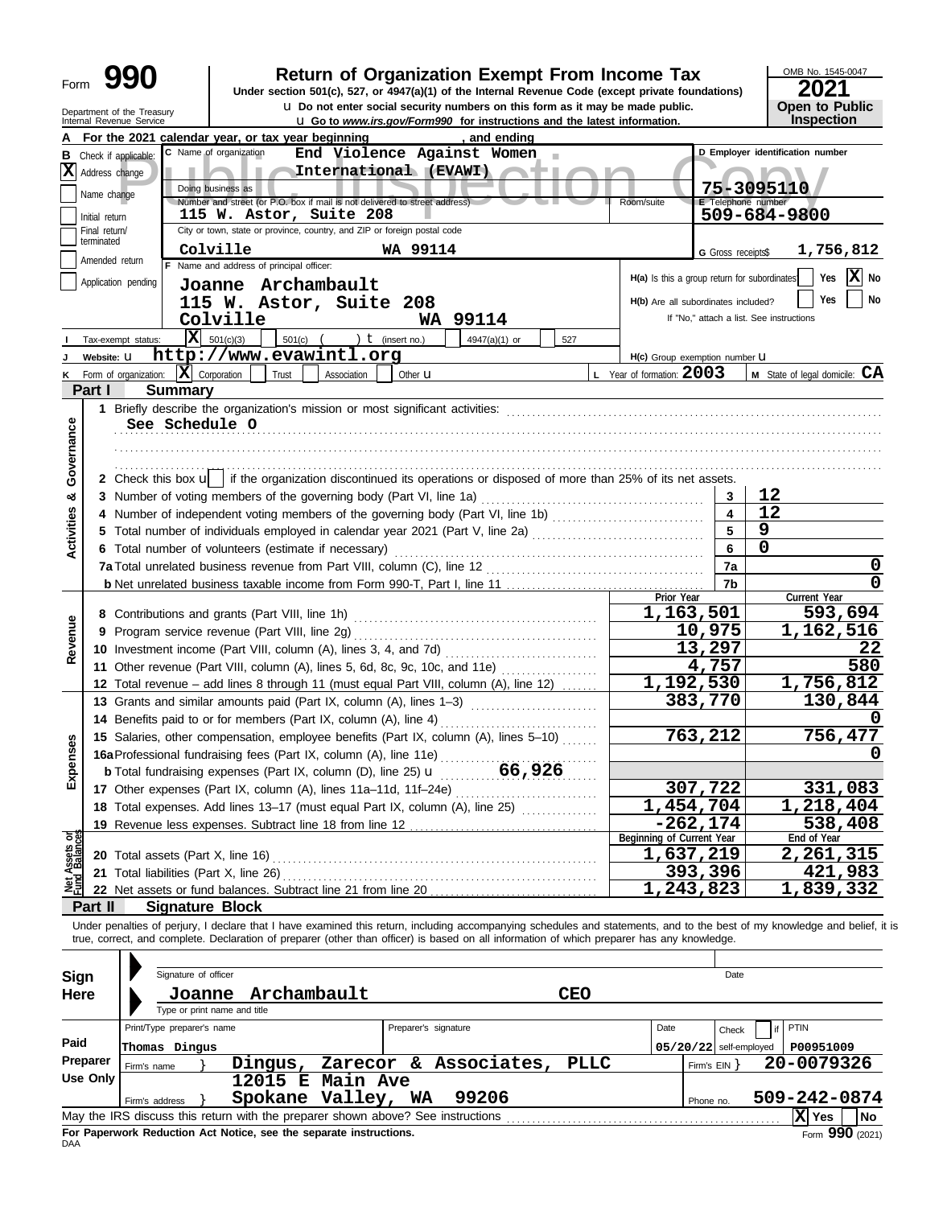# Form 990 — Return of Organization Exempt From Income Tax

Under section 501(c), 527, or 4947(a)(1) of the Internal Revenue Code (except private foundations)

u Do not enter social security numbers on this form as it may be made public.

u Go to *www.irs.gov/Form990* for instructions and the latest information.

Department of the Treasury
Internal Revenue Service

OMB No. 1545-0047

**2021**

**Open to Public Inspection**

Public Inspection Copy

**A** For the 2021 calendar year, or tax year beginning , and ending

**B** Check if applicable:
- [X] Address change
- [ ] Name change
- [ ] Initial return
- [ ] Final return/terminated
- [ ] Amended return
- [ ] Application pending

**C** Name of organization: End Violence Against Women International (EVAWI)

Doing business as

Number and street (or P.O. box if mail is not delivered to street address): 115 W. Astor, Suite 208 — Room/suite

City or town, state or province, country, and ZIP or foreign postal code: Colville WA 99114

**D** Employer identification number: 75-3095110

**E** Telephone number: 509-684-9800

**G** Gross receipts$ 1,756,812

**F** Name and address of principal officer:
Joanne Archambault
115 W. Astor, Suite 208
Colville WA 99114

H(a) Is this a group return for subordinates? [ ] Yes [X] No

H(b) Are all subordinates included? [ ] Yes [ ] No
If "No," attach a list. See instructions

**I** Tax-exempt status: [X] 501(c)(3) [ ] 501(c) ( ) t (insert no.) [ ] 4947(a)(1) or [ ] 527

**J** Website: u http://www.evawintl.org

H(c) Group exemption number u

**K** Form of organization: [X] Corporation [ ] Trust [ ] Association [ ] Other u

**L** Year of formation: 2003

**M** State of legal domicile: CA

## Part I Summary

**Activities & Governance**

1 Briefly describe the organization's mission or most significant activities:
See Schedule O

2 Check this box u [ ] if the organization discontinued its operations or disposed of more than 25% of its net assets.

| | | | |
|---|---|---|---|
| 3 | Number of voting members of the governing body (Part VI, line 1a) | 3 | 12 |
| 4 | Number of independent voting members of the governing body (Part VI, line 1b) | 4 | 12 |
| 5 | Total number of individuals employed in calendar year 2021 (Part V, line 2a) | 5 | 9 |
| 6 | Total number of volunteers (estimate if necessary) | 6 | 0 |
| 7a | Total unrelated business revenue from Part VIII, column (C), line 12 | 7a | 0 |
| b | Net unrelated business taxable income from Form 990-T, Part I, line 11 | 7b | 0 |

| | | Prior Year | Current Year |
|---|---|---|---|
| **Revenue** | | | |
| 8 | Contributions and grants (Part VIII, line 1h) | 1,163,501 | 593,694 |
| 9 | Program service revenue (Part VIII, line 2g) | 10,975 | 1,162,516 |
| 10 | Investment income (Part VIII, column (A), lines 3, 4, and 7d) | 13,297 | 22 |
| 11 | Other revenue (Part VIII, column (A), lines 5, 6d, 8c, 9c, 10c, and 11e) | 4,757 | 580 |
| 12 | Total revenue – add lines 8 through 11 (must equal Part VIII, column (A), line 12) | 1,192,530 | 1,756,812 |
| **Expenses** | | | |
| 13 | Grants and similar amounts paid (Part IX, column (A), lines 1–3) | 383,770 | 130,844 |
| 14 | Benefits paid to or for members (Part IX, column (A), line 4) | | 0 |
| 15 | Salaries, other compensation, employee benefits (Part IX, column (A), lines 5–10) | 763,212 | 756,477 |
| 16a | Professional fundraising fees (Part IX, column (A), line 11e) | | 0 |
| b | Total fundraising expenses (Part IX, column (D), line 25) u 66,926 | | |
| 17 | Other expenses (Part IX, column (A), lines 11a–11d, 11f–24e) | 307,722 | 331,083 |
| 18 | Total expenses. Add lines 13–17 (must equal Part IX, column (A), line 25) | 1,454,704 | 1,218,404 |
| 19 | Revenue less expenses. Subtract line 18 from line 12 | -262,174 | 538,408 |

| **Net Assets or Fund Balances** | | Beginning of Current Year | End of Year |
|---|---|---|---|
| 20 | Total assets (Part X, line 16) | 1,637,219 | 2,261,315 |
| 21 | Total liabilities (Part X, line 26) | 393,396 | 421,983 |
| 22 | Net assets or fund balances. Subtract line 21 from line 20 | 1,243,823 | 1,839,332 |

## Part II Signature Block

Under penalties of perjury, I declare that I have examined this return, including accompanying schedules and statements, and to the best of my knowledge and belief, it is true, correct, and complete. Declaration of preparer (other than officer) is based on all information of which preparer has any knowledge.

**Sign Here**

Signature of officer — Date

Joanne Archambault CEO

Type or print name and title

**Paid Preparer Use Only**

| Print/Type preparer's name | Preparer's signature | Date | Check [ ] if self-employed | PTIN |
|---|---|---|---|---|
| Thomas Dingus | | 05/20/22 | | P00951009 |

Firm's name } Dingus, Zarecor & Associates, PLLC — Firm's EIN } 20-0079326

Firm's address } 12015 E Main Ave, Spokane Valley, WA 99206 — Phone no. 509-242-0874

May the IRS discuss this return with the preparer shown above? See instructions [X] Yes [ ] No

**For Paperwork Reduction Act Notice, see the separate instructions.**

DAA — Form **990** (2021)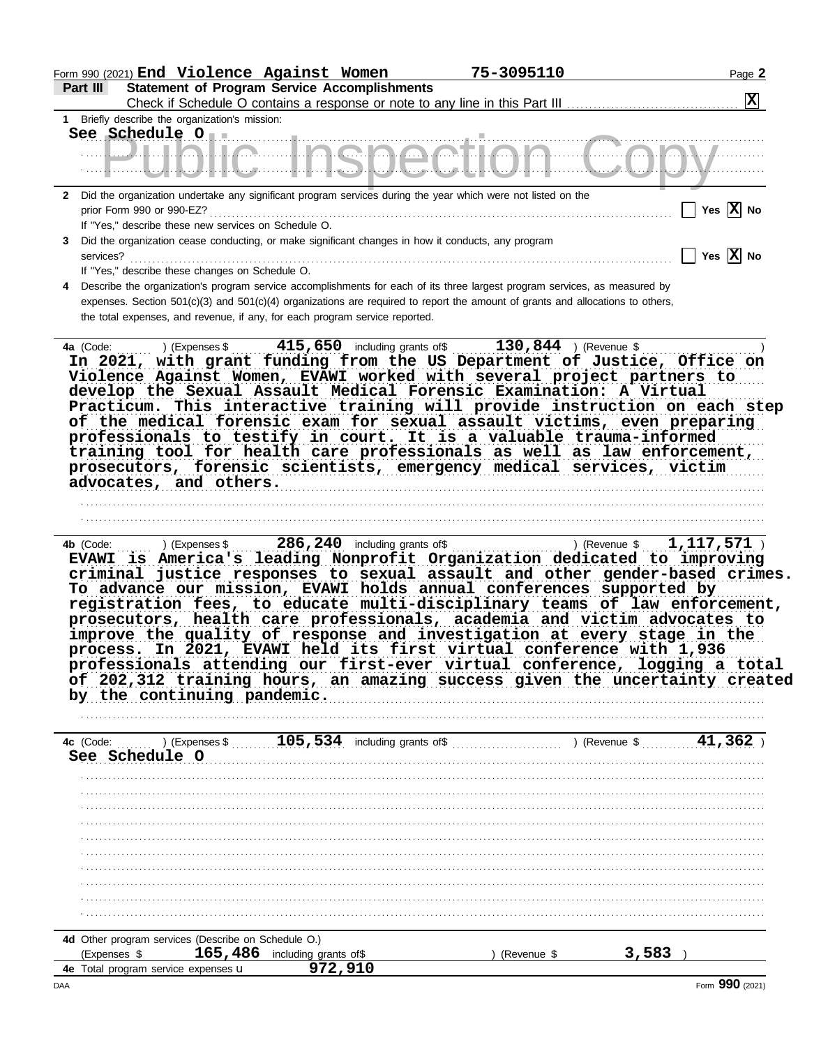Form 990 (2021) **End Violence Against Women** **75-3095110**

## Part III Statement of Program Service Accomplishments

Check if Schedule O contains a response or note to any line in this Part III ....... [X]

**1** Briefly describe the organization's mission:

See Schedule O

Public Inspection Copy

**2** Did the organization undertake any significant program services during the year which were not listed on the prior Form 990 or 990-EZ? ....... [ ] Yes [X] No

If "Yes," describe these new services on Schedule O.

**3** Did the organization cease conducting, or make significant changes in how it conducts, any program services? ....... [ ] Yes [X] No

If "Yes," describe these changes on Schedule O.

**4** Describe the organization's program service accomplishments for each of its three largest program services, as measured by expenses. Section 501(c)(3) and 501(c)(4) organizations are required to report the amount of grants and allocations to others, the total expenses, and revenue, if any, for each program service reported.

**4a** (Code: ) (Expenses $ **415,650** including grants of$ **130,844** ) (Revenue $ )

In 2021, with grant funding from the US Department of Justice, Office on Violence Against Women, EVAWI worked with several project partners to develop the Sexual Assault Medical Forensic Examination: A Virtual Practicum. This interactive training will provide instruction on each step of the medical forensic exam for sexual assault victims, even preparing professionals to testify in court. It is a valuable trauma-informed training tool for health care professionals as well as law enforcement, prosecutors, forensic scientists, emergency medical services, victim advocates, and others.

**4b** (Code: ) (Expenses $ **286,240** including grants of$ ) (Revenue $ **1,117,571** )

EVAWI is America's leading Nonprofit Organization dedicated to improving criminal justice responses to sexual assault and other gender-based crimes. To advance our mission, EVAWI holds annual conferences supported by registration fees, to educate multi-disciplinary teams of law enforcement, prosecutors, health care professionals, academia and victim advocates to improve the quality of response and investigation at every stage in the process. In 2021, EVAWI held its first virtual conference with 1,936 professionals attending our first-ever virtual conference, logging a total of 202,312 training hours, an amazing success given the uncertainty created by the continuing pandemic.

**4c** (Code: ) (Expenses $ **105,534** including grants of$ ) (Revenue $ **41,362** )

See Schedule O

**4d** Other program services (Describe on Schedule O.)

(Expenses $ **165,486** including grants of$ ) (Revenue $ **3,583** )

**4e** Total program service expenses **972,910**

DAA Form **990** (2021)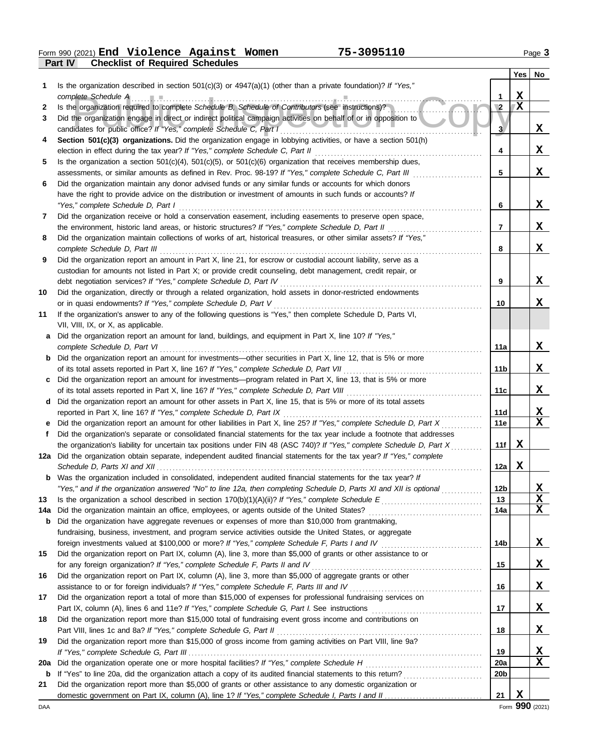Form 990 (2021) **End Violence Against Women** **75-3095110**

**Part IV — Checklist of Required Schedules**

| | | | Yes | No |
|---|---|---|---|---|
| 1 | Is the organization described in section 501(c)(3) or 4947(a)(1) (other than a private foundation)? *If "Yes," complete Schedule A* | 1 | X | |
| 2 | Is the organization required to complete *Schedule B, Schedule of Contributors* (see instructions)? | 2 | X | |
| 3 | Did the organization engage in direct or indirect political campaign activities on behalf of or in opposition to candidates for public office? *If "Yes," complete Schedule C, Part I* | 3 | | X |
| 4 | **Section 501(c)(3) organizations.** Did the organization engage in lobbying activities, or have a section 501(h) election in effect during the tax year? *If "Yes," complete Schedule C, Part II* | 4 | | X |
| 5 | Is the organization a section 501(c)(4), 501(c)(5), or 501(c)(6) organization that receives membership dues, assessments, or similar amounts as defined in Rev. Proc. 98-19? *If "Yes," complete Schedule C, Part III* | 5 | | X |
| 6 | Did the organization maintain any donor advised funds or any similar funds or accounts for which donors have the right to provide advice on the distribution or investment of amounts in such funds or accounts? *If "Yes," complete Schedule D, Part I* | 6 | | X |
| 7 | Did the organization receive or hold a conservation easement, including easements to preserve open space, the environment, historic land areas, or historic structures? *If "Yes," complete Schedule D, Part II* | 7 | | X |
| 8 | Did the organization maintain collections of works of art, historical treasures, or other similar assets? *If "Yes," complete Schedule D, Part III* | 8 | | X |
| 9 | Did the organization report an amount in Part X, line 21, for escrow or custodial account liability, serve as a custodian for amounts not listed in Part X; or provide credit counseling, debt management, credit repair, or debt negotiation services? *If "Yes," complete Schedule D, Part IV* | 9 | | X |
| 10 | Did the organization, directly or through a related organization, hold assets in donor-restricted endowments or in quasi endowments? *If "Yes," complete Schedule D, Part V* | 10 | | X |
| 11 | If the organization's answer to any of the following questions is "Yes," then complete Schedule D, Parts VI, VII, VIII, IX, or X, as applicable. | | | |
| a | Did the organization report an amount for land, buildings, and equipment in Part X, line 10? *If "Yes," complete Schedule D, Part VI* | 11a | | X |
| b | Did the organization report an amount for investments—other securities in Part X, line 12, that is 5% or more of its total assets reported in Part X, line 16? *If "Yes," complete Schedule D, Part VII* | 11b | | X |
| c | Did the organization report an amount for investments—program related in Part X, line 13, that is 5% or more of its total assets reported in Part X, line 16? *If "Yes," complete Schedule D, Part VIII* | 11c | | X |
| d | Did the organization report an amount for other assets in Part X, line 15, that is 5% or more of its total assets reported in Part X, line 16? *If "Yes," complete Schedule D, Part IX* | 11d | | X |
| e | Did the organization report an amount for other liabilities in Part X, line 25? *If "Yes," complete Schedule D, Part X* | 11e | | X |
| f | Did the organization's separate or consolidated financial statements for the tax year include a footnote that addresses the organization's liability for uncertain tax positions under FIN 48 (ASC 740)? *If "Yes," complete Schedule D, Part X* | 11f | X | |
| 12a | Did the organization obtain separate, independent audited financial statements for the tax year? *If "Yes," complete Schedule D, Parts XI and XII* | 12a | X | |
| b | Was the organization included in consolidated, independent audited financial statements for the tax year? *If "Yes," and if the organization answered "No" to line 12a, then completing Schedule D, Parts XI and XII is optional* | 12b | | X |
| 13 | Is the organization a school described in section 170(b)(1)(A)(ii)? *If "Yes," complete Schedule E* | 13 | | X |
| 14a | Did the organization maintain an office, employees, or agents outside of the United States? | 14a | | X |
| b | Did the organization have aggregate revenues or expenses of more than $10,000 from grantmaking, fundraising, business, investment, and program service activities outside the United States, or aggregate foreign investments valued at $100,000 or more? *If "Yes," complete Schedule F, Parts I and IV* | 14b | | X |
| 15 | Did the organization report on Part IX, column (A), line 3, more than $5,000 of grants or other assistance to or for any foreign organization? *If "Yes," complete Schedule F, Parts II and IV* | 15 | | X |
| 16 | Did the organization report on Part IX, column (A), line 3, more than $5,000 of aggregate grants or other assistance to or for foreign individuals? *If "Yes," complete Schedule F, Parts III and IV* | 16 | | X |
| 17 | Did the organization report a total of more than $15,000 of expenses for professional fundraising services on Part IX, column (A), lines 6 and 11e? *If "Yes," complete Schedule G, Part I.* See instructions | 17 | | X |
| 18 | Did the organization report more than $15,000 total of fundraising event gross income and contributions on Part VIII, lines 1c and 8a? *If "Yes," complete Schedule G, Part II* | 18 | | X |
| 19 | Did the organization report more than $15,000 of gross income from gaming activities on Part VIII, line 9a? *If "Yes," complete Schedule G, Part III* | 19 | | X |
| 20a | Did the organization operate one or more hospital facilities? *If "Yes," complete Schedule H* | 20a | | X |
| b | If "Yes" to line 20a, did the organization attach a copy of its audited financial statements to this return? | 20b | | |
| 21 | Did the organization report more than $5,000 of grants or other assistance to any domestic organization or domestic government on Part IX, column (A), line 1? *If "Yes," complete Schedule I, Parts I and II* | 21 | X | |

Form **990** (2021)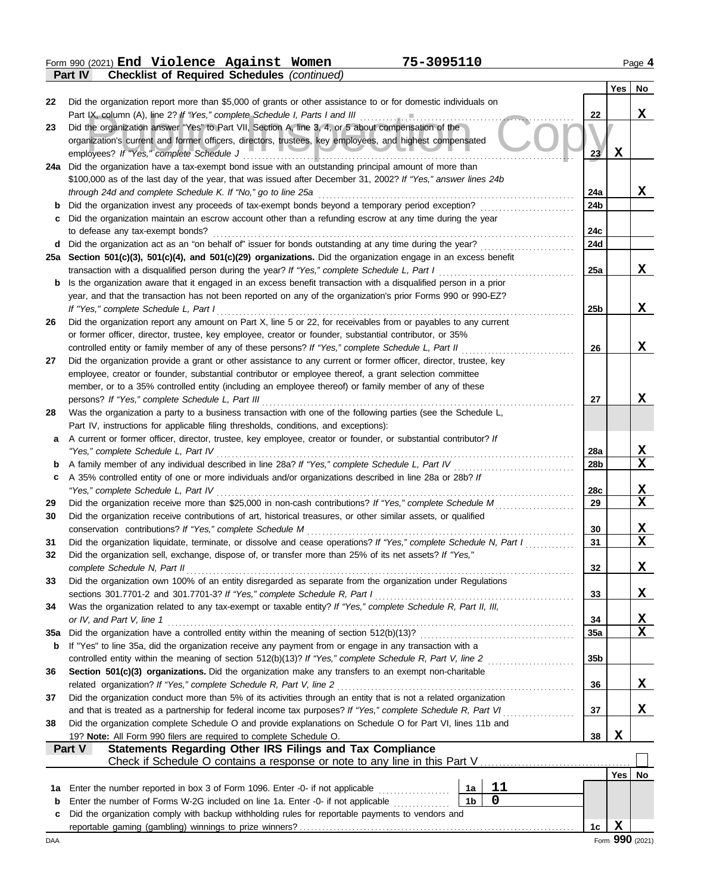Form 990 (2021) **End Violence Against Women** **75-3095110** Page **4**

**Part IV** **Checklist of Required Schedules** *(continued)*

| | | | Yes | No |
|---|---|---|---|---|
| 22 | Did the organization report more than $5,000 of grants or other assistance to or for domestic individuals on Part IX, column (A), line 2? *If "Yes," complete Schedule I, Parts I and III* | 22 | | X |
| 23 | Did the organization answer "Yes" to Part VII, Section A, line 3, 4, or 5 about compensation of the organization's current and former officers, directors, trustees, key employees, and highest compensated employees? *If "Yes," complete Schedule J* | 23 | X | |
| 24a | Did the organization have a tax-exempt bond issue with an outstanding principal amount of more than $100,000 as of the last day of the year, that was issued after December 31, 2002? *If "Yes," answer lines 24b through 24d and complete Schedule K. If "No," go to line 25a* | 24a | | X |
| b | Did the organization invest any proceeds of tax-exempt bonds beyond a temporary period exception? | 24b | | |
| c | Did the organization maintain an escrow account other than a refunding escrow at any time during the year to defease any tax-exempt bonds? | 24c | | |
| d | Did the organization act as an "on behalf of" issuer for bonds outstanding at any time during the year? | 24d | | |
| 25a | **Section 501(c)(3), 501(c)(4), and 501(c)(29) organizations.** Did the organization engage in an excess benefit transaction with a disqualified person during the year? *If "Yes," complete Schedule L, Part I* | 25a | | X |
| b | Is the organization aware that it engaged in an excess benefit transaction with a disqualified person in a prior year, and that the transaction has not been reported on any of the organization's prior Forms 990 or 990-EZ? *If "Yes," complete Schedule L, Part I* | 25b | | X |
| 26 | Did the organization report any amount on Part X, line 5 or 22, for receivables from or payables to any current or former officer, director, trustee, key employee, creator or founder, substantial contributor, or 35% controlled entity or family member of any of these persons? *If "Yes," complete Schedule L, Part II* | 26 | | X |
| 27 | Did the organization provide a grant or other assistance to any current or former officer, director, trustee, key employee, creator or founder, substantial contributor or employee thereof, a grant selection committee member, or to a 35% controlled entity (including an employee thereof) or family member of any of these persons? *If "Yes," complete Schedule L, Part III* | 27 | | X |
| 28 | Was the organization a party to a business transaction with one of the following parties (see the Schedule L, Part IV, instructions for applicable filing thresholds, conditions, and exceptions): | | | |
| a | A current or former officer, director, trustee, key employee, creator or founder, or substantial contributor? *If "Yes," complete Schedule L, Part IV* | 28a | | X |
| b | A family member of any individual described in line 28a? *If "Yes," complete Schedule L, Part IV* | 28b | | X |
| c | A 35% controlled entity of one or more individuals and/or organizations described in line 28a or 28b? *If "Yes," complete Schedule L, Part IV* | 28c | | X |
| 29 | Did the organization receive more than $25,000 in non-cash contributions? *If "Yes," complete Schedule M* | 29 | | X |
| 30 | Did the organization receive contributions of art, historical treasures, or other similar assets, or qualified conservation contributions? *If "Yes," complete Schedule M* | 30 | | X |
| 31 | Did the organization liquidate, terminate, or dissolve and cease operations? *If "Yes," complete Schedule N, Part I* | 31 | | X |
| 32 | Did the organization sell, exchange, dispose of, or transfer more than 25% of its net assets? *If "Yes," complete Schedule N, Part II* | 32 | | X |
| 33 | Did the organization own 100% of an entity disregarded as separate from the organization under Regulations sections 301.7701-2 and 301.7701-3? *If "Yes," complete Schedule R, Part I* | 33 | | X |
| 34 | Was the organization related to any tax-exempt or taxable entity? *If "Yes," complete Schedule R, Part II, III, or IV, and Part V, line 1* | 34 | | X |
| 35a | Did the organization have a controlled entity within the meaning of section 512(b)(13)? | 35a | | X |
| b | If "Yes" to line 35a, did the organization receive any payment from or engage in any transaction with a controlled entity within the meaning of section 512(b)(13)? *If "Yes," complete Schedule R, Part V, line 2* | 35b | | |
| 36 | **Section 501(c)(3) organizations.** Did the organization make any transfers to an exempt non-charitable related organization? *If "Yes," complete Schedule R, Part V, line 2* | 36 | | X |
| 37 | Did the organization conduct more than 5% of its activities through an entity that is not a related organization and that is treated as a partnership for federal income tax purposes? *If "Yes," complete Schedule R, Part VI* | 37 | | X |
| 38 | Did the organization complete Schedule O and provide explanations on Schedule O for Part VI, lines 11b and 19? **Note:** All Form 990 filers are required to complete Schedule O. | 38 | X | |

**Part V** **Statements Regarding Other IRS Filings and Tax Compliance**

Check if Schedule O contains a response or note to any line in this Part V ☐

| | | | | | Yes | No |
|---|---|---|---|---|---|---|
| 1a | Enter the number reported in box 3 of Form 1096. Enter -0- if not applicable | 1a | 11 | | | |
| b | Enter the number of Forms W-2G included on line 1a. Enter -0- if not applicable | 1b | 0 | | | |
| c | Did the organization comply with backup withholding rules for reportable payments to vendors and reportable gaming (gambling) winnings to prize winners? | | | 1c | X | |

DAA Form **990** (2021)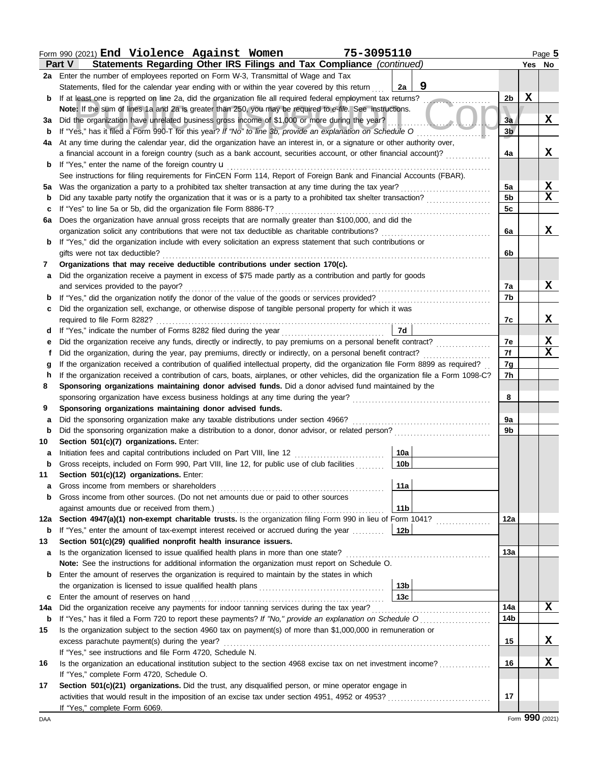Form 990 (2021) **End Violence Against Women** **75-3095110** Page **5**

## Part V Statements Regarding Other IRS Filings and Tax Compliance *(continued)*

| | | | | Yes | No |
|---|---|---|---|---|---|
| **2a** | Enter the number of employees reported on Form W-3, Transmittal of Wage and Tax Statements, filed for the calendar year ending with or within the year covered by this return | 2a | 9 | | |
| **b** | If at least one is reported on line 2a, did the organization file all required federal employment tax returns? | | 2b | X | |
| | **Note:** If the sum of lines 1a and 2a is greater than 250, you may be required to *e-file.* See instructions. | | | | |
| **3a** | Did the organization have unrelated business gross income of $1,000 or more during the year? | | 3a | | X |
| **b** | If "Yes," has it filed a Form 990-T for this year? *If "No" to line 3b, provide an explanation on Schedule O* | | 3b | | |
| **4a** | At any time during the calendar year, did the organization have an interest in, or a signature or other authority over, a financial account in a foreign country (such as a bank account, securities account, or other financial account)? | | 4a | | X |
| **b** | If "Yes," enter the name of the foreign country u | | | | |
| | See instructions for filing requirements for FinCEN Form 114, Report of Foreign Bank and Financial Accounts (FBAR). | | | | |
| **5a** | Was the organization a party to a prohibited tax shelter transaction at any time during the tax year? | | 5a | | X |
| **b** | Did any taxable party notify the organization that it was or is a party to a prohibited tax shelter transaction? | | 5b | | X |
| **c** | If "Yes" to line 5a or 5b, did the organization file Form 8886-T? | | 5c | | |
| **6a** | Does the organization have annual gross receipts that are normally greater than $100,000, and did the organization solicit any contributions that were not tax deductible as charitable contributions? | | 6a | | X |
| **b** | If "Yes," did the organization include with every solicitation an express statement that such contributions or gifts were not tax deductible? | | 6b | | |
| **7** | **Organizations that may receive deductible contributions under section 170(c).** | | | | |
| **a** | Did the organization receive a payment in excess of $75 made partly as a contribution and partly for goods and services provided to the payor? | | 7a | | X |
| **b** | If "Yes," did the organization notify the donor of the value of the goods or services provided? | | 7b | | |
| **c** | Did the organization sell, exchange, or otherwise dispose of tangible personal property for which it was required to file Form 8282? | | 7c | | X |
| **d** | If "Yes," indicate the number of Forms 8282 filed during the year | 7d | | | |
| **e** | Did the organization receive any funds, directly or indirectly, to pay premiums on a personal benefit contract? | | 7e | | X |
| **f** | Did the organization, during the year, pay premiums, directly or indirectly, on a personal benefit contract? | | 7f | | X |
| **g** | If the organization received a contribution of qualified intellectual property, did the organization file Form 8899 as required? | | 7g | | |
| **h** | If the organization received a contribution of cars, boats, airplanes, or other vehicles, did the organization file a Form 1098-C? | | 7h | | |
| **8** | **Sponsoring organizations maintaining donor advised funds.** Did a donor advised fund maintained by the sponsoring organization have excess business holdings at any time during the year? | | 8 | | |
| **9** | **Sponsoring organizations maintaining donor advised funds.** | | | | |
| **a** | Did the sponsoring organization make any taxable distributions under section 4966? | | 9a | | |
| **b** | Did the sponsoring organization make a distribution to a donor, donor advisor, or related person? | | 9b | | |
| **10** | **Section 501(c)(7) organizations.** Enter: | | | | |
| **a** | Initiation fees and capital contributions included on Part VIII, line 12 | 10a | | | |
| **b** | Gross receipts, included on Form 990, Part VIII, line 12, for public use of club facilities | 10b | | | |
| **11** | **Section 501(c)(12) organizations.** Enter: | | | | |
| **a** | Gross income from members or shareholders | 11a | | | |
| **b** | Gross income from other sources. (Do not net amounts due or paid to other sources against amounts due or received from them.) | 11b | | | |
| **12a** | **Section 4947(a)(1) non-exempt charitable trusts.** Is the organization filing Form 990 in lieu of Form 1041? | | 12a | | |
| **b** | If "Yes," enter the amount of tax-exempt interest received or accrued during the year | 12b | | | |
| **13** | **Section 501(c)(29) qualified nonprofit health insurance issuers.** | | | | |
| **a** | Is the organization licensed to issue qualified health plans in more than one state? | | 13a | | |
| | **Note:** See the instructions for additional information the organization must report on Schedule O. | | | | |
| **b** | Enter the amount of reserves the organization is required to maintain by the states in which the organization is licensed to issue qualified health plans | 13b | | | |
| **c** | Enter the amount of reserves on hand | 13c | | | |
| **14a** | Did the organization receive any payments for indoor tanning services during the tax year? | | 14a | | X |
| **b** | If "Yes," has it filed a Form 720 to report these payments? *If "No," provide an explanation on Schedule O* | | 14b | | |
| **15** | Is the organization subject to the section 4960 tax on payment(s) of more than $1,000,000 in remuneration or excess parachute payment(s) during the year? | | 15 | | X |
| | If "Yes," see instructions and file Form 4720, Schedule N. | | | | |
| **16** | Is the organization an educational institution subject to the section 4968 excise tax on net investment income? | | 16 | | X |
| | If "Yes," complete Form 4720, Schedule O. | | | | |
| **17** | **Section 501(c)(21) organizations.** Did the trust, any disqualified person, or mine operator engage in activities that would result in the imposition of an excise tax under section 4951, 4952 or 4953? | | 17 | | |
| | If "Yes," complete Form 6069. | | | | |

Form **990** (2021)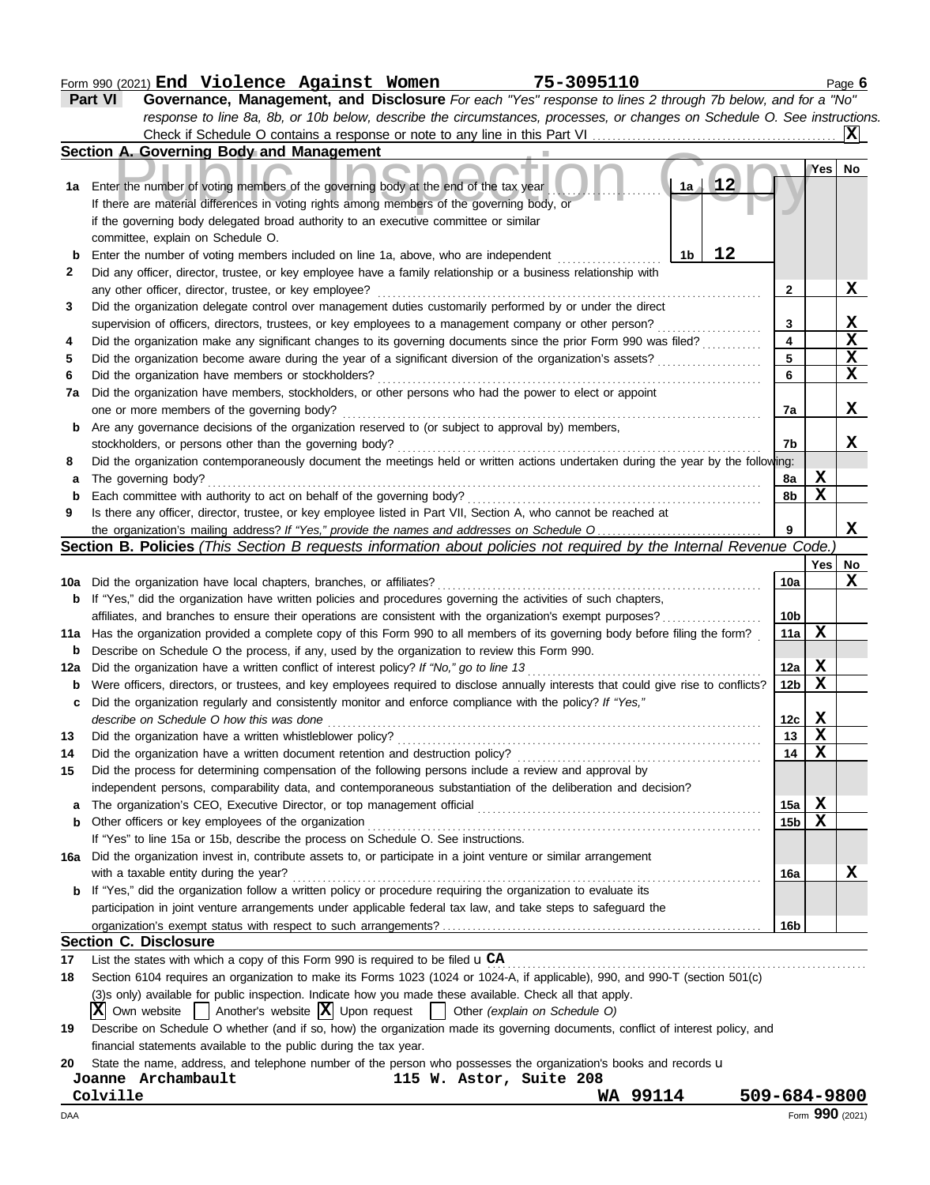Form 990 (2021) **End Violence Against Women** **75-3095110**

## Part VI Governance, Management, and Disclosure

*For each "Yes" response to lines 2 through 7b below, and for a "No" response to line 8a, 8b, or 10b below, describe the circumstances, processes, or changes on Schedule O. See instructions.*

Check if Schedule O contains a response or note to any line in this Part VI .... **X**

### Section A. Governing Body and Management

| | | | | Yes | No |
|---|---|---|---|---|---|
| **1a** | Enter the number of voting members of the governing body at the end of the tax year. If there are material differences in voting rights among members of the governing body, or if the governing body delegated broad authority to an executive committee or similar committee, explain on Schedule O. | 1a: **12** | | | |
| **b** | Enter the number of voting members included on line 1a, above, who are independent | 1b: **12** | | | |
| **2** | Did any officer, director, trustee, or key employee have a family relationship or a business relationship with any other officer, director, trustee, or key employee? | | 2 | | X |
| **3** | Did the organization delegate control over management duties customarily performed by or under the direct supervision of officers, directors, trustees, or key employees to a management company or other person? | | 3 | | X |
| **4** | Did the organization make any significant changes to its governing documents since the prior Form 990 was filed? | | 4 | | X |
| **5** | Did the organization become aware during the year of a significant diversion of the organization's assets? | | 5 | | X |
| **6** | Did the organization have members or stockholders? | | 6 | | X |
| **7a** | Did the organization have members, stockholders, or other persons who had the power to elect or appoint one or more members of the governing body? | | 7a | | X |
| **b** | Are any governance decisions of the organization reserved to (or subject to approval by) members, stockholders, or persons other than the governing body? | | 7b | | X |
| **8** | Did the organization contemporaneously document the meetings held or written actions undertaken during the year by the following: | | | | |
| **a** | The governing body? | | 8a | X | |
| **b** | Each committee with authority to act on behalf of the governing body? | | 8b | X | |
| **9** | Is there any officer, director, trustee, or key employee listed in Part VII, Section A, who cannot be reached at the organization's mailing address? *If "Yes," provide the names and addresses on Schedule O* | | 9 | | X |

### Section B. Policies *(This Section B requests information about policies not required by the Internal Revenue Code.)*

| | | | Yes | No |
|---|---|---|---|---|
| **10a** | Did the organization have local chapters, branches, or affiliates? | 10a | | X |
| **b** | If "Yes," did the organization have written policies and procedures governing the activities of such chapters, affiliates, and branches to ensure their operations are consistent with the organization's exempt purposes? | 10b | | |
| **11a** | Has the organization provided a complete copy of this Form 990 to all members of its governing body before filing the form? | 11a | X | |
| **b** | Describe on Schedule O the process, if any, used by the organization to review this Form 990. | | | |
| **12a** | Did the organization have a written conflict of interest policy? *If "No," go to line 13* | 12a | X | |
| **b** | Were officers, directors, or trustees, and key employees required to disclose annually interests that could give rise to conflicts? | 12b | X | |
| **c** | Did the organization regularly and consistently monitor and enforce compliance with the policy? *If "Yes," describe on Schedule O how this was done* | 12c | X | |
| **13** | Did the organization have a written whistleblower policy? | 13 | X | |
| **14** | Did the organization have a written document retention and destruction policy? | 14 | X | |
| **15** | Did the process for determining compensation of the following persons include a review and approval by independent persons, comparability data, and contemporaneous substantiation of the deliberation and decision? | | | |
| **a** | The organization's CEO, Executive Director, or top management official | 15a | X | |
| **b** | Other officers or key employees of the organization | 15b | X | |
| | If "Yes" to line 15a or 15b, describe the process on Schedule O. See instructions. | | | |
| **16a** | Did the organization invest in, contribute assets to, or participate in a joint venture or similar arrangement with a taxable entity during the year? | 16a | | X |
| **b** | If "Yes," did the organization follow a written policy or procedure requiring the organization to evaluate its participation in joint venture arrangements under applicable federal tax law, and take steps to safeguard the organization's exempt status with respect to such arrangements? | 16b | | |

### Section C. Disclosure

**17** List the states with which a copy of this Form 990 is required to be filed u **CA**

**18** Section 6104 requires an organization to make its Forms 1023 (1024 or 1024-A, if applicable), 990, and 990-T (section 501(c)(3)s only) available for public inspection. Indicate how you made these available. Check all that apply.

**X** Own website ☐ Another's website **X** Upon request ☐ Other *(explain on Schedule O)*

**19** Describe on Schedule O whether (and if so, how) the organization made its governing documents, conflict of interest policy, and financial statements available to the public during the tax year.

**20** State the name, address, and telephone number of the person who possesses the organization's books and records u

**Joanne Archambault** **115 W. Astor, Suite 208**
**Colville** **WA 99114** **509-684-9800**

DAA Form **990** (2021)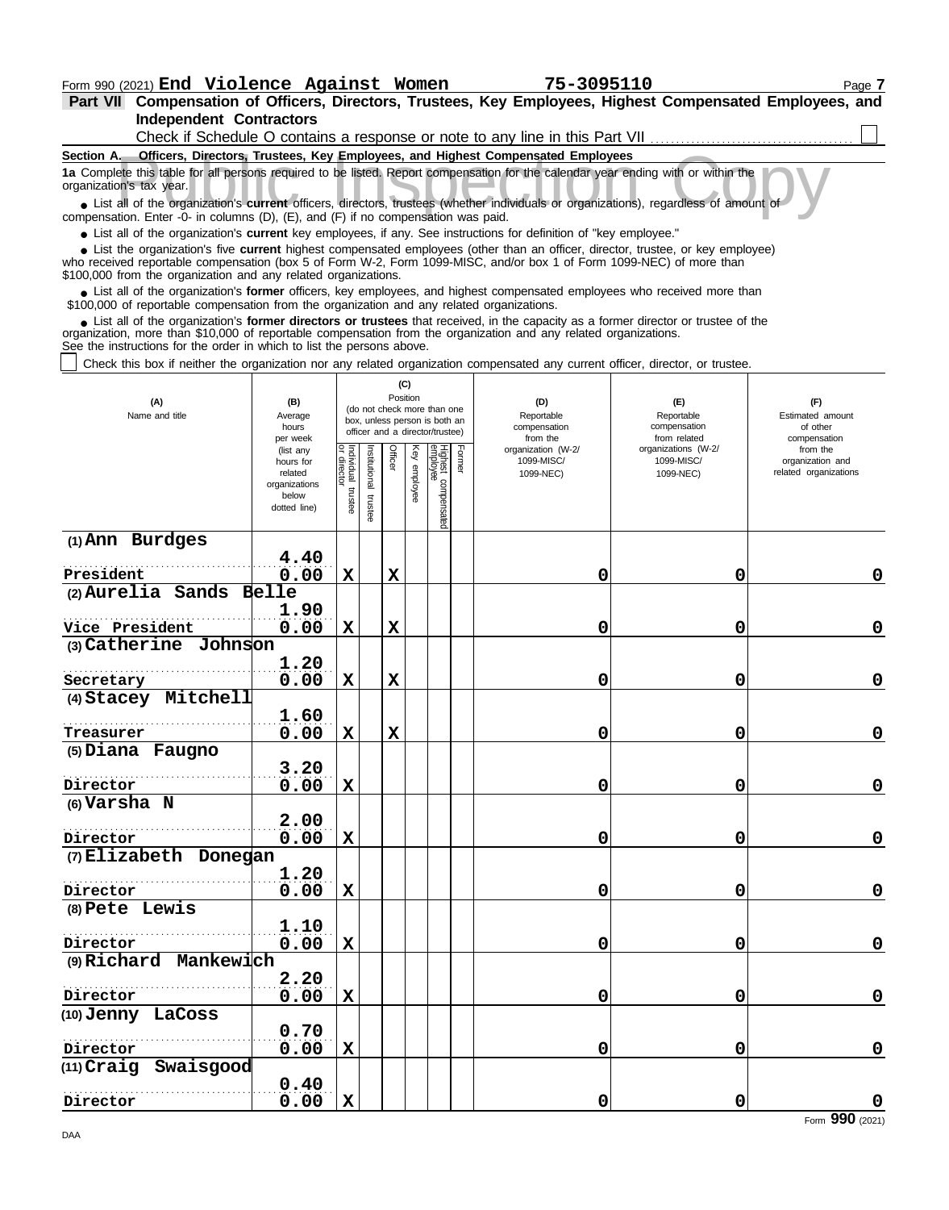Form 990 (2021) **End Violence Against Women** **75-3095110** Page **7**

**Part VII Compensation of Officers, Directors, Trustees, Key Employees, Highest Compensated Employees, and Independent Contractors**

Check if Schedule O contains a response or note to any line in this Part VII ☐

**Section A. Officers, Directors, Trustees, Key Employees, and Highest Compensated Employees**

**1a** Complete this table for all persons required to be listed. Report compensation for the calendar year ending with or within the organization's tax year.

- List all of the organization's **current** officers, directors, trustees (whether individuals or organizations), regardless of amount of compensation. Enter -0- in columns (D), (E), and (F) if no compensation was paid.
- List all of the organization's **current** key employees, if any. See instructions for definition of "key employee."
- List the organization's five **current** highest compensated employees (other than an officer, director, trustee, or key employee) who received reportable compensation (box 5 of Form W-2, Form 1099-MISC, and/or box 1 of Form 1099-NEC) of more than $100,000 from the organization and any related organizations.
- List all of the organization's **former** officers, key employees, and highest compensated employees who received more than $100,000 of reportable compensation from the organization and any related organizations.
- List all of the organization's **former directors or trustees** that received, in the capacity as a former director or trustee of the organization, more than $10,000 of reportable compensation from the organization and any related organizations.

See the instructions for the order in which to list the persons above.

☐ Check this box if neither the organization nor any related organization compensated any current officer, director, or trustee.

| (A) Name and title | (B) Average hours per week (list any hours for related organizations below dotted line) | (C) Position (do not check more than one box, unless person is both an officer and a director/trustee) | | | | | | (D) Reportable compensation from the organization (W-2/ 1099-MISC/ 1099-NEC) | (E) Reportable compensation from related organizations (W-2/ 1099-MISC/ 1099-NEC) | (F) Estimated amount of other compensation from the organization and related organizations |
|---|---|---|---|---|---|---|---|---|---|---|
| | | Individual trustee or director | Institutional trustee | Officer | Key employee | Highest compensated employee | Former | | | |
| (1) Ann Burdges<br>President | 4.40<br>0.00 | X | | X | | | | 0 | 0 | 0 |
| (2) Aurelia Sands Belle<br>Vice President | 1.90<br>0.00 | X | | X | | | | 0 | 0 | 0 |
| (3) Catherine Johnson<br>Secretary | 1.20<br>0.00 | X | | X | | | | 0 | 0 | 0 |
| (4) Stacey Mitchell<br>Treasurer | 1.60<br>0.00 | X | | X | | | | 0 | 0 | 0 |
| (5) Diana Faugno<br>Director | 3.20<br>0.00 | X | | | | | | 0 | 0 | 0 |
| (6) Varsha N<br>Director | 2.00<br>0.00 | X | | | | | | 0 | 0 | 0 |
| (7) Elizabeth Donegan<br>Director | 1.20<br>0.00 | X | | | | | | 0 | 0 | 0 |
| (8) Pete Lewis<br>Director | 1.10<br>0.00 | X | | | | | | 0 | 0 | 0 |
| (9) Richard Mankewich<br>Director | 2.20<br>0.00 | X | | | | | | 0 | 0 | 0 |
| (10) Jenny LaCoss<br>Director | 0.70<br>0.00 | X | | | | | | 0 | 0 | 0 |
| (11) Craig Swaisgood<br>Director | 0.40<br>0.00 | X | | | | | | 0 | 0 | 0 |

Form **990** (2021)

DAA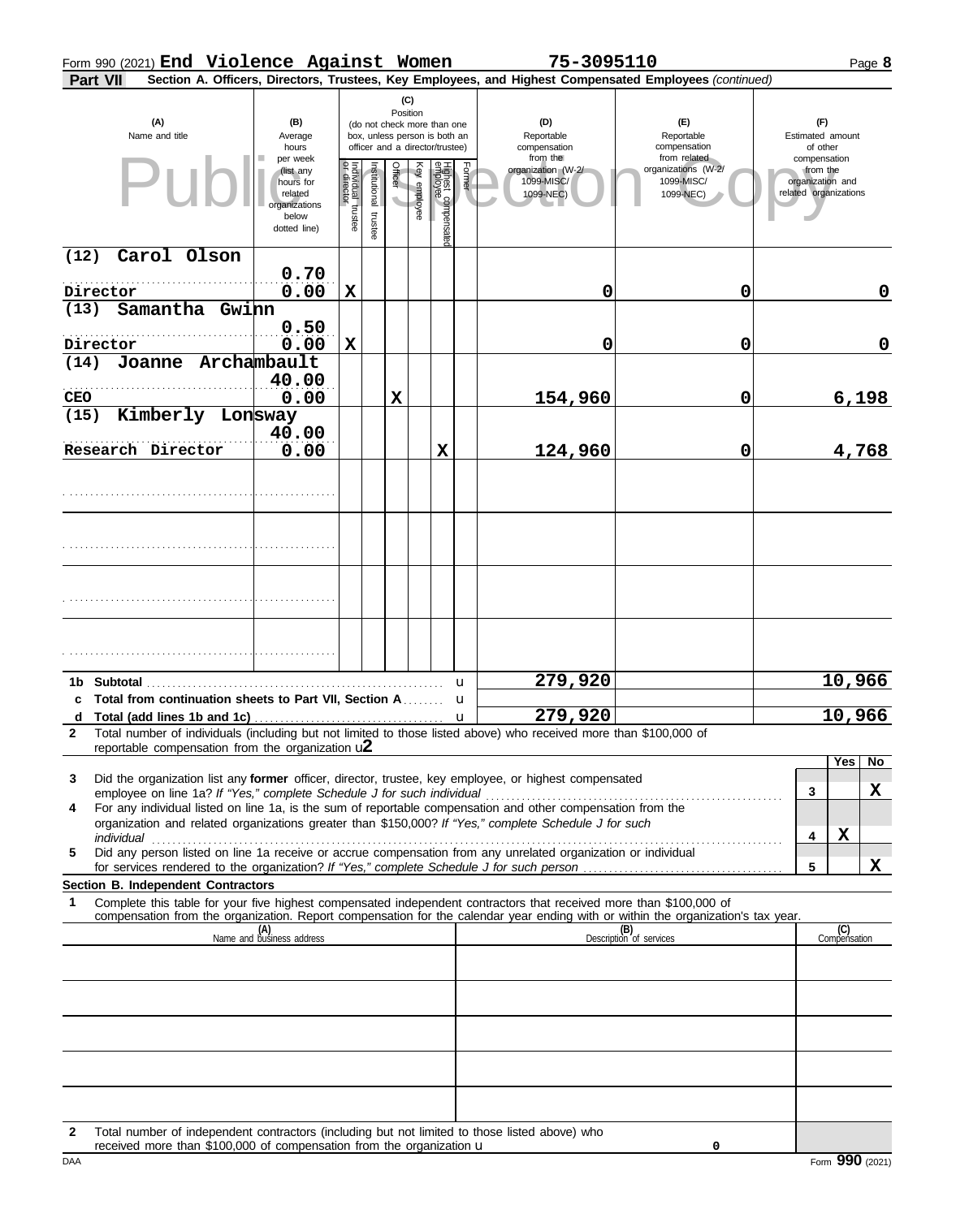Form 990 (2021) **End Violence Against Women** **75-3095110** Page **8**

**Part VII** **Section A. Officers, Directors, Trustees, Key Employees, and Highest Compensated Employees** *(continued)*

| (A) Name and title | (B) Average hours per week (list any hours for related organizations below dotted line) | (C) Position: Individual trustee or director | Institutional trustee | Officer | Key employee | Highest compensated employee | Former | (D) Reportable compensation from the organization (W-2/1099-MISC/1099-NEC) | (E) Reportable compensation from related organizations (W-2/1099-MISC/1099-NEC) | (F) Estimated amount of other compensation from the organization and related organizations |
|---|---|---|---|---|---|---|---|---|---|---|
| (12) Carol Olson<br>Director | 0.70<br>0.00 | X | | | | | | 0 | 0 | 0 |
| (13) Samantha Gwinn<br>Director | 0.50<br>0.00 | X | | | | | | 0 | 0 | 0 |
| (14) Joanne Archambault<br>CEO | 40.00<br>0.00 | | | X | | | | 154,960 | 0 | 6,198 |
| (15) Kimberly Lonsway<br>Research Director | 40.00<br>0.00 | | | | | X | | 124,960 | 0 | 4,768 |
| | | | | | | | | | | |
| | | | | | | | | | | |
| | | | | | | | | | | |
| | | | | | | | | | | |
| **1b Subtotal** | | | | | | | | 279,920 | | 10,966 |
| **c Total from continuation sheets to Part VII, Section A** | | | | | | | | | | |
| **d Total (add lines 1b and 1c)** | | | | | | | | 279,920 | | 10,966 |

**2** Total number of individuals (including but not limited to those listed above) who received more than $100,000 of reportable compensation from the organization u**2**

| | | Yes | No |
|---|---|---|---|
| **3** Did the organization list any **former** officer, director, trustee, key employee, or highest compensated employee on line 1a? *If "Yes," complete Schedule J for such individual* | 3 | | X |
| **4** For any individual listed on line 1a, is the sum of reportable compensation and other compensation from the organization and related organizations greater than $150,000? *If "Yes," complete Schedule J for such individual* | 4 | X | |
| **5** Did any person listed on line 1a receive or accrue compensation from any unrelated organization or individual for services rendered to the organization? *If "Yes," complete Schedule J for such person* | 5 | | X |

**Section B. Independent Contractors**

**1** Complete this table for your five highest compensated independent contractors that received more than $100,000 of compensation from the organization. Report compensation for the calendar year ending with or within the organization's tax year.

| (A) Name and business address | (B) Description of services | (C) Compensation |
|---|---|---|
| | | |
| | | |
| | | |
| | | |
| | | |

**2** Total number of independent contractors (including but not limited to those listed above) who received more than $100,000 of compensation from the organization u 0

DAA Form **990** (2021)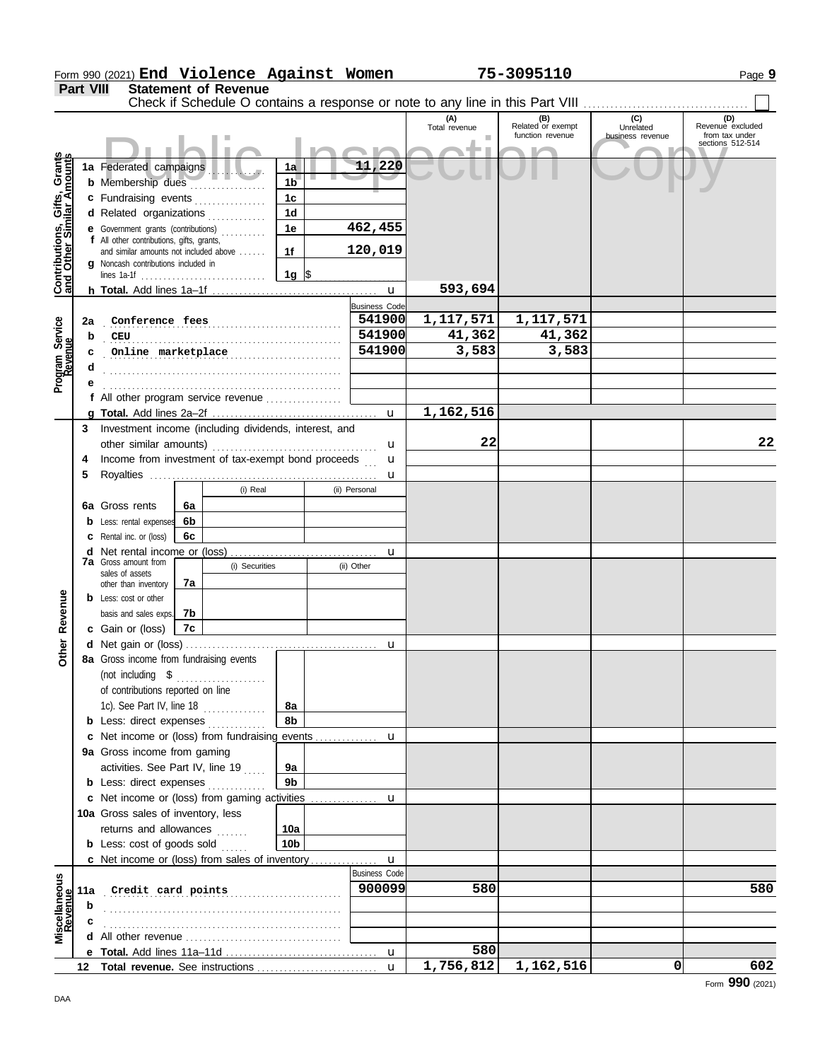Form 990 (2021) **End Violence Against Women** **75-3095110** Page **9**

## Part VIII Statement of Revenue

Check if Schedule O contains a response or note to any line in this Part VIII . . . . . . . . . . . . . . . . . . . . . . . . . ☐

Public Inspection Copy

| | | | (A) Total revenue | (B) Related or exempt function revenue | (C) Unrelated business revenue | (D) Revenue excluded from tax under sections 512-514 |
|---|---|---|---|---|---|---|
| **Contributions, Gifts, Grants and Other Similar Amounts** | | | | | | |
| 1a | Federated campaigns . . . 1a | 11,220 | | | | |
| b | Membership dues . . . 1b | | | | | |
| c | Fundraising events . . . 1c | | | | | |
| d | Related organizations . . . 1d | | | | | |
| e | Government grants (contributions) . . . 1e | 462,455 | | | | |
| f | All other contributions, gifts, grants, and similar amounts not included above . . . 1f | 120,019 | | | | |
| g | Noncash contributions included in lines 1a-1f . . . 1g | $ | | | | |
| h | **Total.** Add lines 1a–1f . . . u | | 593,694 | | | |
| **Program Service Revenue** | | Business Code | | | | |
| 2a | Conference fees | 541900 | 1,117,571 | 1,117,571 | | |
| b | CEU | 541900 | 41,362 | 41,362 | | |
| c | Online marketplace | 541900 | 3,583 | 3,583 | | |
| d | | | | | | |
| e | | | | | | |
| f | All other program service revenue . . . | | | | | |
| g | **Total.** Add lines 2a–2f . . . u | | 1,162,516 | | | |
| **Other Revenue** | | | | | | |
| 3 | Investment income (including dividends, interest, and other similar amounts) . . . u | | 22 | | | 22 |
| 4 | Income from investment of tax-exempt bond proceeds . . . u | | | | | |
| 5 | Royalties . . . u | | | | | |
| | | (i) Real / (ii) Personal | | | | |
| 6a | Gross rents 6a | | | | | |
| b | Less: rental expenses 6b | | | | | |
| c | Rental inc. or (loss) 6c | | | | | |
| d | Net rental income or (loss) . . . u | | | | | |
| | | (i) Securities / (ii) Other | | | | |
| 7a | Gross amount from sales of assets other than inventory 7a | | | | | |
| b | Less: cost or other basis and sales exps. 7b | | | | | |
| c | Gain or (loss) 7c | | | | | |
| d | Net gain or (loss) . . . u | | | | | |
| 8a | Gross income from fundraising events (not including $ . . . of contributions reported on line 1c). See Part IV, line 18 . . . 8a | | | | | |
| b | Less: direct expenses . . . 8b | | | | | |
| c | Net income or (loss) from fundraising events . . . u | | | | | |
| 9a | Gross income from gaming activities. See Part IV, line 19 . . . 9a | | | | | |
| b | Less: direct expenses . . . 9b | | | | | |
| c | Net income or (loss) from gaming activities . . . u | | | | | |
| 10a | Gross sales of inventory, less returns and allowances . . . 10a | | | | | |
| b | Less: cost of goods sold . . . 10b | | | | | |
| c | Net income or (loss) from sales of inventory . . . u | | | | | |
| **Miscellaneous Revenue** | | Business Code | | | | |
| 11a | Credit card points | 900099 | 580 | | | 580 |
| b | | | | | | |
| c | | | | | | |
| d | All other revenue . . . | | | | | |
| e | **Total.** Add lines 11a–11d . . . u | | 580 | | | |
| 12 | **Total revenue.** See instructions . . . u | | 1,756,812 | 1,162,516 | 0 | 602 |

Form **990** (2021)

DAA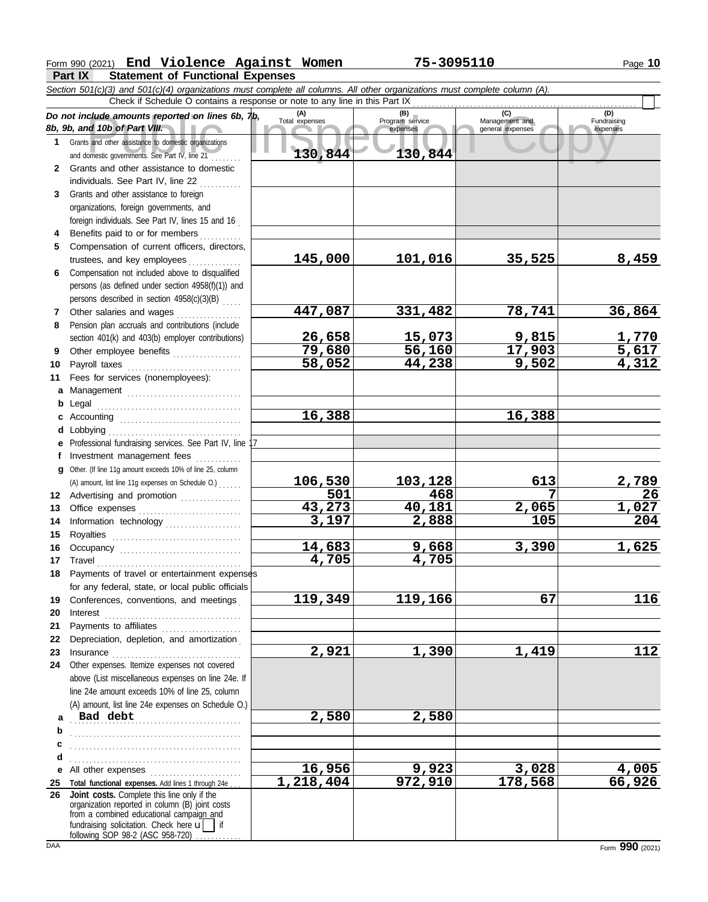Form 990 (2021) **End Violence Against Women** **75-3095110** Page **10**

## Part IX Statement of Functional Expenses

*Section 501(c)(3) and 501(c)(4) organizations must complete all columns. All other organizations must complete column (A).*

Check if Schedule O contains a response or note to any line in this Part IX ☐

| *Do not include amounts reported on lines 6b, 7b, 8b, 9b, and 10b of Part VIII.* | (A) Total expenses | (B) Program service expenses | (C) Management and general expenses | (D) Fundraising expenses |
|---|---|---|---|---|
| 1 Grants and other assistance to domestic organizations and domestic governments. See Part IV, line 21 | 130,844 | 130,844 | | |
| 2 Grants and other assistance to domestic individuals. See Part IV, line 22 | | | | |
| 3 Grants and other assistance to foreign organizations, foreign governments, and foreign individuals. See Part IV, lines 15 and 16 | | | | |
| 4 Benefits paid to or for members | | | | |
| 5 Compensation of current officers, directors, trustees, and key employees | 145,000 | 101,016 | 35,525 | 8,459 |
| 6 Compensation not included above to disqualified persons (as defined under section 4958(f)(1)) and persons described in section 4958(c)(3)(B) | | | | |
| 7 Other salaries and wages | 447,087 | 331,482 | 78,741 | 36,864 |
| 8 Pension plan accruals and contributions (include section 401(k) and 403(b) employer contributions) | 26,658 | 15,073 | 9,815 | 1,770 |
| 9 Other employee benefits | 79,680 | 56,160 | 17,903 | 5,617 |
| 10 Payroll taxes | 58,052 | 44,238 | 9,502 | 4,312 |
| 11 Fees for services (nonemployees): | | | | |
| a Management | | | | |
| b Legal | | | | |
| c Accounting | 16,388 | | 16,388 | |
| d Lobbying | | | | |
| e Professional fundraising services. See Part IV, line 17 | | | | |
| f Investment management fees | | | | |
| g Other. (If line 11g amount exceeds 10% of line 25, column (A) amount, list line 11g expenses on Schedule O.) | 106,530 | 103,128 | 613 | 2,789 |
| 12 Advertising and promotion | 501 | 468 | 7 | 26 |
| 13 Office expenses | 43,273 | 40,181 | 2,065 | 1,027 |
| 14 Information technology | 3,197 | 2,888 | 105 | 204 |
| 15 Royalties | | | | |
| 16 Occupancy | 14,683 | 9,668 | 3,390 | 1,625 |
| 17 Travel | 4,705 | 4,705 | | |
| 18 Payments of travel or entertainment expenses for any federal, state, or local public officials | | | | |
| 19 Conferences, conventions, and meetings | 119,349 | 119,166 | 67 | 116 |
| 20 Interest | | | | |
| 21 Payments to affiliates | | | | |
| 22 Depreciation, depletion, and amortization | | | | |
| 23 Insurance | 2,921 | 1,390 | 1,419 | 112 |
| 24 Other expenses. Itemize expenses not covered above (List miscellaneous expenses on line 24e. If line 24e amount exceeds 10% of line 25, column (A) amount, list line 24e expenses on Schedule O.) | | | | |
| a Bad debt | 2,580 | 2,580 | | |
| b | | | | |
| c | | | | |
| d | | | | |
| e All other expenses | 16,956 | 9,923 | 3,028 | 4,005 |
| 25 **Total functional expenses.** Add lines 1 through 24e | 1,218,404 | 972,910 | 178,568 | 66,926 |
| 26 **Joint costs.** Complete this line only if the organization reported in column (B) joint costs from a combined educational campaign and fundraising solicitation. Check here ☐ if following SOP 98-2 (ASC 958-720) | | | | |

Form **990** (2021)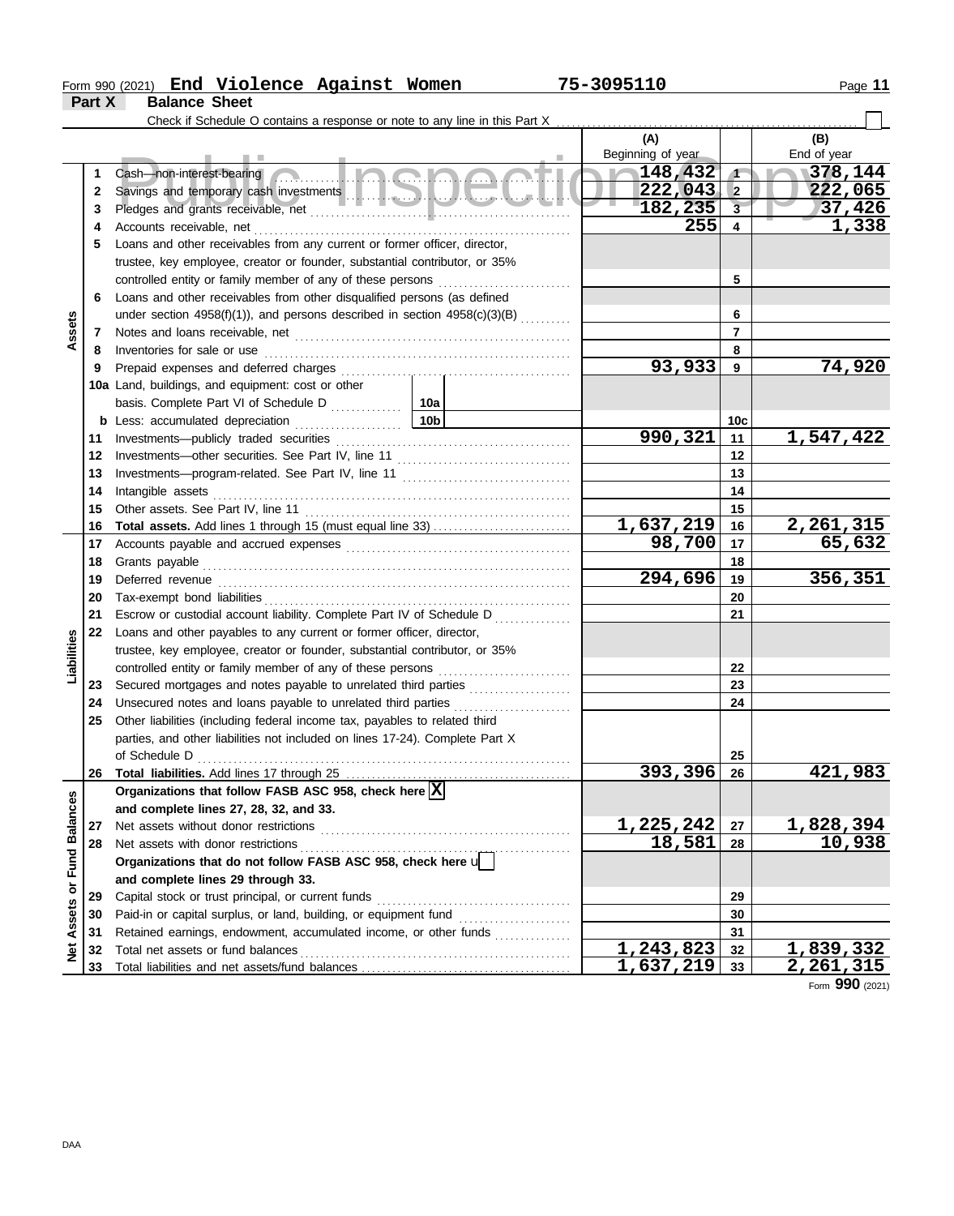Form 990 (2021) **End Violence Against Women** 75-3095110

**Part X** **Balance Sheet**

Check if Schedule O contains a response or note to any line in this Part X ☐

| Section | Line | Description | (A) Beginning of year | | (B) End of year |
|---|---|---|---|---|---|
| Assets | 1 | Cash—non-interest-bearing | 148,432 | 1 | 378,144 |
| | 2 | Savings and temporary cash investments | 222,043 | 2 | 222,065 |
| | 3 | Pledges and grants receivable, net | 182,235 | 3 | 37,426 |
| | 4 | Accounts receivable, net | 255 | 4 | 1,338 |
| | 5 | Loans and other receivables from any current or former officer, director, trustee, key employee, creator or founder, substantial contributor, or 35% controlled entity or family member of any of these persons | | 5 | |
| | 6 | Loans and other receivables from other disqualified persons (as defined under section 4958(f)(1)), and persons described in section 4958(c)(3)(B) | | 6 | |
| | 7 | Notes and loans receivable, net | | 7 | |
| | 8 | Inventories for sale or use | | 8 | |
| | 9 | Prepaid expenses and deferred charges | 93,933 | 9 | 74,920 |
| | 10a | Land, buildings, and equipment: cost or other basis. Complete Part VI of Schedule D — 10a | | | |
| | b | Less: accumulated depreciation — 10b | | 10c | |
| | 11 | Investments—publicly traded securities | 990,321 | 11 | 1,547,422 |
| | 12 | Investments—other securities. See Part IV, line 11 | | 12 | |
| | 13 | Investments—program-related. See Part IV, line 11 | | 13 | |
| | 14 | Intangible assets | | 14 | |
| | 15 | Other assets. See Part IV, line 11 | | 15 | |
| | 16 | **Total assets.** Add lines 1 through 15 (must equal line 33) | 1,637,219 | 16 | 2,261,315 |
| Liabilities | 17 | Accounts payable and accrued expenses | 98,700 | 17 | 65,632 |
| | 18 | Grants payable | | 18 | |
| | 19 | Deferred revenue | 294,696 | 19 | 356,351 |
| | 20 | Tax-exempt bond liabilities | | 20 | |
| | 21 | Escrow or custodial account liability. Complete Part IV of Schedule D | | 21 | |
| | 22 | Loans and other payables to any current or former officer, director, trustee, key employee, creator or founder, substantial contributor, or 35% controlled entity or family member of any of these persons | | 22 | |
| | 23 | Secured mortgages and notes payable to unrelated third parties | | 23 | |
| | 24 | Unsecured notes and loans payable to unrelated third parties | | 24 | |
| | 25 | Other liabilities (including federal income tax, payables to related third parties, and other liabilities not included on lines 17-24). Complete Part X of Schedule D | | 25 | |
| | 26 | **Total liabilities.** Add lines 17 through 25 | 393,396 | 26 | 421,983 |
| Net Assets or Fund Balances | | **Organizations that follow FASB ASC 958, check here** ☒ **and complete lines 27, 28, 32, and 33.** | | | |
| | 27 | Net assets without donor restrictions | 1,225,242 | 27 | 1,828,394 |
| | 28 | Net assets with donor restrictions | 18,581 | 28 | 10,938 |
| | | **Organizations that do not follow FASB ASC 958, check here** ☐ **and complete lines 29 through 33.** | | | |
| | 29 | Capital stock or trust principal, or current funds | | 29 | |
| | 30 | Paid-in or capital surplus, or land, building, or equipment fund | | 30 | |
| | 31 | Retained earnings, endowment, accumulated income, or other funds | | 31 | |
| | 32 | Total net assets or fund balances | 1,243,823 | 32 | 1,839,332 |
| | 33 | Total liabilities and net assets/fund balances | 1,637,219 | 33 | 2,261,315 |

Form **990** (2021)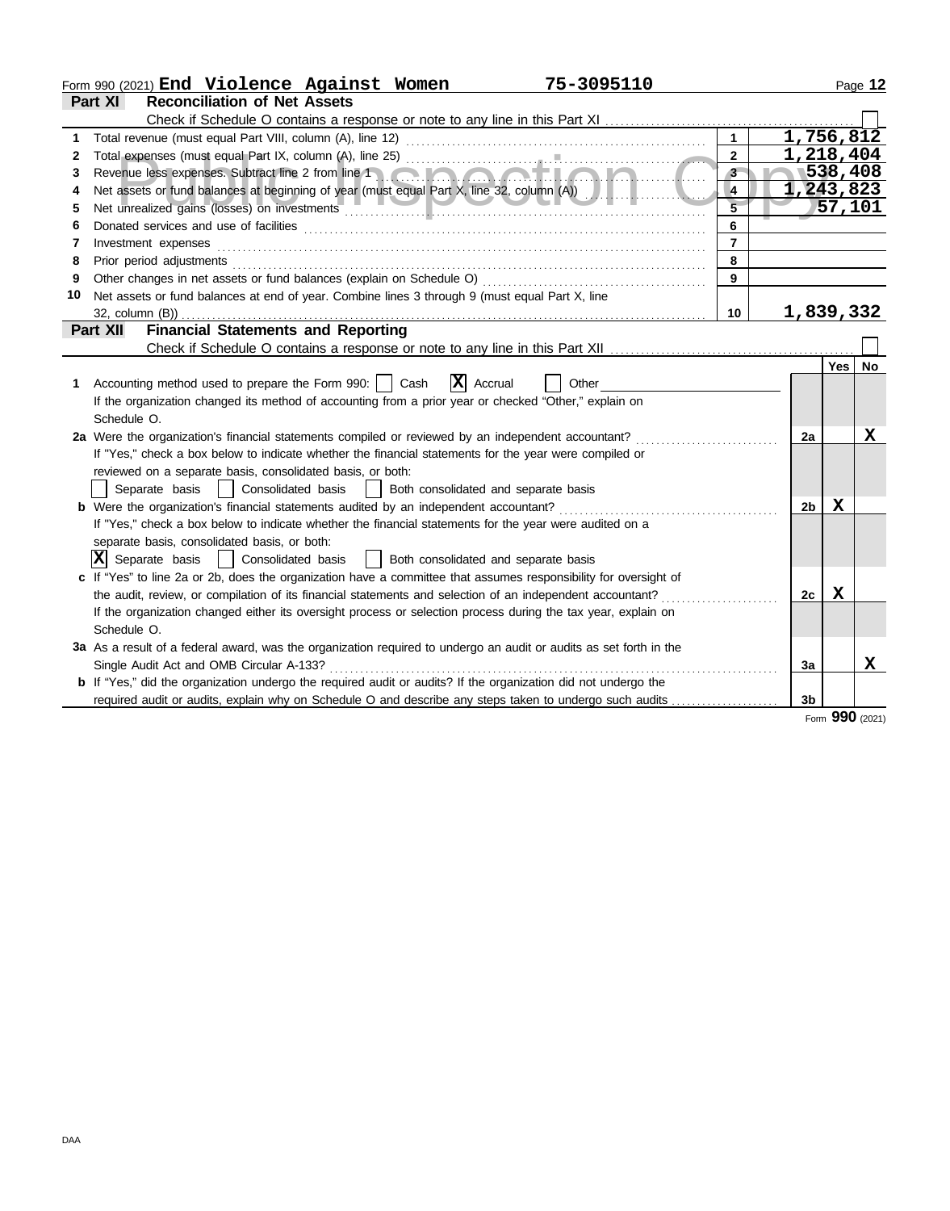Form 990 (2021) **End Violence Against Women** 75-3095110

## Part XI Reconciliation of Net Assets

Check if Schedule O contains a response or note to any line in this Part XI ☐

| | | | |
|---|---|---|---|
| 1 | Total revenue (must equal Part VIII, column (A), line 12) | 1 | 1,756,812 |
| 2 | Total expenses (must equal Part IX, column (A), line 25) | 2 | 1,218,404 |
| 3 | Revenue less expenses. Subtract line 2 from line 1 | 3 | 538,408 |
| 4 | Net assets or fund balances at beginning of year (must equal Part X, line 32, column (A)) | 4 | 1,243,823 |
| 5 | Net unrealized gains (losses) on investments | 5 | 57,101 |
| 6 | Donated services and use of facilities | 6 | |
| 7 | Investment expenses | 7 | |
| 8 | Prior period adjustments | 8 | |
| 9 | Other changes in net assets or fund balances (explain on Schedule O) | 9 | |
| 10 | Net assets or fund balances at end of year. Combine lines 3 through 9 (must equal Part X, line 32, column (B)) | 10 | 1,839,332 |

## Part XII Financial Statements and Reporting

Check if Schedule O contains a response or note to any line in this Part XII ☐

| | | | Yes | No |
|---|---|---|---|---|
| 1 | Accounting method used to prepare the Form 990: ☐ Cash ☒ Accrual ☐ Other<br>If the organization changed its method of accounting from a prior year or checked "Other," explain on Schedule O. | | | |
| 2a | Were the organization's financial statements compiled or reviewed by an independent accountant?<br>If "Yes," check a box below to indicate whether the financial statements for the year were compiled or reviewed on a separate basis, consolidated basis, or both:<br>☐ Separate basis ☐ Consolidated basis ☐ Both consolidated and separate basis | 2a | | X |
| b | Were the organization's financial statements audited by an independent accountant?<br>If "Yes," check a box below to indicate whether the financial statements for the year were audited on a separate basis, consolidated basis, or both:<br>☒ Separate basis ☐ Consolidated basis ☐ Both consolidated and separate basis | 2b | X | |
| c | If "Yes" to line 2a or 2b, does the organization have a committee that assumes responsibility for oversight of the audit, review, or compilation of its financial statements and selection of an independent accountant?<br>If the organization changed either its oversight process or selection process during the tax year, explain on Schedule O. | 2c | X | |
| 3a | As a result of a federal award, was the organization required to undergo an audit or audits as set forth in the Single Audit Act and OMB Circular A-133? | 3a | | X |
| b | If "Yes," did the organization undergo the required audit or audits? If the organization did not undergo the required audit or audits, explain why on Schedule O and describe any steps taken to undergo such audits | 3b | | |

Form **990** (2021)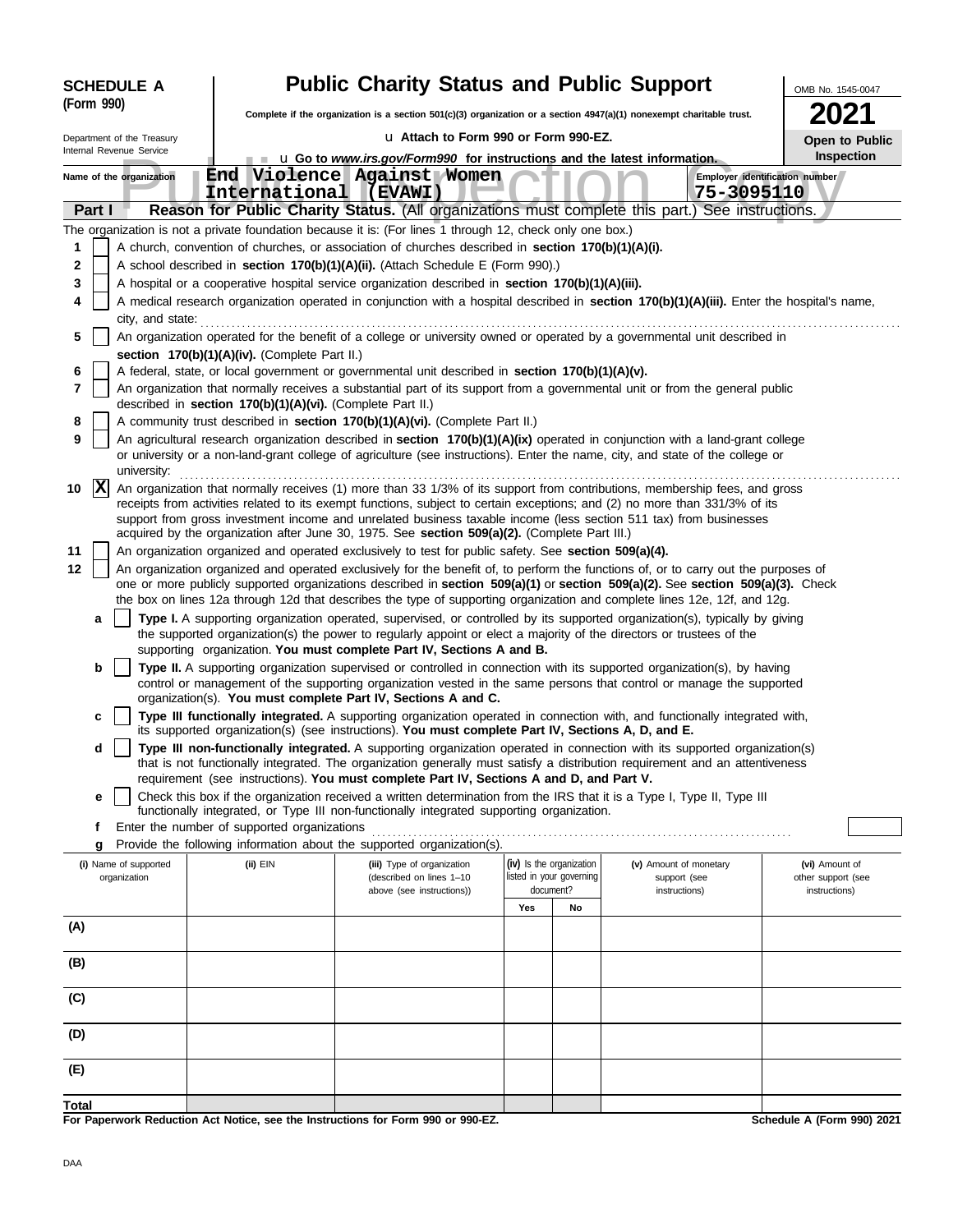**SCHEDULE A (Form 990)**

Department of the Treasury
Internal Revenue Service

# Public Charity Status and Public Support

**Complete if the organization is a section 501(c)(3) organization or a section 4947(a)(1) nonexempt charitable trust.**

u Attach to Form 990 or Form 990-EZ.

u Go to *www.irs.gov/Form990* for instructions and the latest information.

OMB No. 1545-0047

**2021**

**Open to Public Inspection**

Public Inspection Copy

**Name of the organization:** End Violence Against Women International (EVAWI)

**Employer identification number:** 75-3095110

## Part I — Reason for Public Charity Status. (All organizations must complete this part.) See instructions.

The organization is not a private foundation because it is: (For lines 1 through 12, check only one box.)

1. [ ] A church, convention of churches, or association of churches described in **section 170(b)(1)(A)(i).**
2. [ ] A school described in **section 170(b)(1)(A)(ii).** (Attach Schedule E (Form 990).)
3. [ ] A hospital or a cooperative hospital service organization described in **section 170(b)(1)(A)(iii).**
4. [ ] A medical research organization operated in conjunction with a hospital described in **section 170(b)(1)(A)(iii).** Enter the hospital's name, city, and state:
5. [ ] An organization operated for the benefit of a college or university owned or operated by a governmental unit described in **section 170(b)(1)(A)(iv).** (Complete Part II.)
6. [ ] A federal, state, or local government or governmental unit described in **section 170(b)(1)(A)(v).**
7. [ ] An organization that normally receives a substantial part of its support from a governmental unit or from the general public described in **section 170(b)(1)(A)(vi).** (Complete Part II.)
8. [ ] A community trust described in **section 170(b)(1)(A)(vi).** (Complete Part II.)
9. [ ] An agricultural research organization described in **section 170(b)(1)(A)(ix)** operated in conjunction with a land-grant college or university or a non-land-grant college of agriculture (see instructions). Enter the name, city, and state of the college or university:
10. [X] An organization that normally receives (1) more than 33 1/3% of its support from contributions, membership fees, and gross receipts from activities related to its exempt functions, subject to certain exceptions; and (2) no more than 331/3% of its support from gross investment income and unrelated business taxable income (less section 511 tax) from businesses acquired by the organization after June 30, 1975. See **section 509(a)(2).** (Complete Part III.)
11. [ ] An organization organized and operated exclusively to test for public safety. See **section 509(a)(4).**
12. [ ] An organization organized and operated exclusively for the benefit of, to perform the functions of, or to carry out the purposes of one or more publicly supported organizations described in **section 509(a)(1)** or **section 509(a)(2).** See **section 509(a)(3).** Check the box on lines 12a through 12d that describes the type of supporting organization and complete lines 12e, 12f, and 12g.
   - **a** [ ] **Type I.** A supporting organization operated, supervised, or controlled by its supported organization(s), typically by giving the supported organization(s) the power to regularly appoint or elect a majority of the directors or trustees of the supporting organization. **You must complete Part IV, Sections A and B.**
   - **b** [ ] **Type II.** A supporting organization supervised or controlled in connection with its supported organization(s), by having control or management of the supporting organization vested in the same persons that control or manage the supported organization(s). **You must complete Part IV, Sections A and C.**
   - **c** [ ] **Type III functionally integrated.** A supporting organization operated in connection with, and functionally integrated with, its supported organization(s) (see instructions). **You must complete Part IV, Sections A, D, and E.**
   - **d** [ ] **Type III non-functionally integrated.** A supporting organization operated in connection with its supported organization(s) that is not functionally integrated. The organization generally must satisfy a distribution requirement and an attentiveness requirement (see instructions). **You must complete Part IV, Sections A and D, and Part V.**
   - **e** [ ] Check this box if the organization received a written determination from the IRS that it is a Type I, Type II, Type III functionally integrated, or Type III non-functionally integrated supporting organization.
   - **f** Enter the number of supported organizations
   - **g** Provide the following information about the supported organization(s).

| (i) Name of supported organization | (ii) EIN | (iii) Type of organization (described on lines 1–10 above (see instructions)) | (iv) Is the organization listed in your governing document? Yes | No | (v) Amount of monetary support (see instructions) | (vi) Amount of other support (see instructions) |
|---|---|---|---|---|---|---|
| (A) | | | | | | |
| (B) | | | | | | |
| (C) | | | | | | |
| (D) | | | | | | |
| (E) | | | | | | |
| Total | | | | | | |

**For Paperwork Reduction Act Notice, see the Instructions for Form 990 or 990-EZ.**

**Schedule A (Form 990) 2021**

DAA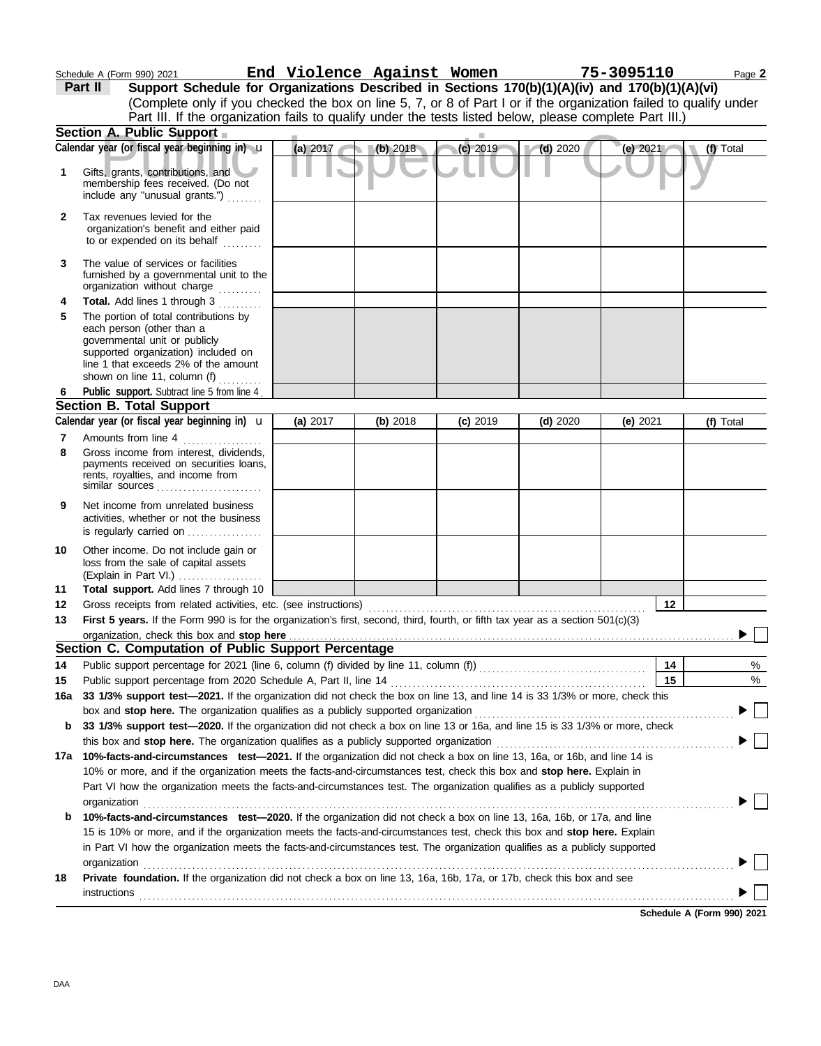Schedule A (Form 990) 2021 **End Violence Against Women** **75-3095110** Page **2**

## Part II Support Schedule for Organizations Described in Sections 170(b)(1)(A)(iv) and 170(b)(1)(A)(vi)

(Complete only if you checked the box on line 5, 7, or 8 of Part I or if the organization failed to qualify under Part III. If the organization fails to qualify under the tests listed below, please complete Part III.)

### Section A. Public Support

| Calendar year (or fiscal year beginning in) u | (a) 2017 | (b) 2018 | (c) 2019 | (d) 2020 | (e) 2021 | (f) Total |
|---|---|---|---|---|---|---|
| **1** Gifts, grants, contributions, and membership fees received. (Do not include any "unusual grants.") | | | | | | |
| **2** Tax revenues levied for the organization's benefit and either paid to or expended on its behalf | | | | | | |
| **3** The value of services or facilities furnished by a governmental unit to the organization without charge | | | | | | |
| **4** **Total.** Add lines 1 through 3 | | | | | | |
| **5** The portion of total contributions by each person (other than a governmental unit or publicly supported organization) included on line 1 that exceeds 2% of the amount shown on line 11, column (f) | | | | | | |
| **6** **Public support.** Subtract line 5 from line 4 | | | | | | |

### Section B. Total Support

| Calendar year (or fiscal year beginning in) u | (a) 2017 | (b) 2018 | (c) 2019 | (d) 2020 | (e) 2021 | (f) Total |
|---|---|---|---|---|---|---|
| **7** Amounts from line 4 | | | | | | |
| **8** Gross income from interest, dividends, payments received on securities loans, rents, royalties, and income from similar sources | | | | | | |
| **9** Net income from unrelated business activities, whether or not the business is regularly carried on | | | | | | |
| **10** Other income. Do not include gain or loss from the sale of capital assets (Explain in Part VI.) | | | | | | |
| **11** **Total support.** Add lines 7 through 10 | | | | | | |

**12** Gross receipts from related activities, etc. (see instructions) **12**

**13** **First 5 years.** If the Form 990 is for the organization's first, second, third, fourth, or fifth tax year as a section 501(c)(3) organization, check this box and **stop here** ▶ ☐

### Section C. Computation of Public Support Percentage

**14** Public support percentage for 2021 (line 6, column (f) divided by line 11, column (f)) **14** %

**15** Public support percentage from 2020 Schedule A, Part II, line 14 **15** %

**16a** **33 1/3% support test—2021.** If the organization did not check the box on line 13, and line 14 is 33 1/3% or more, check this box and **stop here.** The organization qualifies as a publicly supported organization ▶ ☐

**b** **33 1/3% support test—2020.** If the organization did not check a box on line 13 or 16a, and line 15 is 33 1/3% or more, check this box and **stop here.** The organization qualifies as a publicly supported organization ▶ ☐

**17a** **10%-facts-and-circumstances test—2021.** If the organization did not check a box on line 13, 16a, or 16b, and line 14 is 10% or more, and if the organization meets the facts-and-circumstances test, check this box and **stop here.** Explain in Part VI how the organization meets the facts-and-circumstances test. The organization qualifies as a publicly supported organization ▶ ☐

**b** **10%-facts-and-circumstances test—2020.** If the organization did not check a box on line 13, 16a, 16b, or 17a, and line 15 is 10% or more, and if the organization meets the facts-and-circumstances test, check this box and **stop here.** Explain in Part VI how the organization meets the facts-and-circumstances test. The organization qualifies as a publicly supported organization ▶ ☐

**18** **Private foundation.** If the organization did not check a box on line 13, 16a, 16b, 17a, or 17b, check this box and see instructions ▶ ☐

**Schedule A (Form 990) 2021**

DAA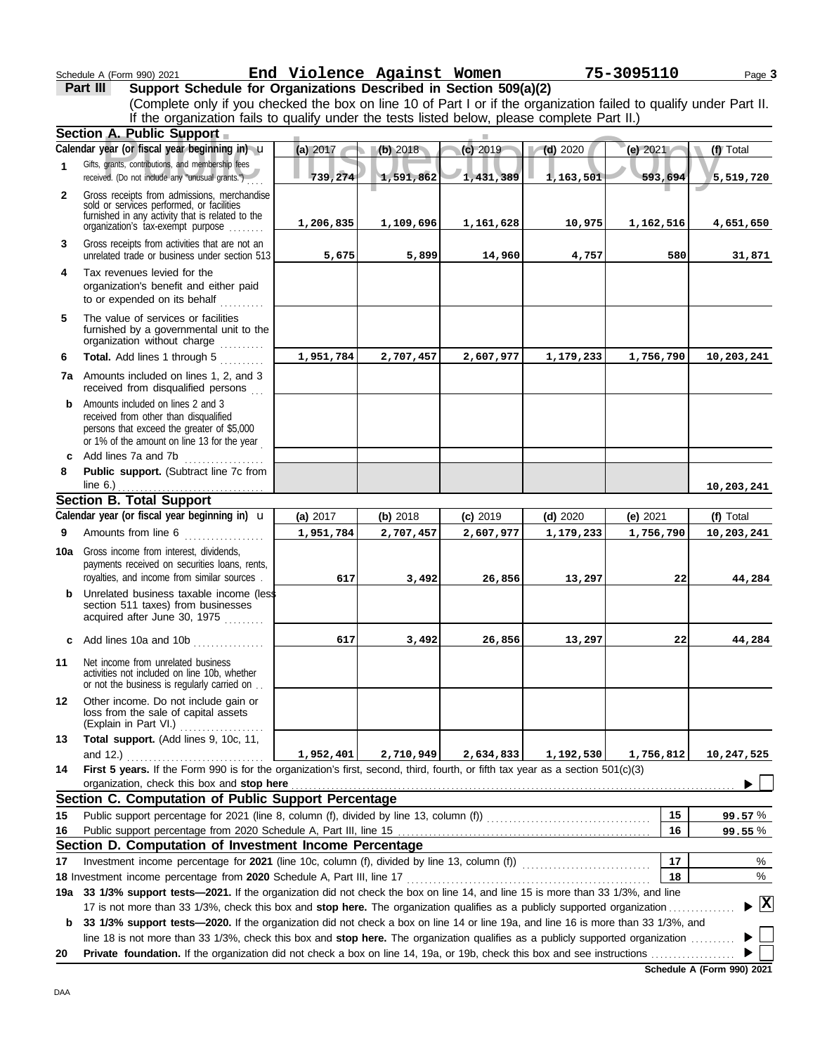Schedule A (Form 990) 2021 **End Violence Against Women** **75-3095110**

**Part III** **Support Schedule for Organizations Described in Section 509(a)(2)**

(Complete only if you checked the box on line 10 of Part I or if the organization failed to qualify under Part II. If the organization fails to qualify under the tests listed below, please complete Part II.)

### Section A. Public Support

| | Calendar year (or fiscal year beginning in) | (a) 2017 | (b) 2018 | (c) 2019 | (d) 2020 | (e) 2021 | (f) Total |
|---|---|---|---|---|---|---|---|
| 1 | Gifts, grants, contributions, and membership fees received. (Do not include any "unusual grants.") | 739,274 | 1,591,862 | 1,431,389 | 1,163,501 | 593,694 | 5,519,720 |
| 2 | Gross receipts from admissions, merchandise sold or services performed, or facilities furnished in any activity that is related to the organization's tax-exempt purpose | 1,206,835 | 1,109,696 | 1,161,628 | 10,975 | 1,162,516 | 4,651,650 |
| 3 | Gross receipts from activities that are not an unrelated trade or business under section 513 | 5,675 | 5,899 | 14,960 | 4,757 | 580 | 31,871 |
| 4 | Tax revenues levied for the organization's benefit and either paid to or expended on its behalf | | | | | | |
| 5 | The value of services or facilities furnished by a governmental unit to the organization without charge | | | | | | |
| 6 | **Total.** Add lines 1 through 5 | 1,951,784 | 2,707,457 | 2,607,977 | 1,179,233 | 1,756,790 | 10,203,241 |
| 7a | Amounts included on lines 1, 2, and 3 received from disqualified persons | | | | | | |
| b | Amounts included on lines 2 and 3 received from other than disqualified persons that exceed the greater of $5,000 or 1% of the amount on line 13 for the year | | | | | | |
| c | Add lines 7a and 7b | | | | | | |
| 8 | **Public support.** (Subtract line 7c from line 6.) | | | | | | 10,203,241 |

### Section B. Total Support

| | Calendar year (or fiscal year beginning in) | (a) 2017 | (b) 2018 | (c) 2019 | (d) 2020 | (e) 2021 | (f) Total |
|---|---|---|---|---|---|---|---|
| 9 | Amounts from line 6 | 1,951,784 | 2,707,457 | 2,607,977 | 1,179,233 | 1,756,790 | 10,203,241 |
| 10a | Gross income from interest, dividends, payments received on securities loans, rents, royalties, and income from similar sources | 617 | 3,492 | 26,856 | 13,297 | 22 | 44,284 |
| b | Unrelated business taxable income (less section 511 taxes) from businesses acquired after June 30, 1975 | | | | | | |
| c | Add lines 10a and 10b | 617 | 3,492 | 26,856 | 13,297 | 22 | 44,284 |
| 11 | Net income from unrelated business activities not included on line 10b, whether or not the business is regularly carried on | | | | | | |
| 12 | Other income. Do not include gain or loss from the sale of capital assets (Explain in Part VI.) | | | | | | |
| 13 | **Total support.** (Add lines 9, 10c, 11, and 12.) | 1,952,401 | 2,710,949 | 2,634,833 | 1,192,530 | 1,756,812 | 10,247,525 |

**14** **First 5 years.** If the Form 990 is for the organization's first, second, third, fourth, or fifth tax year as a section 501(c)(3) organization, check this box and **stop here** ☐

### Section C. Computation of Public Support Percentage

| | | | |
|---|---|---|---|
| 15 | Public support percentage for 2021 (line 8, column (f), divided by line 13, column (f)) | 15 | 99.57 % |
| 16 | Public support percentage from 2020 Schedule A, Part III, line 15 | 16 | 99.55 % |

### Section D. Computation of Investment Income Percentage

| | | | |
|---|---|---|---|
| 17 | Investment income percentage for **2021** (line 10c, column (f), divided by line 13, column (f)) | 17 | % |
| 18 | Investment income percentage from **2020** Schedule A, Part III, line 17 | 18 | % |

**19a** **33 1/3% support tests—2021.** If the organization did not check the box on line 14, and line 15 is more than 33 1/3%, and line 17 is not more than 33 1/3%, check this box and **stop here.** The organization qualifies as a publicly supported organization ☒

**b** **33 1/3% support tests—2020.** If the organization did not check a box on line 14 or line 19a, and line 16 is more than 33 1/3%, and line 18 is not more than 33 1/3%, check this box and **stop here.** The organization qualifies as a publicly supported organization ☐

**20** **Private foundation.** If the organization did not check a box on line 14, 19a, or 19b, check this box and see instructions ☐

**Schedule A (Form 990) 2021**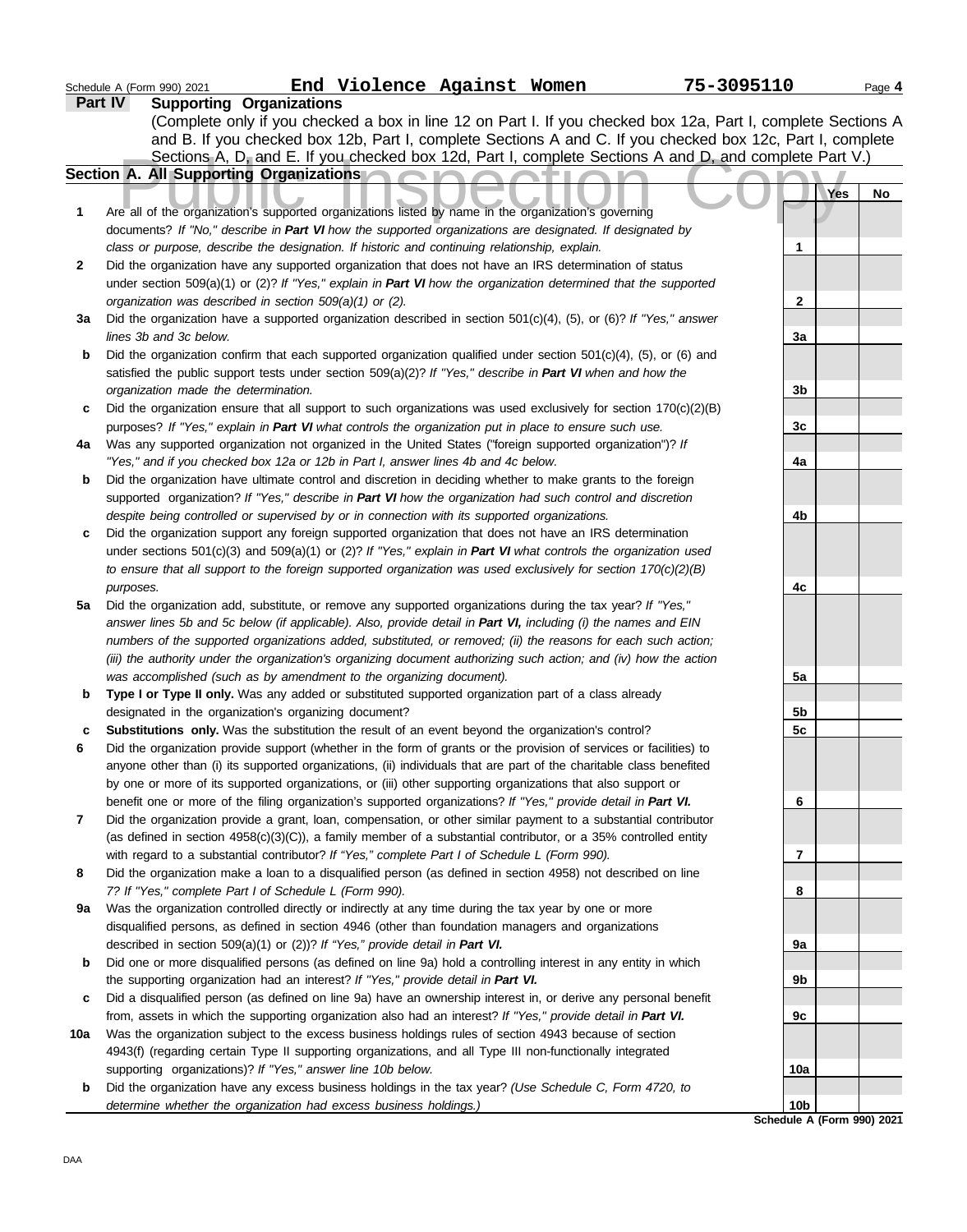Schedule A (Form 990) 2021 **End Violence Against Women** 75-3095110

## Part IV Supporting Organizations

(Complete only if you checked a box in line 12 on Part I. If you checked box 12a, Part I, complete Sections A and B. If you checked box 12b, Part I, complete Sections A and C. If you checked box 12c, Part I, complete Sections A, D, and E. If you checked box 12d, Part I, complete Sections A and D, and complete Part V.)

### Section A. All Supporting Organizations

Public Inspection Copy

| | | | Yes | No |
|---|---|---|---|---|
| **1** | Are all of the organization's supported organizations listed by name in the organization's governing documents? *If "No," describe in **Part VI** how the supported organizations are designated. If designated by class or purpose, describe the designation. If historic and continuing relationship, explain.* | 1 | | |
| **2** | Did the organization have any supported organization that does not have an IRS determination of status under section 509(a)(1) or (2)? *If "Yes," explain in **Part VI** how the organization determined that the supported organization was described in section 509(a)(1) or (2).* | 2 | | |
| **3a** | Did the organization have a supported organization described in section 501(c)(4), (5), or (6)? *If "Yes," answer lines 3b and 3c below.* | 3a | | |
| **b** | Did the organization confirm that each supported organization qualified under section 501(c)(4), (5), or (6) and satisfied the public support tests under section 509(a)(2)? *If "Yes," describe in **Part VI** when and how the organization made the determination.* | 3b | | |
| **c** | Did the organization ensure that all support to such organizations was used exclusively for section 170(c)(2)(B) purposes? *If "Yes," explain in **Part VI** what controls the organization put in place to ensure such use.* | 3c | | |
| **4a** | Was any supported organization not organized in the United States ("foreign supported organization")? *If "Yes," and if you checked box 12a or 12b in Part I, answer lines 4b and 4c below.* | 4a | | |
| **b** | Did the organization have ultimate control and discretion in deciding whether to make grants to the foreign supported organization? *If "Yes," describe in **Part VI** how the organization had such control and discretion despite being controlled or supervised by or in connection with its supported organizations.* | 4b | | |
| **c** | Did the organization support any foreign supported organization that does not have an IRS determination under sections 501(c)(3) and 509(a)(1) or (2)? *If "Yes," explain in **Part VI** what controls the organization used to ensure that all support to the foreign supported organization was used exclusively for section 170(c)(2)(B) purposes.* | 4c | | |
| **5a** | Did the organization add, substitute, or remove any supported organizations during the tax year? *If "Yes," answer lines 5b and 5c below (if applicable). Also, provide detail in **Part VI,** including (i) the names and EIN numbers of the supported organizations added, substituted, or removed; (ii) the reasons for each such action; (iii) the authority under the organization's organizing document authorizing such action; and (iv) how the action was accomplished (such as by amendment to the organizing document).* | 5a | | |
| **b** | **Type I or Type II only.** Was any added or substituted supported organization part of a class already designated in the organization's organizing document? | 5b | | |
| **c** | **Substitutions only.** Was the substitution the result of an event beyond the organization's control? | 5c | | |
| **6** | Did the organization provide support (whether in the form of grants or the provision of services or facilities) to anyone other than (i) its supported organizations, (ii) individuals that are part of the charitable class benefited by one or more of its supported organizations, or (iii) other supporting organizations that also support or benefit one or more of the filing organization's supported organizations? *If "Yes," provide detail in **Part VI.*** | 6 | | |
| **7** | Did the organization provide a grant, loan, compensation, or other similar payment to a substantial contributor (as defined in section 4958(c)(3)(C)), a family member of a substantial contributor, or a 35% controlled entity with regard to a substantial contributor? *If "Yes," complete Part I of Schedule L (Form 990).* | 7 | | |
| **8** | Did the organization make a loan to a disqualified person (as defined in section 4958) not described on line 7? *If "Yes," complete Part I of Schedule L (Form 990).* | 8 | | |
| **9a** | Was the organization controlled directly or indirectly at any time during the tax year by one or more disqualified persons, as defined in section 4946 (other than foundation managers and organizations described in section 509(a)(1) or (2))? *If "Yes," provide detail in **Part VI.*** | 9a | | |
| **b** | Did one or more disqualified persons (as defined on line 9a) hold a controlling interest in any entity in which the supporting organization had an interest? *If "Yes," provide detail in **Part VI.*** | 9b | | |
| **c** | Did a disqualified person (as defined on line 9a) have an ownership interest in, or derive any personal benefit from, assets in which the supporting organization also had an interest? *If "Yes," provide detail in **Part VI.*** | 9c | | |
| **10a** | Was the organization subject to the excess business holdings rules of section 4943 because of section 4943(f) (regarding certain Type II supporting organizations, and all Type III non-functionally integrated supporting organizations)? *If "Yes," answer line 10b below.* | 10a | | |
| **b** | Did the organization have any excess business holdings in the tax year? *(Use Schedule C, Form 4720, to determine whether the organization had excess business holdings.)* | 10b | | |

Schedule A (Form 990) 2021

DAA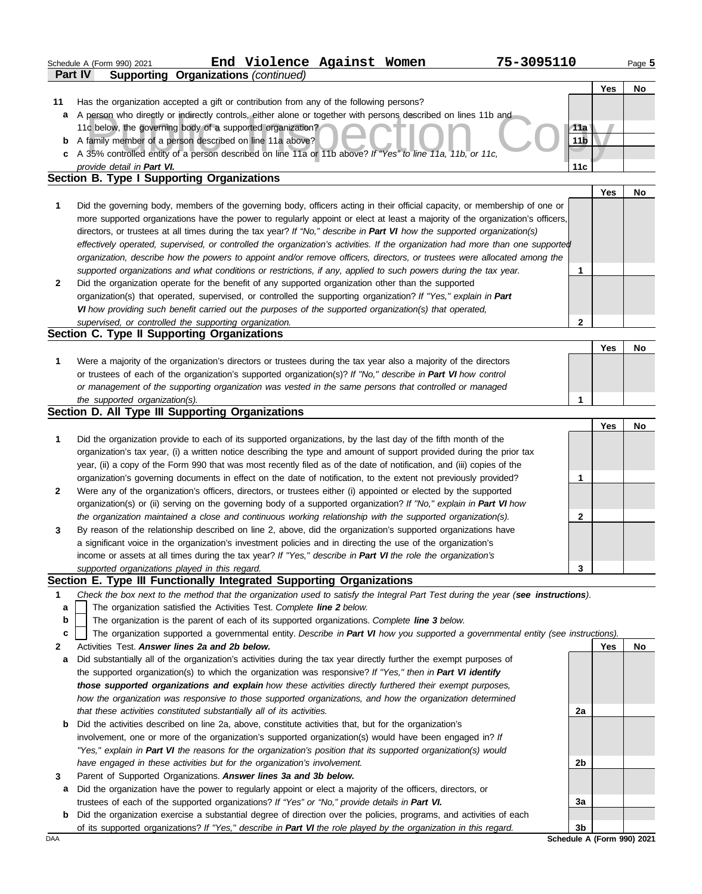Schedule A (Form 990) 2021 **End Violence Against Women** **75-3095110**

## Part IV Supporting Organizations *(continued)*

| | | | Yes | No |
|---|---|---|---|---|
| **11** | Has the organization accepted a gift or contribution from any of the following persons? | | | |
| **a** | A person who directly or indirectly controls, either alone or together with persons described on lines 11b and 11c below, the governing body of a supported organization? | 11a | | |
| **b** | A family member of a person described on line 11a above? | 11b | | |
| **c** | A 35% controlled entity of a person described on line 11a or 11b above? *If "Yes" to line 11a, 11b, or 11c, provide detail in **Part VI**.* | 11c | | |

### Section B. Type I Supporting Organizations

| | | | Yes | No |
|---|---|---|---|---|
| **1** | Did the governing body, members of the governing body, officers acting in their official capacity, or membership of one or more supported organizations have the power to regularly appoint or elect at least a majority of the organization's officers, directors, or trustees at all times during the tax year? *If "No," describe in **Part VI** how the supported organization(s) effectively operated, supervised, or controlled the organization's activities. If the organization had more than one supported organization, describe how the powers to appoint and/or remove officers, directors, or trustees were allocated among the supported organizations and what conditions or restrictions, if any, applied to such powers during the tax year.* | 1 | | |
| **2** | Did the organization operate for the benefit of any supported organization other than the supported organization(s) that operated, supervised, or controlled the supporting organization? *If "Yes," explain in **Part VI** how providing such benefit carried out the purposes of the supported organization(s) that operated, supervised, or controlled the supporting organization.* | 2 | | |

### Section C. Type II Supporting Organizations

| | | | Yes | No |
|---|---|---|---|---|
| **1** | Were a majority of the organization's directors or trustees during the tax year also a majority of the directors or trustees of each of the organization's supported organization(s)? *If "No," describe in **Part VI** how control or management of the supporting organization was vested in the same persons that controlled or managed the supported organization(s).* | 1 | | |

### Section D. All Type III Supporting Organizations

| | | | Yes | No |
|---|---|---|---|---|
| **1** | Did the organization provide to each of its supported organizations, by the last day of the fifth month of the organization's tax year, (i) a written notice describing the type and amount of support provided during the prior tax year, (ii) a copy of the Form 990 that was most recently filed as of the date of notification, and (iii) copies of the organization's governing documents in effect on the date of notification, to the extent not previously provided? | 1 | | |
| **2** | Were any of the organization's officers, directors, or trustees either (i) appointed or elected by the supported organization(s) or (ii) serving on the governing body of a supported organization? *If "No," explain in **Part VI** how the organization maintained a close and continuous working relationship with the supported organization(s).* | 2 | | |
| **3** | By reason of the relationship described on line 2, above, did the organization's supported organizations have a significant voice in the organization's investment policies and in directing the use of the organization's income or assets at all times during the tax year? *If "Yes," describe in **Part VI** the role the organization's supported organizations played in this regard.* | 3 | | |

### Section E. Type III Functionally Integrated Supporting Organizations

**1** *Check the box next to the method that the organization used to satisfy the Integral Part Test during the year (**see instructions**).*

- **a** ☐ The organization satisfied the Activities Test. *Complete **line 2** below.*
- **b** ☐ The organization is the parent of each of its supported organizations. *Complete **line 3** below.*
- **c** ☐ The organization supported a governmental entity. *Describe in **Part VI** how you supported a governmental entity (see instructions).*

| | | | Yes | No |
|---|---|---|---|---|
| **2** | Activities Test. ***Answer lines 2a and 2b below.*** | | | |
| **a** | Did substantially all of the organization's activities during the tax year directly further the exempt purposes of the supported organization(s) to which the organization was responsive? *If "Yes," then in **Part VI identify those supported organizations and explain** how these activities directly furthered their exempt purposes, how the organization was responsive to those supported organizations, and how the organization determined that these activities constituted substantially all of its activities.* | 2a | | |
| **b** | Did the activities described on line 2a, above, constitute activities that, but for the organization's involvement, one or more of the organization's supported organization(s) would have been engaged in? *If "Yes," explain in **Part VI** the reasons for the organization's position that its supported organization(s) would have engaged in these activities but for the organization's involvement.* | 2b | | |
| **3** | Parent of Supported Organizations. ***Answer lines 3a and 3b below.*** | | | |
| **a** | Did the organization have the power to regularly appoint or elect a majority of the officers, directors, or trustees of each of the supported organizations? *If "Yes" or "No," provide details in **Part VI**.* | 3a | | |
| **b** | Did the organization exercise a substantial degree of direction over the policies, programs, and activities of each of its supported organizations? *If "Yes," describe in **Part VI** the role played by the organization in this regard.* | 3b | | |

DAA **Schedule A (Form 990) 2021**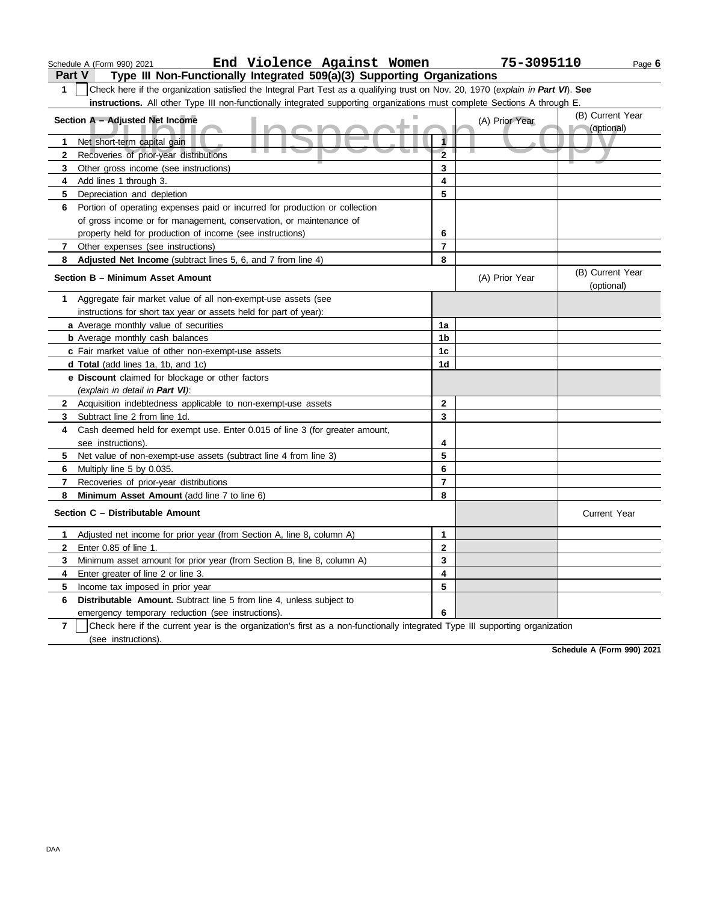Schedule A (Form 990) 2021 **End Violence Against Women** **75-3095110** Page **6**

## Part V — Type III Non-Functionally Integrated 509(a)(3) Supporting Organizations

**1** ☐ Check here if the organization satisfied the Integral Part Test as a qualifying trust on Nov. 20, 1970 (*explain in **Part VI***). **See instructions.** All other Type III non-functionally integrated supporting organizations must complete Sections A through E.

| Section A – Adjusted Net Income | | (A) Prior Year | (B) Current Year (optional) |
|---|---|---|---|
| **1** Net short-term capital gain | 1 | | |
| **2** Recoveries of prior-year distributions | 2 | | |
| **3** Other gross income (see instructions) | 3 | | |
| **4** Add lines 1 through 3. | 4 | | |
| **5** Depreciation and depletion | 5 | | |
| **6** Portion of operating expenses paid or incurred for production or collection of gross income or for management, conservation, or maintenance of property held for production of income (see instructions) | 6 | | |
| **7** Other expenses (see instructions) | 7 | | |
| **8** **Adjusted Net Income** (subtract lines 5, 6, and 7 from line 4) | 8 | | |

| Section B – Minimum Asset Amount | | (A) Prior Year | (B) Current Year (optional) |
|---|---|---|---|
| **1** Aggregate fair market value of all non-exempt-use assets (see instructions for short tax year or assets held for part of year): | | | |
| **a** Average monthly value of securities | 1a | | |
| **b** Average monthly cash balances | 1b | | |
| **c** Fair market value of other non-exempt-use assets | 1c | | |
| **d** **Total** (add lines 1a, 1b, and 1c) | 1d | | |
| **e** **Discount** claimed for blockage or other factors (*explain in detail in **Part VI***): | | | |
| **2** Acquisition indebtedness applicable to non-exempt-use assets | 2 | | |
| **3** Subtract line 2 from line 1d. | 3 | | |
| **4** Cash deemed held for exempt use. Enter 0.015 of line 3 (for greater amount, see instructions). | 4 | | |
| **5** Net value of non-exempt-use assets (subtract line 4 from line 3) | 5 | | |
| **6** Multiply line 5 by 0.035. | 6 | | |
| **7** Recoveries of prior-year distributions | 7 | | |
| **8** **Minimum Asset Amount** (add line 7 to line 6) | 8 | | |

| Section C – Distributable Amount | | | Current Year |
|---|---|---|---|
| **1** Adjusted net income for prior year (from Section A, line 8, column A) | 1 | | |
| **2** Enter 0.85 of line 1. | 2 | | |
| **3** Minimum asset amount for prior year (from Section B, line 8, column A) | 3 | | |
| **4** Enter greater of line 2 or line 3. | 4 | | |
| **5** Income tax imposed in prior year | 5 | | |
| **6** **Distributable Amount.** Subtract line 5 from line 4, unless subject to emergency temporary reduction (see instructions). | 6 | | |

**7** ☐ Check here if the current year is the organization's first as a non-functionally integrated Type III supporting organization (see instructions).

**Schedule A (Form 990) 2021**

DAA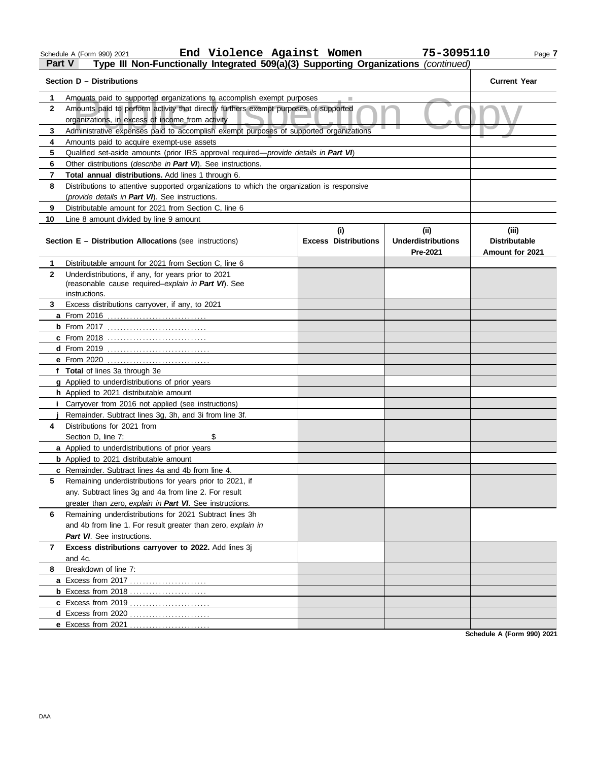Schedule A (Form 990) 2021 End Violence Against Women 75-3095110

## Part V Type III Non-Functionally Integrated 509(a)(3) Supporting Organizations *(continued)*

| Section D – Distributions | | Current Year |
|---|---|---|
| 1 | Amounts paid to supported organizations to accomplish exempt purposes | |
| 2 | Amounts paid to perform activity that directly furthers exempt purposes of supported organizations, in excess of income from activity | |
| 3 | Administrative expenses paid to accomplish exempt purposes of supported organizations | |
| 4 | Amounts paid to acquire exempt-use assets | |
| 5 | Qualified set-aside amounts (prior IRS approval required—*provide details in **Part VI***) | |
| 6 | Other distributions (*describe in **Part VI***). See instructions. | |
| 7 | **Total annual distributions.** Add lines 1 through 6. | |
| 8 | Distributions to attentive supported organizations to which the organization is responsive (*provide details in **Part VI***). See instructions. | |
| 9 | Distributable amount for 2021 from Section C, line 6 | |
| 10 | Line 8 amount divided by line 9 amount | |

| Section E – Distribution Allocations (see instructions) | (i) Excess Distributions | (ii) Underdistributions Pre-2021 | (iii) Distributable Amount for 2021 |
|---|---|---|---|
| 1 Distributable amount for 2021 from Section C, line 6 | | | |
| 2 Underdistributions, if any, for years prior to 2021 (reasonable cause required–*explain in **Part VI***). See instructions. | | | |
| 3 Excess distributions carryover, if any, to 2021 | | | |
| a From 2016 | | | |
| b From 2017 | | | |
| c From 2018 | | | |
| d From 2019 | | | |
| e From 2020 | | | |
| f **Total** of lines 3a through 3e | | | |
| g Applied to underdistributions of prior years | | | |
| h Applied to 2021 distributable amount | | | |
| i Carryover from 2016 not applied (see instructions) | | | |
| j Remainder. Subtract lines 3g, 3h, and 3i from line 3f. | | | |
| 4 Distributions for 2021 from Section D, line 7: $ | | | |
| a Applied to underdistributions of prior years | | | |
| b Applied to 2021 distributable amount | | | |
| c Remainder. Subtract lines 4a and 4b from line 4. | | | |
| 5 Remaining underdistributions for years prior to 2021, if any. Subtract lines 3g and 4a from line 2. For result greater than zero, *explain in **Part VI***. See instructions. | | | |
| 6 Remaining underdistributions for 2021 Subtract lines 3h and 4b from line 1. For result greater than zero, *explain in **Part VI***. See instructions. | | | |
| 7 **Excess distributions carryover to 2022.** Add lines 3j and 4c. | | | |
| 8 Breakdown of line 7: | | | |
| a Excess from 2017 | | | |
| b Excess from 2018 | | | |
| c Excess from 2019 | | | |
| d Excess from 2020 | | | |
| e Excess from 2021 | | | |

Schedule A (Form 990) 2021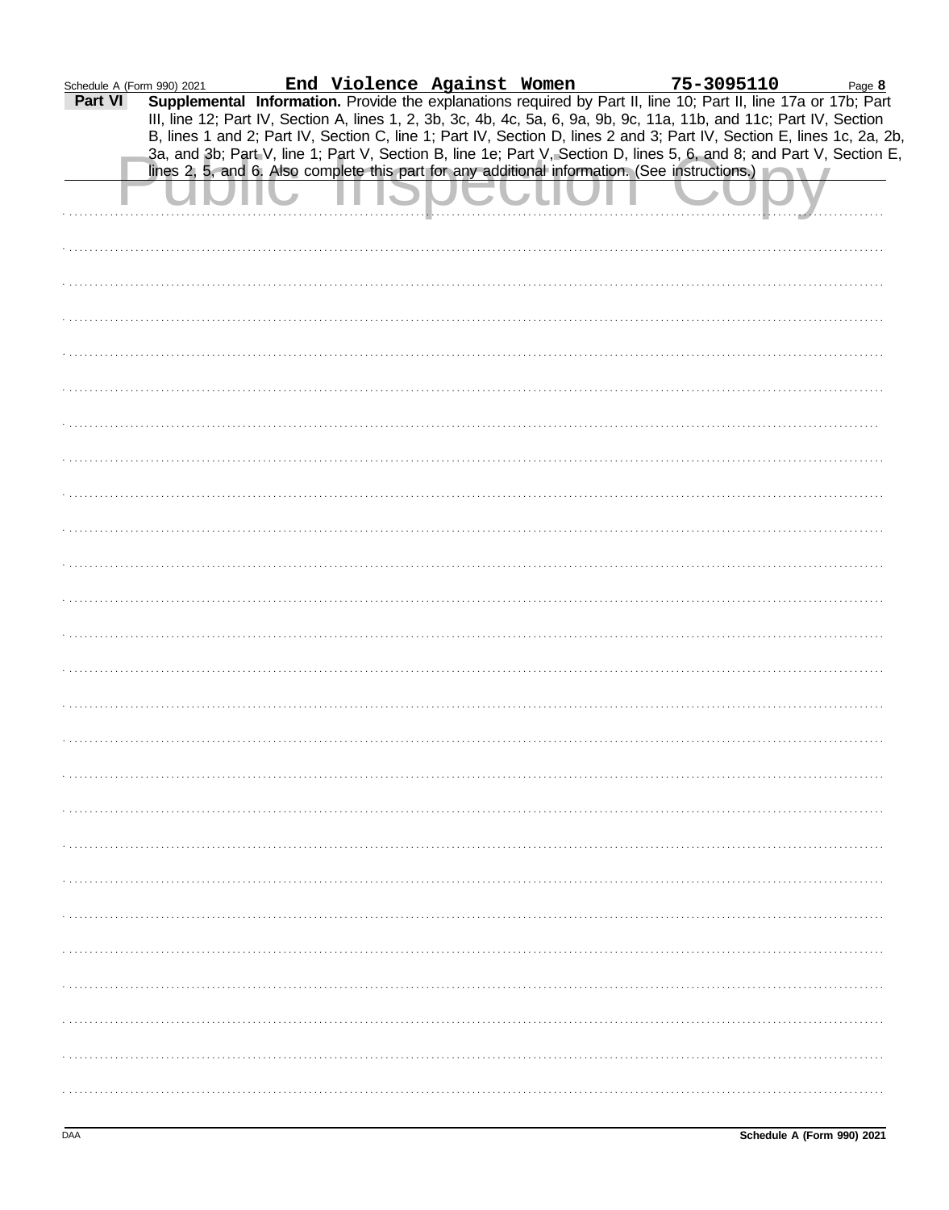Schedule A (Form 990) 2021 **End Violence Against Women** **75-3095110**

**Part VI** **Supplemental Information.** Provide the explanations required by Part II, line 10; Part II, line 17a or 17b; Part III, line 12; Part IV, Section A, lines 1, 2, 3b, 3c, 4b, 4c, 5a, 6, 9a, 9b, 9c, 11a, 11b, and 11c; Part IV, Section B, lines 1 and 2; Part IV, Section C, line 1; Part IV, Section D, lines 2 and 3; Part IV, Section E, lines 1c, 2a, 2b, 3a, and 3b; Part V, line 1; Part V, Section B, line 1e; Part V, Section D, lines 5, 6, and 8; and Part V, Section E, lines 2, 5, and 6. Also complete this part for any additional information. (See instructions.)

Public Inspection Copy

DAA **Schedule A (Form 990) 2021**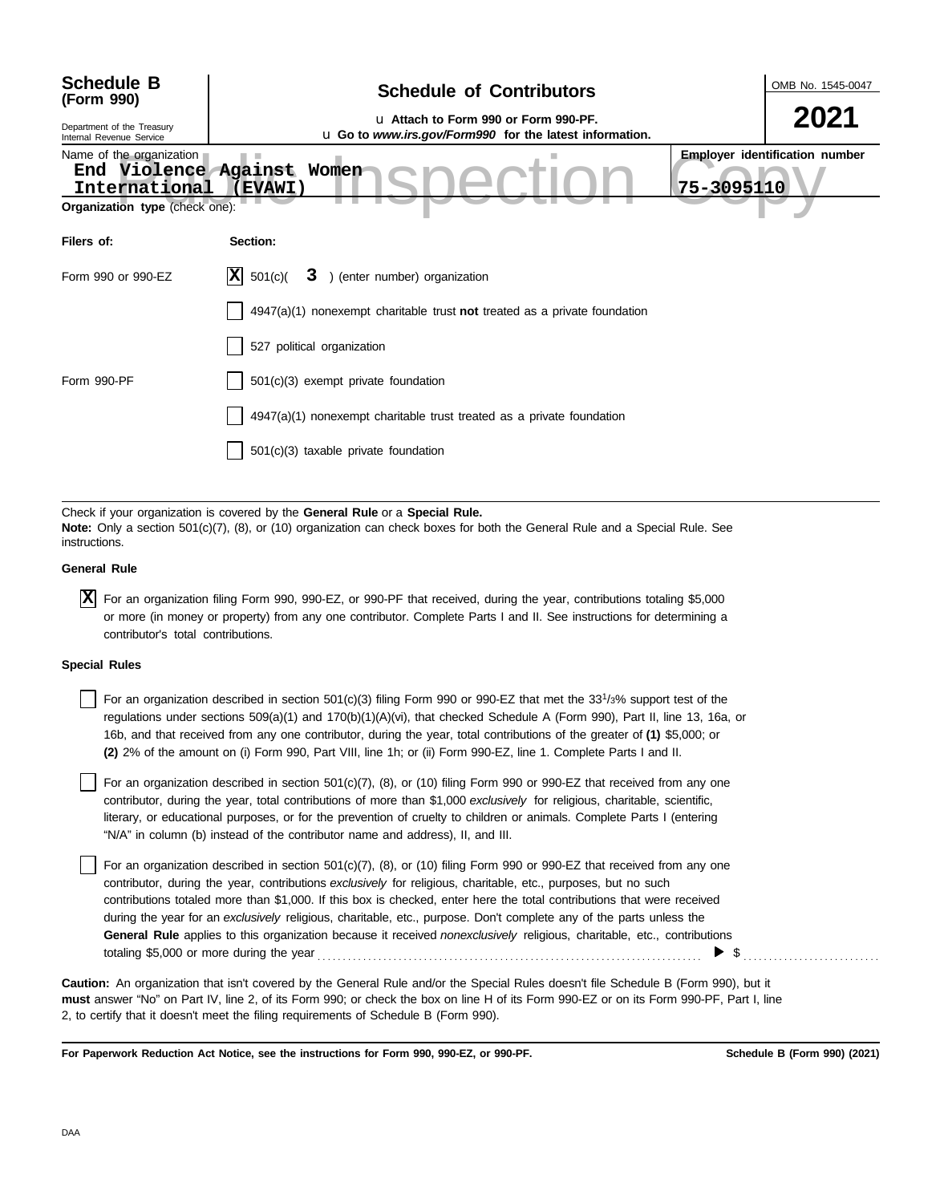**Schedule B (Form 990)**

Department of the Treasury
Internal Revenue Service

# Schedule of Contributors

u Attach to Form 990 or Form 990-PF.
u Go to *www.irs.gov/Form990* for the latest information.

OMB No. 1545-0047

**2021**

Name of the organization: End Violence Against Women International (EVAWI)

Employer identification number: 75-3095110

**Organization type** (check one):

| Filers of: | Section: |
|---|---|
| Form 990 or 990-EZ | [X] 501(c)( 3 ) (enter number) organization |
| | [ ] 4947(a)(1) nonexempt charitable trust **not** treated as a private foundation |
| | [ ] 527 political organization |
| Form 990-PF | [ ] 501(c)(3) exempt private foundation |
| | [ ] 4947(a)(1) nonexempt charitable trust treated as a private foundation |
| | [ ] 501(c)(3) taxable private foundation |

Check if your organization is covered by the **General Rule** or a **Special Rule.**

**Note:** Only a section 501(c)(7), (8), or (10) organization can check boxes for both the General Rule and a Special Rule. See instructions.

**General Rule**

[X] For an organization filing Form 990, 990-EZ, or 990-PF that received, during the year, contributions totaling $5,000 or more (in money or property) from any one contributor. Complete Parts I and II. See instructions for determining a contributor's total contributions.

**Special Rules**

[ ] For an organization described in section 501(c)(3) filing Form 990 or 990-EZ that met the 33 1/3% support test of the regulations under sections 509(a)(1) and 170(b)(1)(A)(vi), that checked Schedule A (Form 990), Part II, line 13, 16a, or 16b, and that received from any one contributor, during the year, total contributions of the greater of **(1)** $5,000; or **(2)** 2% of the amount on (i) Form 990, Part VIII, line 1h; or (ii) Form 990-EZ, line 1. Complete Parts I and II.

[ ] For an organization described in section 501(c)(7), (8), or (10) filing Form 990 or 990-EZ that received from any one contributor, during the year, total contributions of more than $1,000 *exclusively* for religious, charitable, scientific, literary, or educational purposes, or for the prevention of cruelty to children or animals. Complete Parts I (entering "N/A" in column (b) instead of the contributor name and address), II, and III.

[ ] For an organization described in section 501(c)(7), (8), or (10) filing Form 990 or 990-EZ that received from any one contributor, during the year, contributions *exclusively* for religious, charitable, etc., purposes, but no such contributions totaled more than $1,000. If this box is checked, enter here the total contributions that were received during the year for an *exclusively* religious, charitable, etc., purpose. Don't complete any of the parts unless the **General Rule** applies to this organization because it received *nonexclusively* religious, charitable, etc., contributions totaling $5,000 or more during the year ▶ $ ..........

**Caution:** An organization that isn't covered by the General Rule and/or the Special Rules doesn't file Schedule B (Form 990), but it **must** answer "No" on Part IV, line 2, of its Form 990; or check the box on line H of its Form 990-EZ or on its Form 990-PF, Part I, line 2, to certify that it doesn't meet the filing requirements of Schedule B (Form 990).

**For Paperwork Reduction Act Notice, see the instructions for Form 990, 990-EZ, or 990-PF.** **Schedule B (Form 990) (2021)**

DAA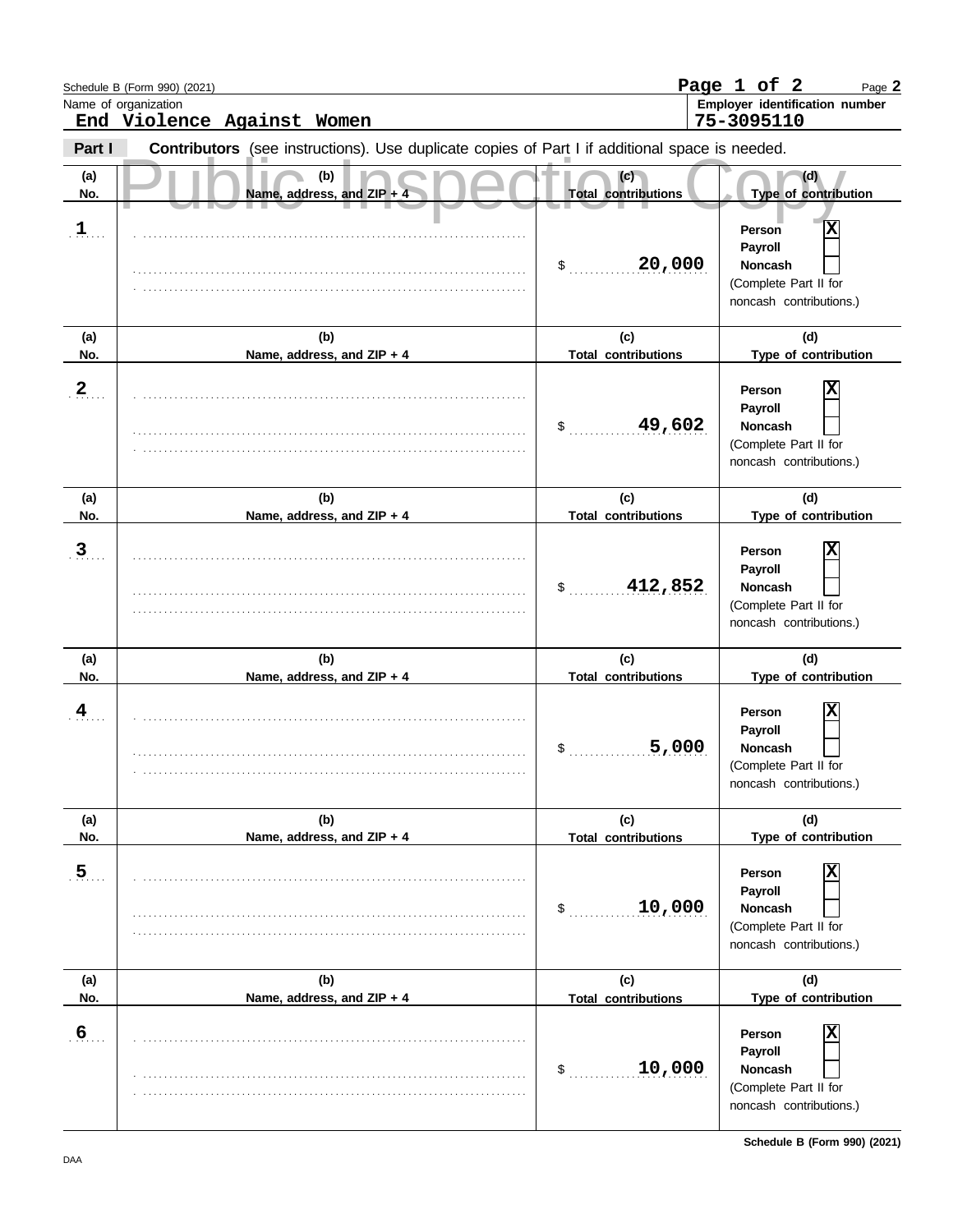Name of organization: **End Violence Against Women**

Employer identification number: **75-3095110**

Page 1 of 2

## Part I — Contributors (see instructions). Use duplicate copies of Part I if additional space is needed.

Public Inspection Copy

| (a) No. | (b) Name, address, and ZIP + 4 | (c) Total contributions | (d) Type of contribution |
|---|---|---|---|
| 1 | | $ 20,000 | Person [X] Payroll [ ] Noncash [ ] (Complete Part II for noncash contributions.) |
| 2 | | $ 49,602 | Person [X] Payroll [ ] Noncash [ ] (Complete Part II for noncash contributions.) |
| 3 | | $ 412,852 | Person [X] Payroll [ ] Noncash [ ] (Complete Part II for noncash contributions.) |
| 4 | | $ 5,000 | Person [X] Payroll [ ] Noncash [ ] (Complete Part II for noncash contributions.) |
| 5 | | $ 10,000 | Person [X] Payroll [ ] Noncash [ ] (Complete Part II for noncash contributions.) |
| 6 | | $ 10,000 | Person [X] Payroll [ ] Noncash [ ] (Complete Part II for noncash contributions.) |

DAA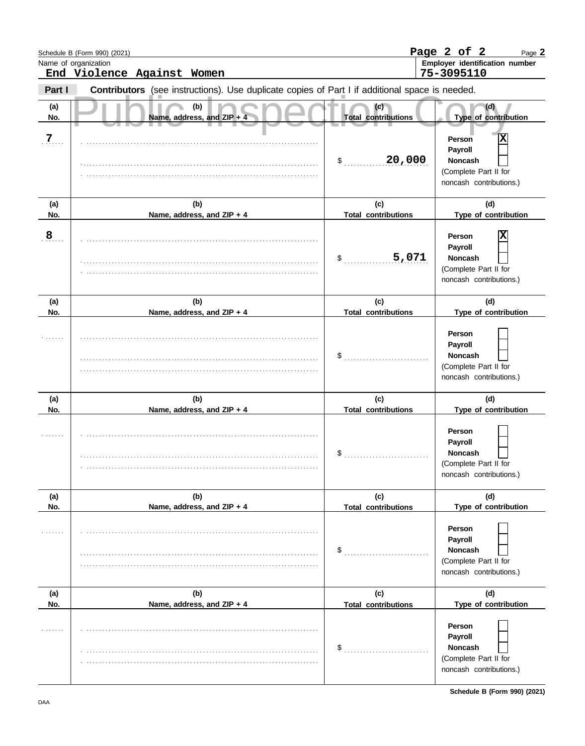Schedule B (Form 990) (2021)

Name of organization: **End Violence Against Women**

Employer identification number: **75-3095110**

**Part I** **Contributors** (see instructions). Use duplicate copies of Part I if additional space is needed.

Public Inspection Copy

| (a) No. | (b) Name, address, and ZIP + 4 | (c) Total contributions | (d) Type of contribution |
|---|---|---|---|
| 7 | | $ 20,000 | Person [X] Payroll [ ] Noncash [ ] (Complete Part II for noncash contributions.) |
| 8 | | $ 5,071 | Person [X] Payroll [ ] Noncash [ ] (Complete Part II for noncash contributions.) |
| | | $ | Person [ ] Payroll [ ] Noncash [ ] (Complete Part II for noncash contributions.) |
| | | $ | Person [ ] Payroll [ ] Noncash [ ] (Complete Part II for noncash contributions.) |
| | | $ | Person [ ] Payroll [ ] Noncash [ ] (Complete Part II for noncash contributions.) |
| | | $ | Person [ ] Payroll [ ] Noncash [ ] (Complete Part II for noncash contributions.) |

Schedule B (Form 990) (2021)

DAA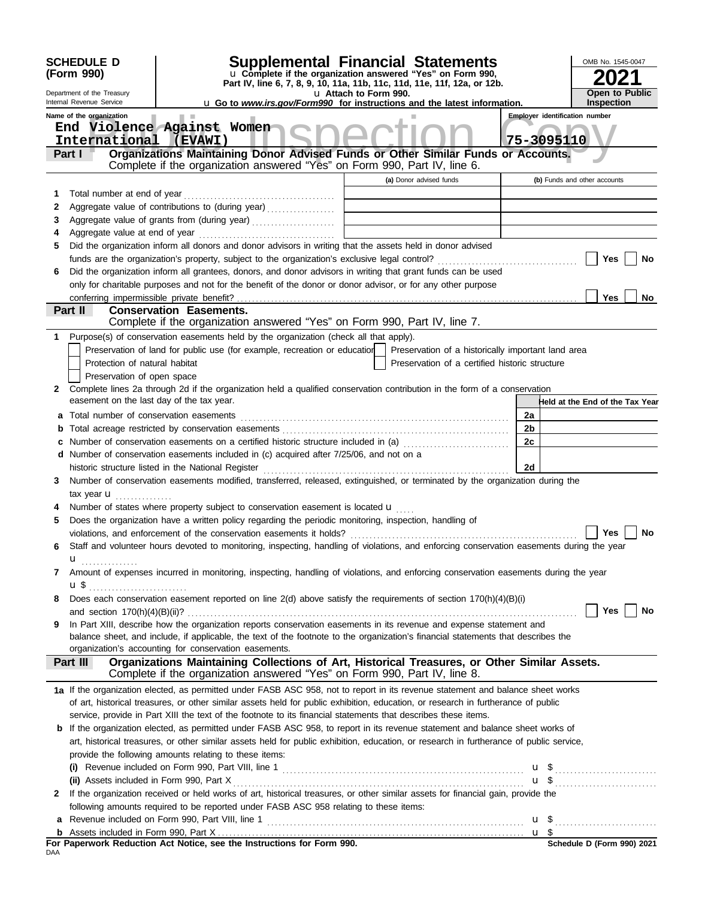**SCHEDULE D (Form 990)**

Department of the Treasury
Internal Revenue Service

# Supplemental Financial Statements

u Complete if the organization answered "Yes" on Form 990, Part IV, line 6, 7, 8, 9, 10, 11a, 11b, 11c, 11d, 11e, 11f, 12a, or 12b.
u Attach to Form 990.
u Go to *www.irs.gov/Form990* for instructions and the latest information.

OMB No. 1545-0047

**2021**

**Open to Public Inspection**

Name of the organization: End Violence Against Women International (EVAWI)

Employer identification number: 75-3095110

## Part I — Organizations Maintaining Donor Advised Funds or Other Similar Funds or Accounts.

Complete if the organization answered "Yes" on Form 990, Part IV, line 6.

| | | (a) Donor advised funds | (b) Funds and other accounts |
|---|---|---|---|
| 1 | Total number at end of year | | |
| 2 | Aggregate value of contributions to (during year) | | |
| 3 | Aggregate value of grants from (during year) | | |
| 4 | Aggregate value at end of year | | |

5 Did the organization inform all donors and donor advisors in writing that the assets held in donor advised funds are the organization's property, subject to the organization's exclusive legal control? ☐ Yes ☐ No

6 Did the organization inform all grantees, donors, and donor advisors in writing that grant funds can be used only for charitable purposes and not for the benefit of the donor or donor advisor, or for any other purpose conferring impermissible private benefit? ☐ Yes ☐ No

## Part II — Conservation Easements.

Complete if the organization answered "Yes" on Form 990, Part IV, line 7.

1 Purpose(s) of conservation easements held by the organization (check all that apply).

- ☐ Preservation of land for public use (for example, recreation or education)
- ☐ Protection of natural habitat
- ☐ Preservation of open space
- ☐ Preservation of a historically important land area
- ☐ Preservation of a certified historic structure

2 Complete lines 2a through 2d if the organization held a qualified conservation contribution in the form of a conservation easement on the last day of the tax year.

| | | | Held at the End of the Tax Year |
|---|---|---|---|
| a | Total number of conservation easements | 2a | |
| b | Total acreage restricted by conservation easements | 2b | |
| c | Number of conservation easements on a certified historic structure included in (a) | 2c | |
| d | Number of conservation easements included in (c) acquired after 7/25/06, and not on a historic structure listed in the National Register | 2d | |

3 Number of conservation easements modified, transferred, released, extinguished, or terminated by the organization during the tax year u

4 Number of states where property subject to conservation easement is located u

5 Does the organization have a written policy regarding the periodic monitoring, inspection, handling of violations, and enforcement of the conservation easements it holds? ☐ Yes ☐ No

6 Staff and volunteer hours devoted to monitoring, inspecting, handling of violations, and enforcing conservation easements during the year u

7 Amount of expenses incurred in monitoring, inspecting, handling of violations, and enforcing conservation easements during the year u $

8 Does each conservation easement reported on line 2(d) above satisfy the requirements of section 170(h)(4)(B)(i) and section 170(h)(4)(B)(ii)? ☐ Yes ☐ No

9 In Part XIII, describe how the organization reports conservation easements in its revenue and expense statement and balance sheet, and include, if applicable, the text of the footnote to the organization's financial statements that describes the organization's accounting for conservation easements.

## Part III — Organizations Maintaining Collections of Art, Historical Treasures, or Other Similar Assets.

Complete if the organization answered "Yes" on Form 990, Part IV, line 8.

1a If the organization elected, as permitted under FASB ASC 958, not to report in its revenue statement and balance sheet works of art, historical treasures, or other similar assets held for public exhibition, education, or research in furtherance of public service, provide in Part XIII the text of the footnote to its financial statements that describes these items.

b If the organization elected, as permitted under FASB ASC 958, to report in its revenue statement and balance sheet works of art, historical treasures, or other similar assets held for public exhibition, education, or research in furtherance of public service, provide the following amounts relating to these items:

(i) Revenue included on Form 990, Part VIII, line 1 u $

(ii) Assets included in Form 990, Part X u $

2 If the organization received or held works of art, historical treasures, or other similar assets for financial gain, provide the following amounts required to be reported under FASB ASC 958 relating to these items:

a Revenue included on Form 990, Part VIII, line 1 u $

b Assets included in Form 990, Part X u $

**For Paperwork Reduction Act Notice, see the Instructions for Form 990.** Schedule D (Form 990) 2021

DAA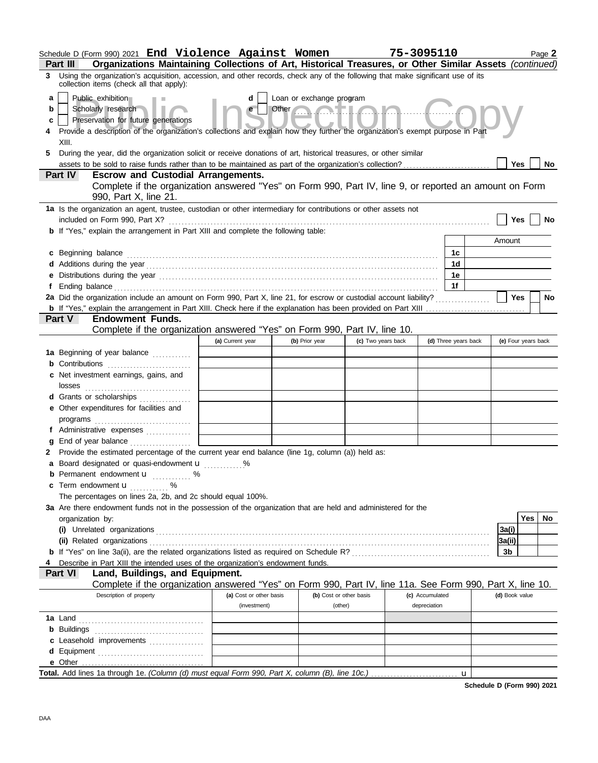Schedule D (Form 990) 2021 **End Violence Against Women** **75-3095110** Page **2**

## Part III Organizations Maintaining Collections of Art, Historical Treasures, or Other Similar Assets *(continued)*

**3** Using the organization's acquisition, accession, and other records, check any of the following that make significant use of its collection items (check all that apply):

- **a** ☐ Public exhibition
- **b** ☐ Scholarly research
- **c** ☐ Preservation for future generations
- **d** ☐ Loan or exchange program
- **e** ☐ Other ..........

**4** Provide a description of the organization's collections and explain how they further the organization's exempt purpose in Part XIII.

**5** During the year, did the organization solicit or receive donations of art, historical treasures, or other similar assets to be sold to raise funds rather than to be maintained as part of the organization's collection? ☐ Yes ☐ No

## Part IV Escrow and Custodial Arrangements.

Complete if the organization answered "Yes" on Form 990, Part IV, line 9, or reported an amount on Form 990, Part X, line 21.

**1a** Is the organization an agent, trustee, custodian or other intermediary for contributions or other assets not included on Form 990, Part X? ☐ Yes ☐ No

**b** If "Yes," explain the arrangement in Part XIII and complete the following table:

| | | Amount |
|---|---|---|
| **c** Beginning balance | 1c | |
| **d** Additions during the year | 1d | |
| **e** Distributions during the year | 1e | |
| **f** Ending balance | 1f | |

**2a** Did the organization include an amount on Form 990, Part X, line 21, for escrow or custodial account liability? ☐ Yes ☐ No

**b** If "Yes," explain the arrangement in Part XIII. Check here if the explanation has been provided on Part XIII ☐

## Part V Endowment Funds.

Complete if the organization answered "Yes" on Form 990, Part IV, line 10.

| | (a) Current year | (b) Prior year | (c) Two years back | (d) Three years back | (e) Four years back |
|---|---|---|---|---|---|
| **1a** Beginning of year balance | | | | | |
| **b** Contributions | | | | | |
| **c** Net investment earnings, gains, and losses | | | | | |
| **d** Grants or scholarships | | | | | |
| **e** Other expenditures for facilities and programs | | | | | |
| **f** Administrative expenses | | | | | |
| **g** End of year balance | | | | | |

**2** Provide the estimated percentage of the current year end balance (line 1g, column (a)) held as:

- **a** Board designated or quasi-endowment u .......... %
- **b** Permanent endowment u .......... %
- **c** Term endowment u .......... %

The percentages on lines 2a, 2b, and 2c should equal 100%.

**3a** Are there endowment funds not in the possession of the organization that are held and administered for the organization by:

| | | Yes | No |
|---|---|---|---|
| **(i)** Unrelated organizations | 3a(i) | | |
| **(ii)** Related organizations | 3a(ii) | | |
| **b** If "Yes" on line 3a(ii), are the related organizations listed as required on Schedule R? | 3b | | |

**4** Describe in Part XIII the intended uses of the organization's endowment funds.

## Part VI Land, Buildings, and Equipment.

Complete if the organization answered "Yes" on Form 990, Part IV, line 11a. See Form 990, Part X, line 10.

| Description of property | (a) Cost or other basis (investment) | (b) Cost or other basis (other) | (c) Accumulated depreciation | (d) Book value |
|---|---|---|---|---|
| **1a** Land | | | | |
| **b** Buildings | | | | |
| **c** Leasehold improvements | | | | |
| **d** Equipment | | | | |
| **e** Other | | | | |

**Total.** Add lines 1a through 1e. *(Column (d) must equal Form 990, Part X, column (B), line 10c.)* u

**Schedule D (Form 990) 2021**

DAA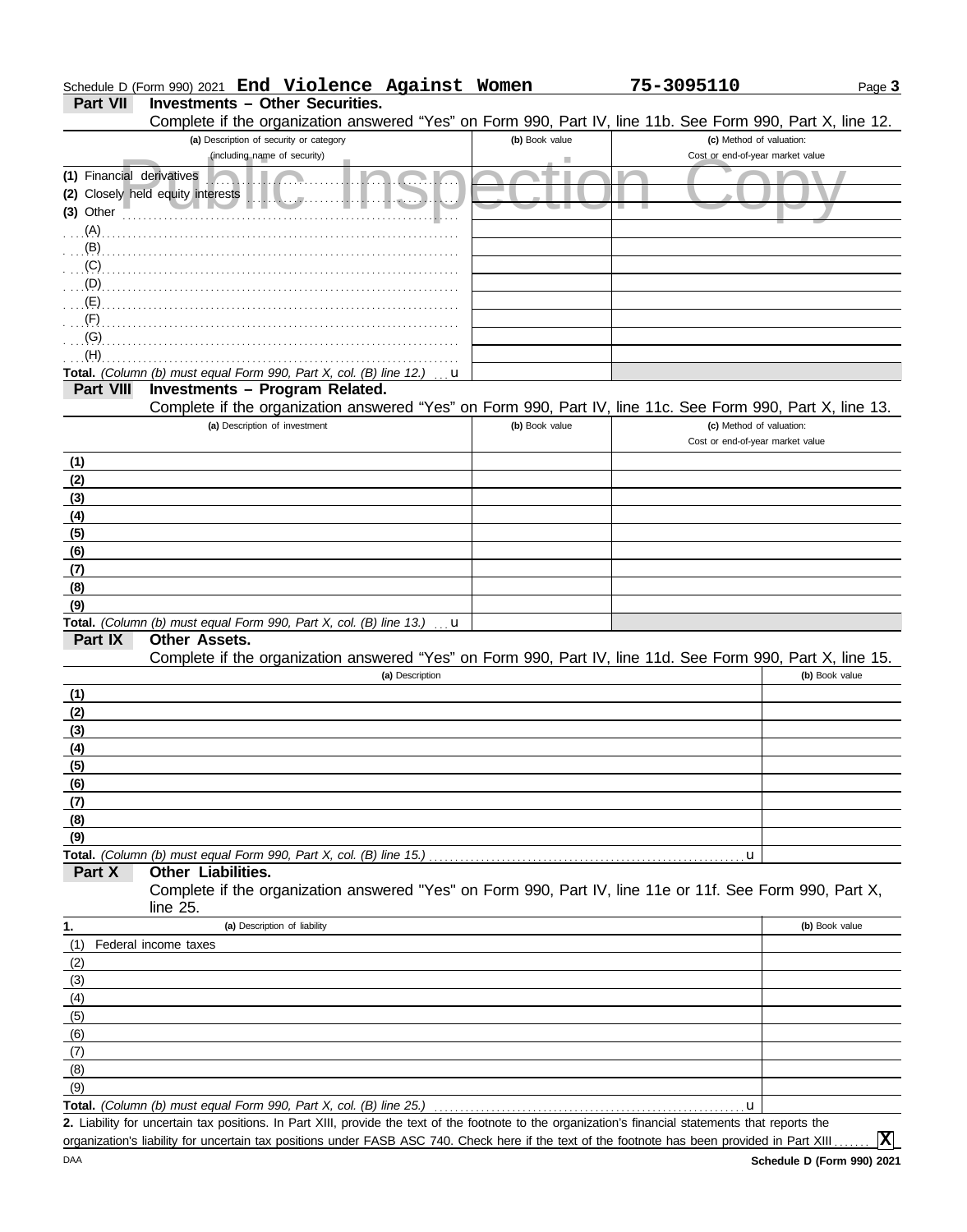Schedule D (Form 990) 2021 **End Violence Against Women** **75-3095110**

## Part VII Investments – Other Securities.

Complete if the organization answered "Yes" on Form 990, Part IV, line 11b. See Form 990, Part X, line 12.

| (a) Description of security or category (including name of security) | (b) Book value | (c) Method of valuation: Cost or end-of-year market value |
|---|---|---|
| (1) Financial derivatives | | |
| (2) Closely held equity interests | | |
| (3) Other | | |
| (A) | | |
| (B) | | |
| (C) | | |
| (D) | | |
| (E) | | |
| (F) | | |
| (G) | | |
| (H) | | |
| **Total.** *(Column (b) must equal Form 990, Part X, col. (B) line 12.)* u | | |

## Part VIII Investments – Program Related.

Complete if the organization answered "Yes" on Form 990, Part IV, line 11c. See Form 990, Part X, line 13.

| (a) Description of investment | (b) Book value | (c) Method of valuation: Cost or end-of-year market value |
|---|---|---|
| (1) | | |
| (2) | | |
| (3) | | |
| (4) | | |
| (5) | | |
| (6) | | |
| (7) | | |
| (8) | | |
| (9) | | |
| **Total.** *(Column (b) must equal Form 990, Part X, col. (B) line 13.)* u | | |

## Part IX Other Assets.

Complete if the organization answered "Yes" on Form 990, Part IV, line 11d. See Form 990, Part X, line 15.

| (a) Description | (b) Book value |
|---|---|
| (1) | |
| (2) | |
| (3) | |
| (4) | |
| (5) | |
| (6) | |
| (7) | |
| (8) | |
| (9) | |
| **Total.** *(Column (b) must equal Form 990, Part X, col. (B) line 15.)* u | |

## Part X Other Liabilities.

Complete if the organization answered "Yes" on Form 990, Part IV, line 11e or 11f. See Form 990, Part X, line 25.

| 1. (a) Description of liability | (b) Book value |
|---|---|
| (1) Federal income taxes | |
| (2) | |
| (3) | |
| (4) | |
| (5) | |
| (6) | |
| (7) | |
| (8) | |
| (9) | |
| **Total.** *(Column (b) must equal Form 990, Part X, col. (B) line 25.)* u | |

**2.** Liability for uncertain tax positions. In Part XIII, provide the text of the footnote to the organization's financial statements that reports the organization's liability for uncertain tax positions under FASB ASC 740. Check here if the text of the footnote has been provided in Part XIII ....... **X**

DAA **Schedule D (Form 990) 2021**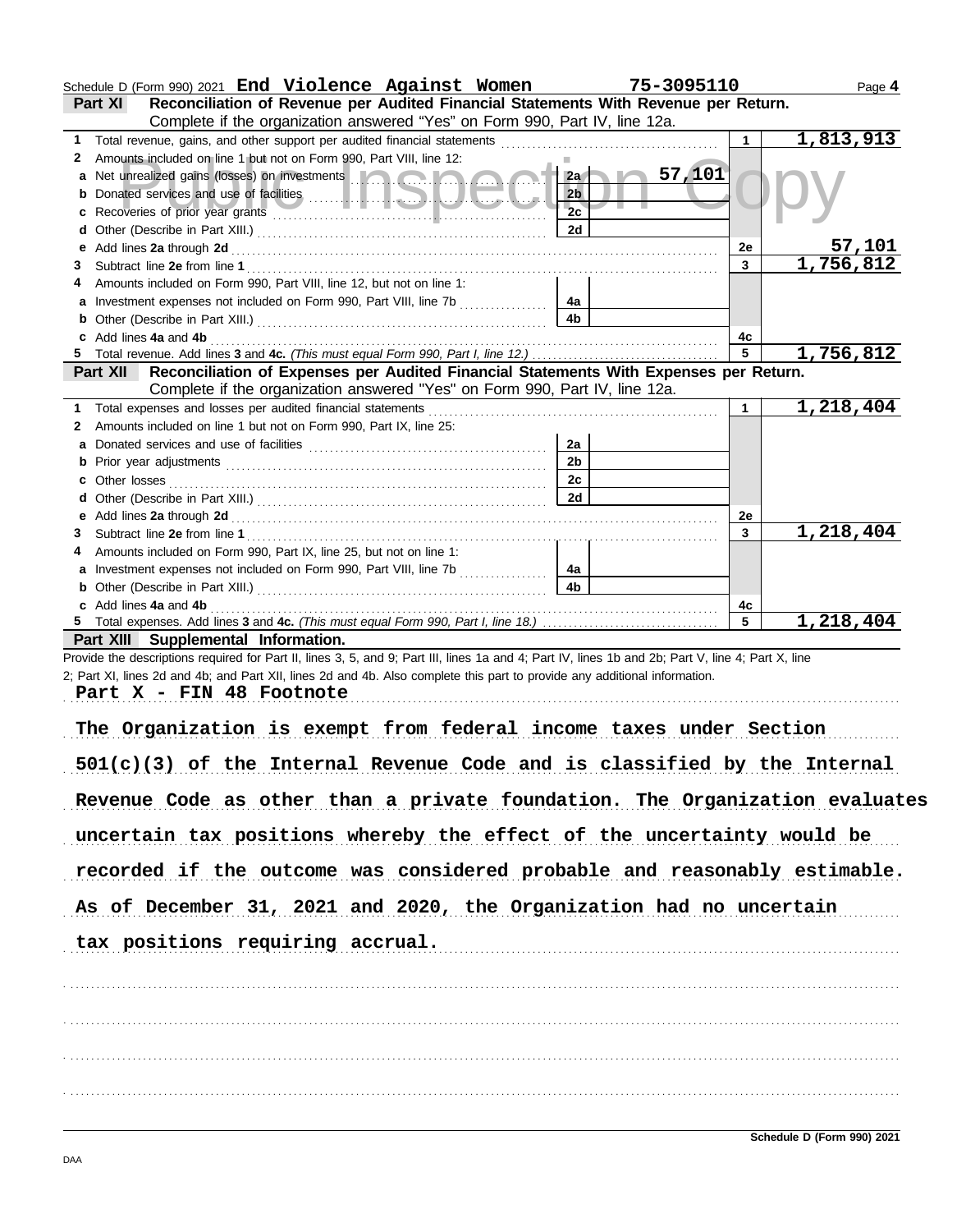Schedule D (Form 990) 2021 **End Violence Against Women** **75-3095110** Page **4**

## Part XI Reconciliation of Revenue per Audited Financial Statements With Revenue per Return.

Complete if the organization answered "Yes" on Form 990, Part IV, line 12a.

| | | | | | |
|---|---|---|---|---|---|
| **1** | Total revenue, gains, and other support per audited financial statements | | | 1 | 1,813,913 |
| **2** | Amounts included on line 1 but not on Form 990, Part VIII, line 12: | | | | |
| **a** | Net unrealized gains (losses) on investments | 2a | 57,101 | | |
| **b** | Donated services and use of facilities | 2b | | | |
| **c** | Recoveries of prior year grants | 2c | | | |
| **d** | Other (Describe in Part XIII.) | 2d | | | |
| **e** | Add lines **2a** through **2d** | | | 2e | 57,101 |
| **3** | Subtract line **2e** from line **1** | | | 3 | 1,756,812 |
| **4** | Amounts included on Form 990, Part VIII, line 12, but not on line 1: | | | | |
| **a** | Investment expenses not included on Form 990, Part VIII, line 7b | 4a | | | |
| **b** | Other (Describe in Part XIII.) | 4b | | | |
| **c** | Add lines **4a** and **4b** | | | 4c | |
| **5** | Total revenue. Add lines **3** and **4c.** *(This must equal Form 990, Part I, line 12.)* | | | 5 | 1,756,812 |

## Part XII Reconciliation of Expenses per Audited Financial Statements With Expenses per Return.

Complete if the organization answered "Yes" on Form 990, Part IV, line 12a.

| | | | | | |
|---|---|---|---|---|---|
| **1** | Total expenses and losses per audited financial statements | | | 1 | 1,218,404 |
| **2** | Amounts included on line 1 but not on Form 990, Part IX, line 25: | | | | |
| **a** | Donated services and use of facilities | 2a | | | |
| **b** | Prior year adjustments | 2b | | | |
| **c** | Other losses | 2c | | | |
| **d** | Other (Describe in Part XIII.) | 2d | | | |
| **e** | Add lines **2a** through **2d** | | | 2e | |
| **3** | Subtract line **2e** from line **1** | | | 3 | 1,218,404 |
| **4** | Amounts included on Form 990, Part IX, line 25, but not on line 1: | | | | |
| **a** | Investment expenses not included on Form 990, Part VIII, line 7b | 4a | | | |
| **b** | Other (Describe in Part XIII.) | 4b | | | |
| **c** | Add lines **4a** and **4b** | | | 4c | |
| **5** | Total expenses. Add lines **3** and **4c.** *(This must equal Form 990, Part I, line 18.)* | | | 5 | 1,218,404 |

## Part XIII Supplemental Information.

Provide the descriptions required for Part II, lines 3, 5, and 9; Part III, lines 1a and 4; Part IV, lines 1b and 2b; Part V, line 4; Part X, line 2; Part XI, lines 2d and 4b; and Part XII, lines 2d and 4b. Also complete this part to provide any additional information.

Part X - FIN 48 Footnote

The Organization is exempt from federal income taxes under Section 501(c)(3) of the Internal Revenue Code and is classified by the Internal Revenue Code as other than a private foundation. The Organization evaluates uncertain tax positions whereby the effect of the uncertainty would be recorded if the outcome was considered probable and reasonably estimable. As of December 31, 2021 and 2020, the Organization had no uncertain tax positions requiring accrual.

**Schedule D (Form 990) 2021**

DAA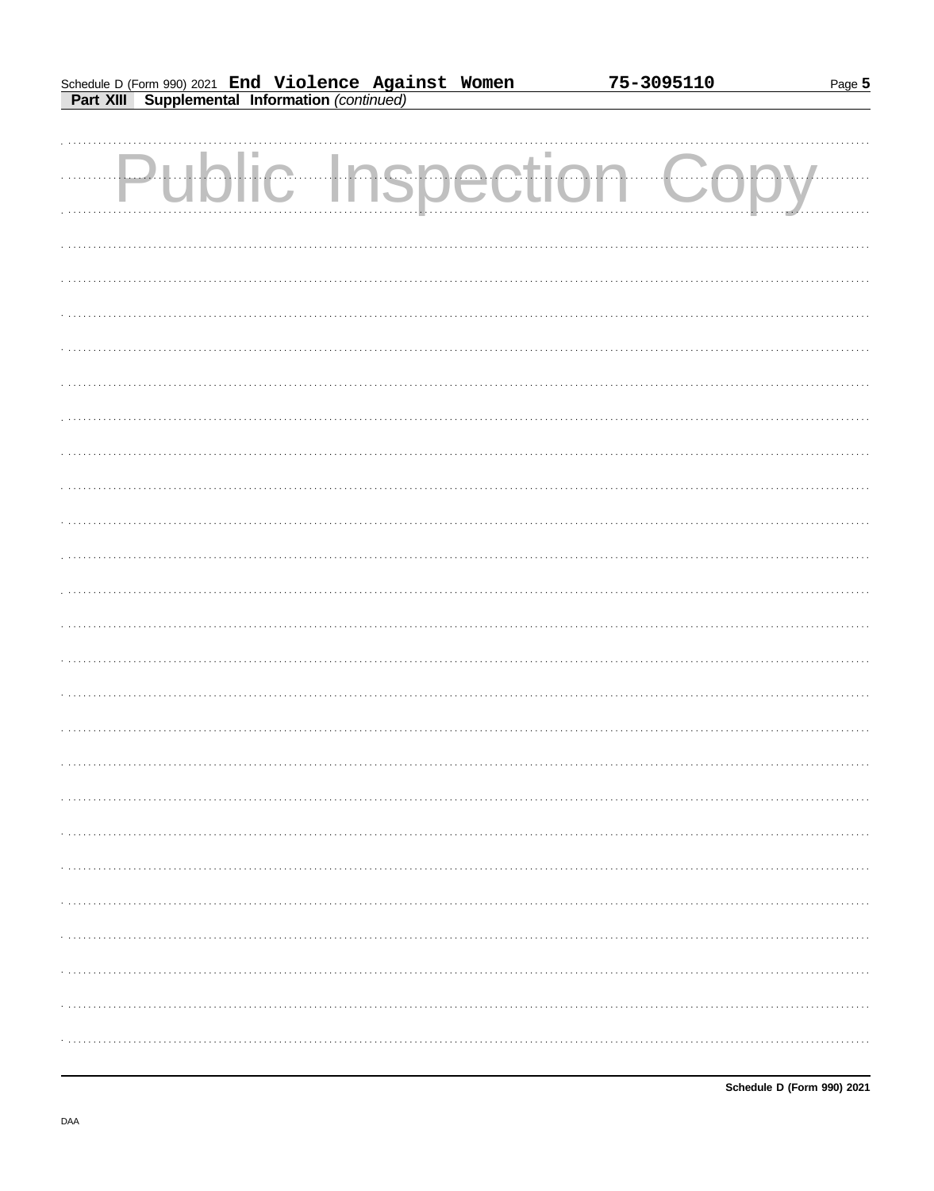**Part XIII Supplemental Information** *(continued)*

Public Inspection Copy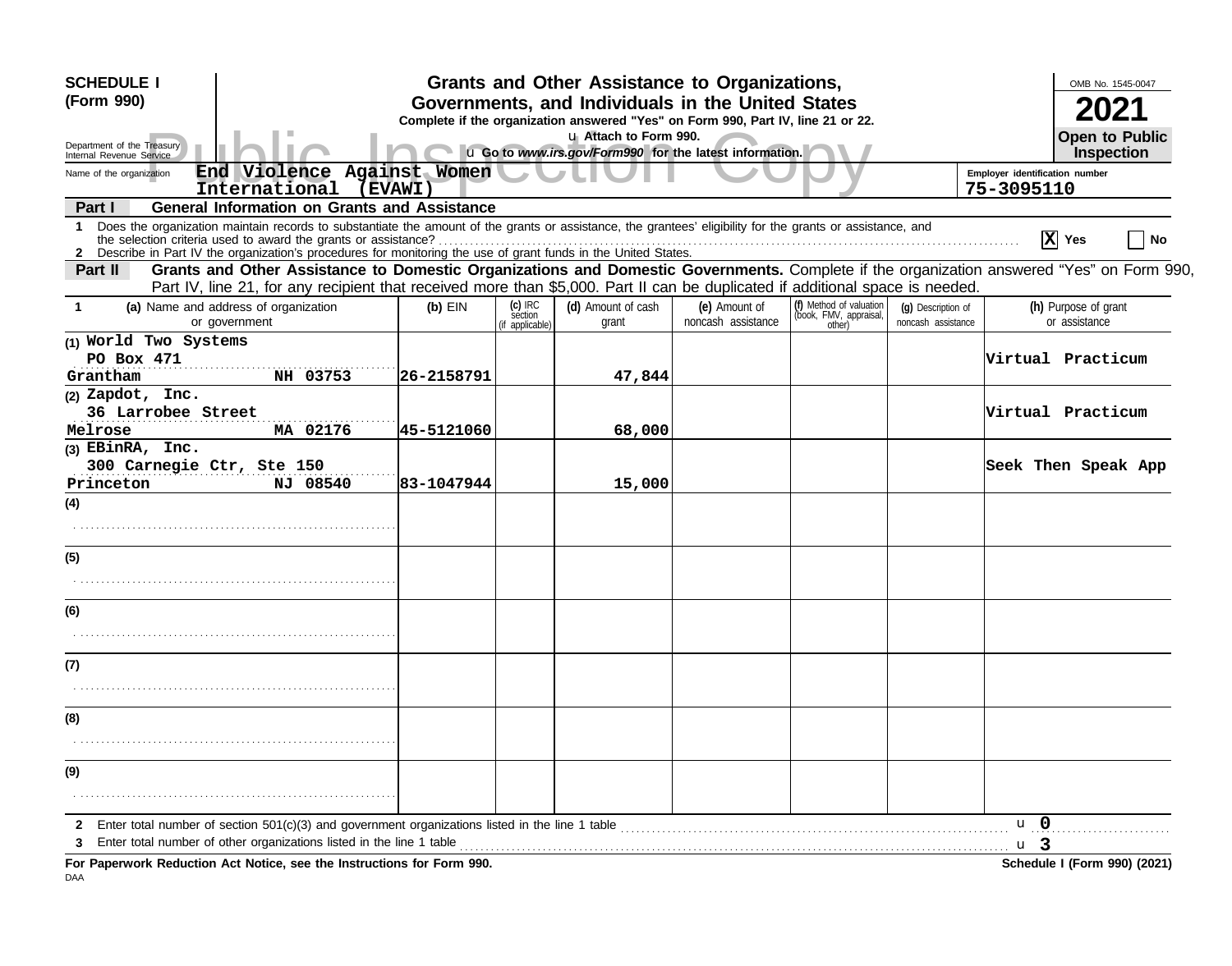**SCHEDULE I (Form 990)**

Department of the Treasury
Internal Revenue Service

# Grants and Other Assistance to Organizations, Governments, and Individuals in the United States

**Complete if the organization answered "Yes" on Form 990, Part IV, line 21 or 22.**

u Attach to Form 990.

u Go to *www.irs.gov/Form990* for the latest information.

OMB No. 1545-0047

**2021**

**Open to Public Inspection**

Name of the organization: **End Violence Against Women International (EVAWI)**

Employer identification number: **75-3095110**

**Part I — General Information on Grants and Assistance**

1 Does the organization maintain records to substantiate the amount of the grants or assistance, the grantees' eligibility for the grants or assistance, and the selection criteria used to award the grants or assistance? [X] Yes [ ] No

2 Describe in Part IV the organization's procedures for monitoring the use of grant funds in the United States.

**Part II — Grants and Other Assistance to Domestic Organizations and Domestic Governments.** Complete if the organization answered "Yes" on Form 990, Part IV, line 21, for any recipient that received more than $5,000. Part II can be duplicated if additional space is needed.

| 1 (a) Name and address of organization or government | (b) EIN | (c) IRC section (if applicable) | (d) Amount of cash grant | (e) Amount of noncash assistance | (f) Method of valuation (book, FMV, appraisal, other) | (g) Description of noncash assistance | (h) Purpose of grant or assistance |
|---|---|---|---|---|---|---|---|
| (1) World Two Systems<br>PO Box 471<br>Grantham NH 03753 | 26-2158791 | | 47,844 | | | | Virtual Practicum |
| (2) Zapdot, Inc.<br>36 Larrobee Street<br>Melrose MA 02176 | 45-5121060 | | 68,000 | | | | Virtual Practicum |
| (3) EBinRA, Inc.<br>300 Carnegie Ctr, Ste 150<br>Princeton NJ 08540 | 83-1047944 | | 15,000 | | | | Seek Then Speak App |
| (4) | | | | | | | |
| (5) | | | | | | | |
| (6) | | | | | | | |
| (7) | | | | | | | |
| (8) | | | | | | | |
| (9) | | | | | | | |

2 Enter total number of section 501(c)(3) and government organizations listed in the line 1 table u 0

3 Enter total number of other organizations listed in the line 1 table u 3

**For Paperwork Reduction Act Notice, see the Instructions for Form 990.** **Schedule I (Form 990) (2021)**

DAA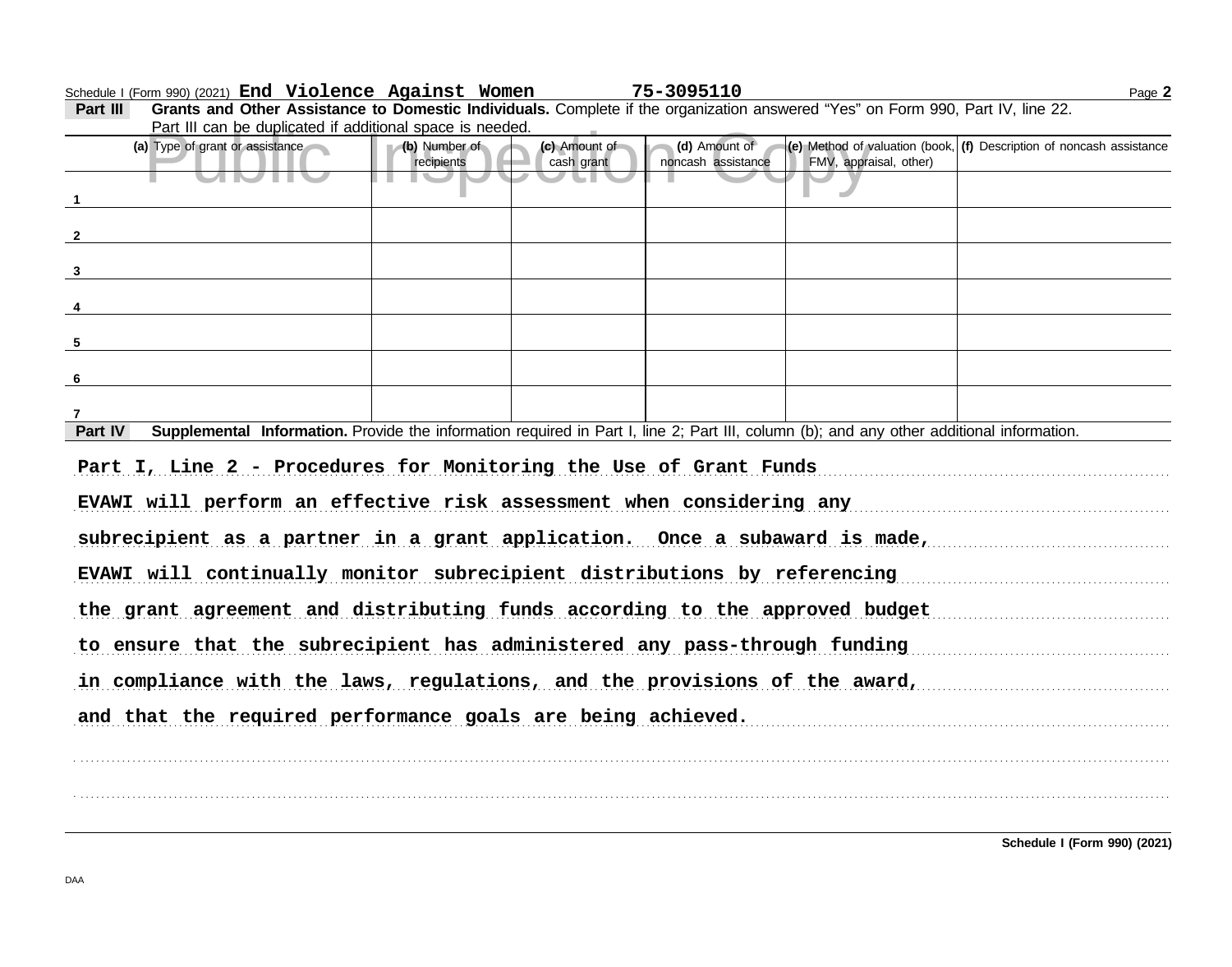Schedule I (Form 990) (2021) **End Violence Against Women** **75-3095110**

**Part III** **Grants and Other Assistance to Domestic Individuals.** Complete if the organization answered "Yes" on Form 990, Part IV, line 22. Part III can be duplicated if additional space is needed.

| | (a) Type of grant or assistance | (b) Number of recipients | (c) Amount of cash grant | (d) Amount of noncash assistance | (e) Method of valuation (book, FMV, appraisal, other) | (f) Description of noncash assistance |
|---|---|---|---|---|---|---|
| 1 | | | | | | |
| 2 | | | | | | |
| 3 | | | | | | |
| 4 | | | | | | |
| 5 | | | | | | |
| 6 | | | | | | |
| 7 | | | | | | |

**Part IV** **Supplemental Information.** Provide the information required in Part I, line 2; Part III, column (b); and any other additional information.

Part I, Line 2 - Procedures for Monitoring the Use of Grant Funds

EVAWI will perform an effective risk assessment when considering any subrecipient as a partner in a grant application. Once a subaward is made, EVAWI will continually monitor subrecipient distributions by referencing the grant agreement and distributing funds according to the approved budget to ensure that the subrecipient has administered any pass-through funding in compliance with the laws, regulations, and the provisions of the award, and that the required performance goals are being achieved.

**Schedule I (Form 990) (2021)**

DAA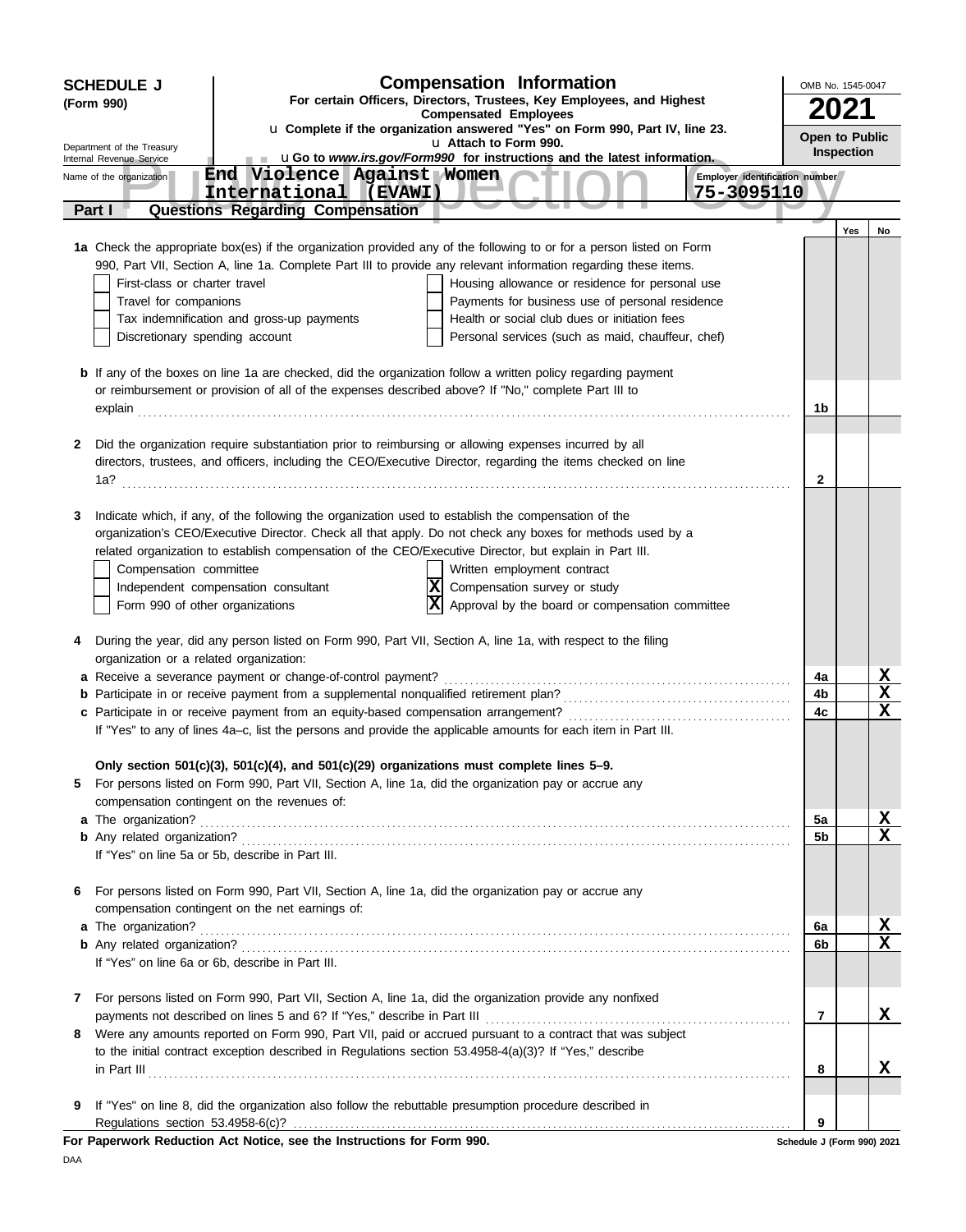**SCHEDULE J (Form 990)**

Department of the Treasury
Internal Revenue Service

# Compensation Information

**For certain Officers, Directors, Trustees, Key Employees, and Highest Compensated Employees**

u **Complete if the organization answered "Yes" on Form 990, Part IV, line 23.**
u **Attach to Form 990.**
u **Go to *www.irs.gov/Form990* for instructions and the latest information.**

OMB No. 1545-0047

**2021**

**Open to Public Inspection**

Name of the organization: End Violence Against Women International (EVAWI)

Employer identification number: 75-3095110

**Part I — Questions Regarding Compensation**

| | | | Yes | No |
|---|---|---|---|---|
| **1a** | Check the appropriate box(es) if the organization provided any of the following to or for a person listed on Form 990, Part VII, Section A, line 1a. Complete Part III to provide any relevant information regarding these items.<br>☐ First-class or charter travel ☐ Housing allowance or residence for personal use<br>☐ Travel for companions ☐ Payments for business use of personal residence<br>☐ Tax indemnification and gross-up payments ☐ Health or social club dues or initiation fees<br>☐ Discretionary spending account ☐ Personal services (such as maid, chauffeur, chef) | | | |
| **b** | If any of the boxes on line 1a are checked, did the organization follow a written policy regarding payment or reimbursement or provision of all of the expenses described above? If "No," complete Part III to explain | 1b | | |
| **2** | Did the organization require substantiation prior to reimbursing or allowing expenses incurred by all directors, trustees, and officers, including the CEO/Executive Director, regarding the items checked on line 1a? | 2 | | |
| **3** | Indicate which, if any, of the following the organization used to establish the compensation of the organization's CEO/Executive Director. Check all that apply. Do not check any boxes for methods used by a related organization to establish compensation of the CEO/Executive Director, but explain in Part III.<br>☐ Compensation committee ☐ Written employment contract<br>☐ Independent compensation consultant ☒ Compensation survey or study<br>☐ Form 990 of other organizations ☒ Approval by the board or compensation committee | | | |
| **4** | During the year, did any person listed on Form 990, Part VII, Section A, line 1a, with respect to the filing organization or a related organization: | | | |
| **a** | Receive a severance payment or change-of-control payment? | 4a | | X |
| **b** | Participate in or receive payment from a supplemental nonqualified retirement plan? | 4b | | X |
| **c** | Participate in or receive payment from an equity-based compensation arrangement? | 4c | | X |
| | If "Yes" to any of lines 4a–c, list the persons and provide the applicable amounts for each item in Part III. | | | |
| | **Only section 501(c)(3), 501(c)(4), and 501(c)(29) organizations must complete lines 5–9.** | | | |
| **5** | For persons listed on Form 990, Part VII, Section A, line 1a, did the organization pay or accrue any compensation contingent on the revenues of: | | | |
| **a** | The organization? | 5a | | X |
| **b** | Any related organization? | 5b | | X |
| | If "Yes" on line 5a or 5b, describe in Part III. | | | |
| **6** | For persons listed on Form 990, Part VII, Section A, line 1a, did the organization pay or accrue any compensation contingent on the net earnings of: | | | |
| **a** | The organization? | 6a | | X |
| **b** | Any related organization? | 6b | | X |
| | If "Yes" on line 6a or 6b, describe in Part III. | | | |
| **7** | For persons listed on Form 990, Part VII, Section A, line 1a, did the organization provide any nonfixed payments not described on lines 5 and 6? If "Yes," describe in Part III | 7 | | X |
| **8** | Were any amounts reported on Form 990, Part VII, paid or accrued pursuant to a contract that was subject to the initial contract exception described in Regulations section 53.4958-4(a)(3)? If "Yes," describe in Part III | 8 | | X |
| **9** | If "Yes" on line 8, did the organization also follow the rebuttable presumption procedure described in Regulations section 53.4958-6(c)? | 9 | | |

**For Paperwork Reduction Act Notice, see the Instructions for Form 990.**

Schedule J (Form 990) 2021

DAA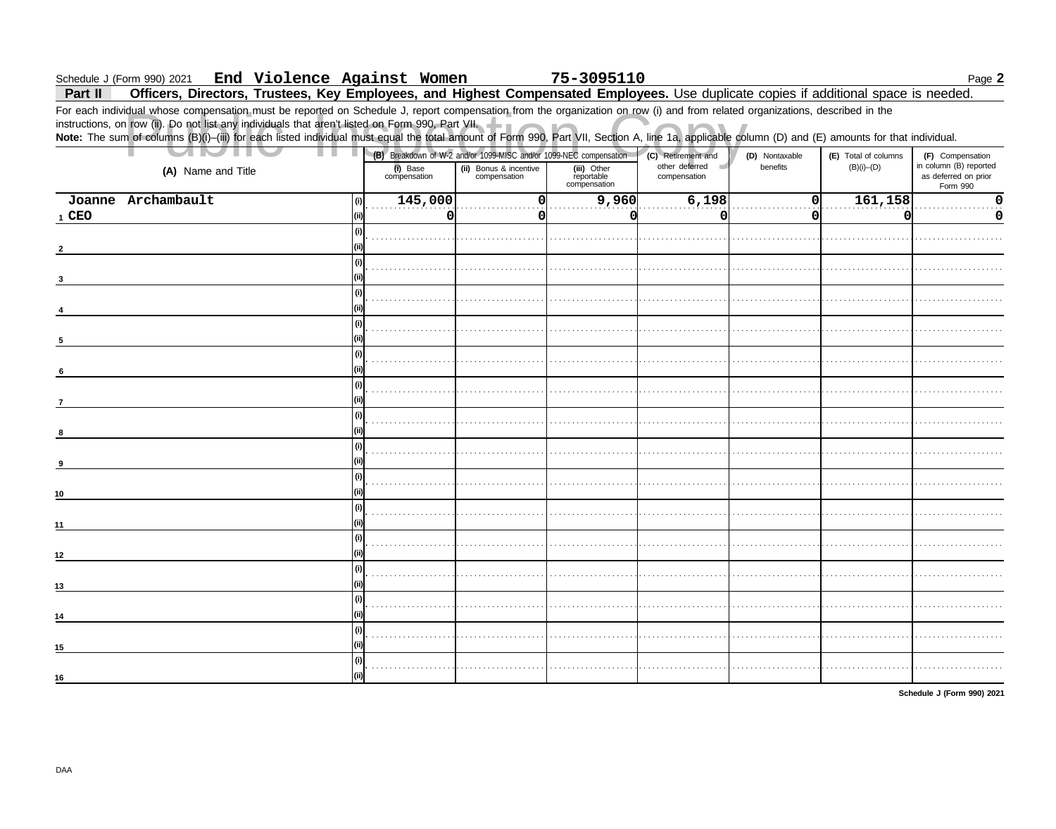Schedule J (Form 990) 2021 **End Violence Against Women** **75-3095110** Page **2**

## Part II Officers, Directors, Trustees, Key Employees, and Highest Compensated Employees. Use duplicate copies if additional space is needed.

For each individual whose compensation must be reported on Schedule J, report compensation from the organization on row (i) and from related organizations, described in the instructions, on row (ii). Do not list any individuals that aren't listed on Form 990, Part VII.

**Note:** The sum of columns (B)(i)–(iii) for each listed individual must equal the total amount of Form 990, Part VII, Section A, line 1a, applicable column (D) and (E) amounts for that individual.

| (A) Name and Title | | (B) Breakdown of W-2 and/or 1099-MISC and/or 1099-NEC compensation | | | (C) Retirement and other deferred compensation | (D) Nontaxable benefits | (E) Total of columns (B)(i)–(D) | (F) Compensation in column (B) reported as deferred on prior Form 990 |
|---|---|---|---|---|---|---|---|---|
| | | (i) Base compensation | (ii) Bonus & incentive compensation | (iii) Other reportable compensation | | | | |
| 1 Joanne Archambault | (i) | 145,000 | 0 | 9,960 | 6,198 | 0 | 161,158 | 0 |
| CEO | (ii) | 0 | 0 | 0 | 0 | 0 | 0 | 0 |
| 2 | (i) | | | | | | | |
| | (ii) | | | | | | | |
| 3 | (i) | | | | | | | |
| | (ii) | | | | | | | |
| 4 | (i) | | | | | | | |
| | (ii) | | | | | | | |
| 5 | (i) | | | | | | | |
| | (ii) | | | | | | | |
| 6 | (i) | | | | | | | |
| | (ii) | | | | | | | |
| 7 | (i) | | | | | | | |
| | (ii) | | | | | | | |
| 8 | (i) | | | | | | | |
| | (ii) | | | | | | | |
| 9 | (i) | | | | | | | |
| | (ii) | | | | | | | |
| 10 | (i) | | | | | | | |
| | (ii) | | | | | | | |
| 11 | (i) | | | | | | | |
| | (ii) | | | | | | | |
| 12 | (i) | | | | | | | |
| | (ii) | | | | | | | |
| 13 | (i) | | | | | | | |
| | (ii) | | | | | | | |
| 14 | (i) | | | | | | | |
| | (ii) | | | | | | | |
| 15 | (i) | | | | | | | |
| | (ii) | | | | | | | |
| 16 | (i) | | | | | | | |
| | (ii) | | | | | | | |

**Schedule J (Form 990) 2021**

DAA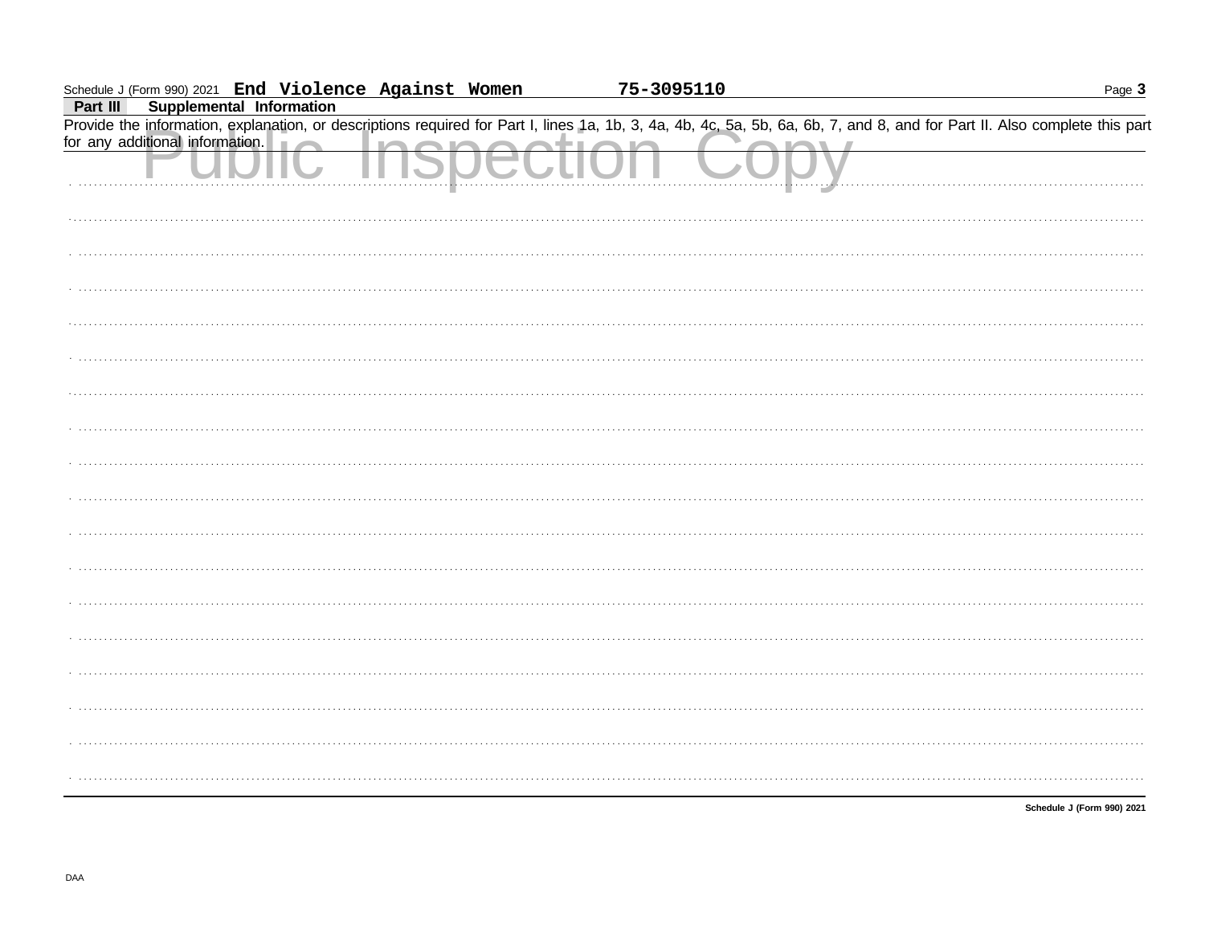Schedule J (Form 990) 2021 **End Violence Against Women** **75-3095110**

**Part III** **Supplemental Information**

Provide the information, explanation, or descriptions required for Part I, lines 1a, 1b, 3, 4a, 4b, 4c, 5a, 5b, 6a, 6b, 7, and 8, and for Part II. Also complete this part for any additional information.

Public Inspection Copy

**Schedule J (Form 990) 2021**

DAA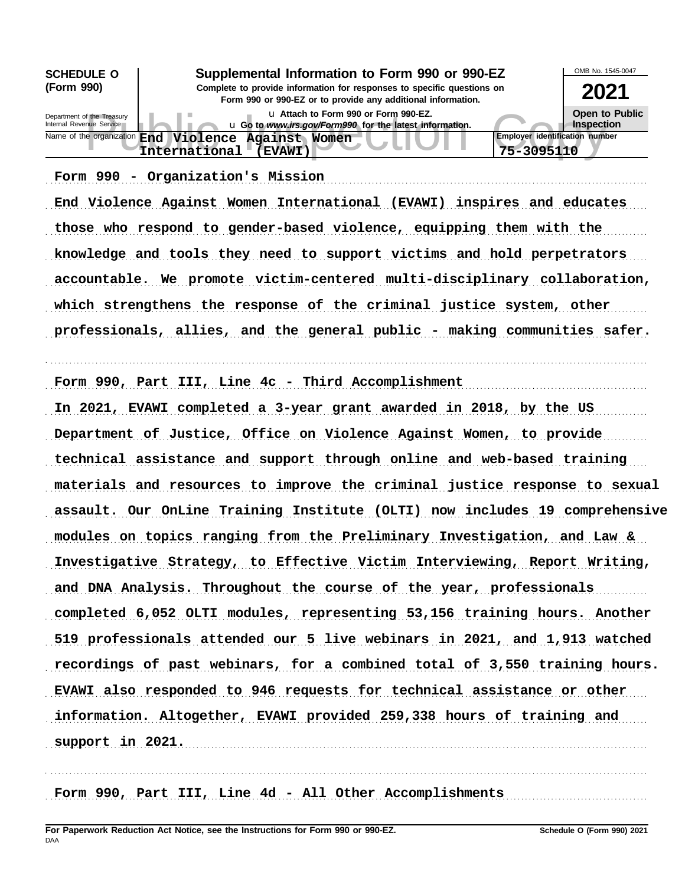**SCHEDULE O (Form 990)**

Department of the Treasury
Internal Revenue Service

# Supplemental Information to Form 990 or 990-EZ

**Complete to provide information for responses to specific questions on Form 990 or 990-EZ or to provide any additional information.**

u Attach to Form 990 or Form 990-EZ.

u Go to *www.irs.gov/Form990* for the latest information.

OMB No. 1545-0047

**2021**

**Open to Public Inspection**

Name of the organization: End Violence Against Women International (EVAWI)

Employer identification number: 75-3095110

Form 990 - Organization's Mission

End Violence Against Women International (EVAWI) inspires and educates those who respond to gender-based violence, equipping them with the knowledge and tools they need to support victims and hold perpetrators accountable. We promote victim-centered multi-disciplinary collaboration, which strengthens the response of the criminal justice system, other professionals, allies, and the general public - making communities safer.

Form 990, Part III, Line 4c - Third Accomplishment

In 2021, EVAWI completed a 3-year grant awarded in 2018, by the US Department of Justice, Office on Violence Against Women, to provide technical assistance and support through online and web-based training materials and resources to improve the criminal justice response to sexual assault. Our OnLine Training Institute (OLTI) now includes 19 comprehensive modules on topics ranging from the Preliminary Investigation, and Law & Investigative Strategy, to Effective Victim Interviewing, Report Writing, and DNA Analysis. Throughout the course of the year, professionals completed 6,052 OLTI modules, representing 53,156 training hours. Another 519 professionals attended our 5 live webinars in 2021, and 1,913 watched recordings of past webinars, for a combined total of 3,550 training hours. EVAWI also responded to 946 requests for technical assistance or other information. Altogether, EVAWI provided 259,338 hours of training and support in 2021.

Form 990, Part III, Line 4d - All Other Accomplishments

**For Paperwork Reduction Act Notice, see the Instructions for Form 990 or 990-EZ.** DAA **Schedule O (Form 990) 2021**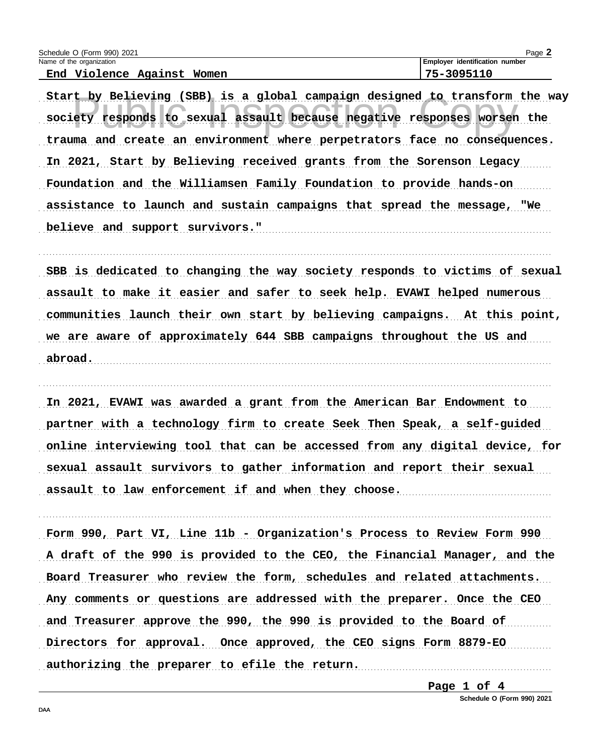Schedule O (Form 990) 2021

| Name of the organization | Employer identification number |
| --- | --- |
| End Violence Against Women | 75-3095110 |

Start by Believing (SBB) is a global campaign designed to transform the way society responds to sexual assault because negative responses worsen the trauma and create an environment where perpetrators face no consequences. In 2021, Start by Believing received grants from the Sorenson Legacy Foundation and the Williamsen Family Foundation to provide hands-on assistance to launch and sustain campaigns that spread the message, "We believe and support survivors."

SBB is dedicated to changing the way society responds to victims of sexual assault to make it easier and safer to seek help. EVAWI helped numerous communities launch their own start by believing campaigns. At this point, we are aware of approximately 644 SBB campaigns throughout the US and abroad.

In 2021, EVAWI was awarded a grant from the American Bar Endowment to partner with a technology firm to create Seek Then Speak, a self-guided online interviewing tool that can be accessed from any digital device, for sexual assault survivors to gather information and report their sexual assault to law enforcement if and when they choose.

Form 990, Part VI, Line 11b - Organization's Process to Review Form 990
A draft of the 990 is provided to the CEO, the Financial Manager, and the Board Treasurer who review the form, schedules and related attachments. Any comments or questions are addressed with the preparer. Once the CEO and Treasurer approve the 990, the 990 is provided to the Board of Directors for approval. Once approved, the CEO signs Form 8879-EO authorizing the preparer to efile the return.

Schedule O (Form 990) 2021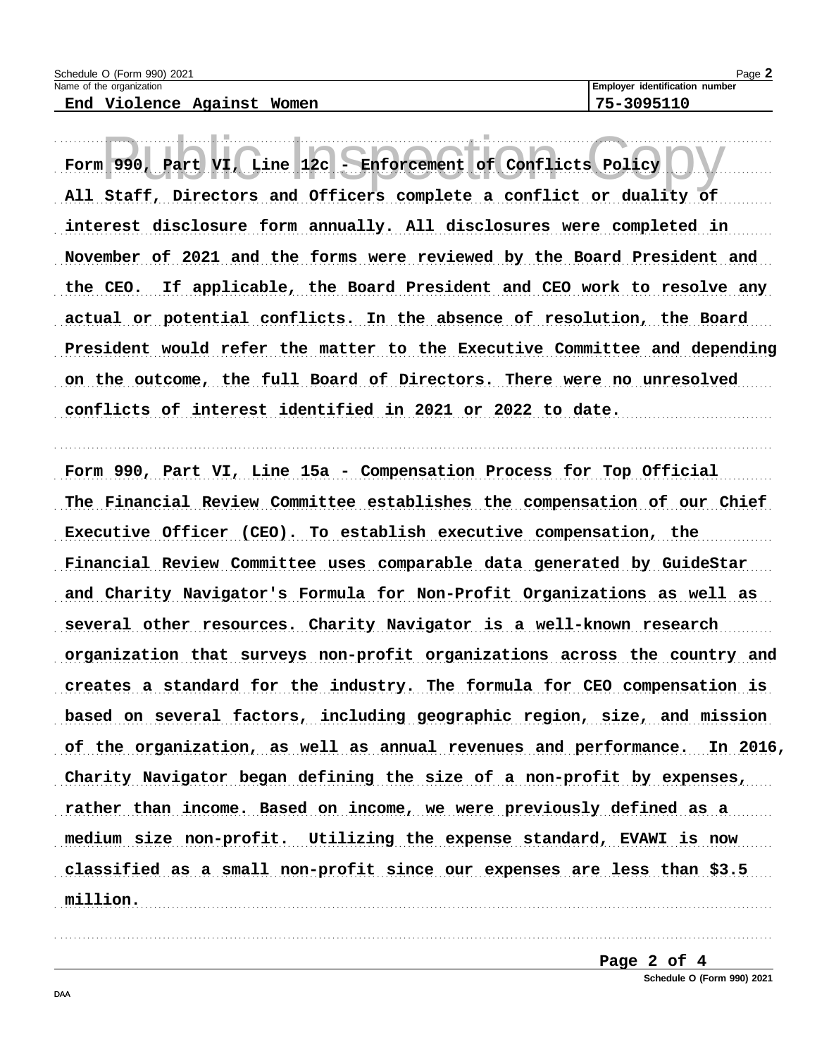Schedule O (Form 990) 2021 Page **2**

| Name of the organization | Employer identification number |
| --- | --- |
| End Violence Against Women | 75-3095110 |

Form 990, Part VI, Line 12c - Enforcement of Conflicts Policy

All Staff, Directors and Officers complete a conflict or duality of interest disclosure form annually. All disclosures were completed in November of 2021 and the forms were reviewed by the Board President and the CEO. If applicable, the Board President and CEO work to resolve any actual or potential conflicts. In the absence of resolution, the Board President would refer the matter to the Executive Committee and depending on the outcome, the full Board of Directors. There were no unresolved conflicts of interest identified in 2021 or 2022 to date.

Form 990, Part VI, Line 15a - Compensation Process for Top Official

The Financial Review Committee establishes the compensation of our Chief Executive Officer (CEO). To establish executive compensation, the Financial Review Committee uses comparable data generated by GuideStar and Charity Navigator's Formula for Non-Profit Organizations as well as several other resources. Charity Navigator is a well-known research organization that surveys non-profit organizations across the country and creates a standard for the industry. The formula for CEO compensation is based on several factors, including geographic region, size, and mission of the organization, as well as annual revenues and performance. In 2016, Charity Navigator began defining the size of a non-profit by expenses, rather than income. Based on income, we were previously defined as a medium size non-profit. Utilizing the expense standard, EVAWI is now classified as a small non-profit since our expenses are less than $3.5 million.

Schedule O (Form 990) 2021

DAA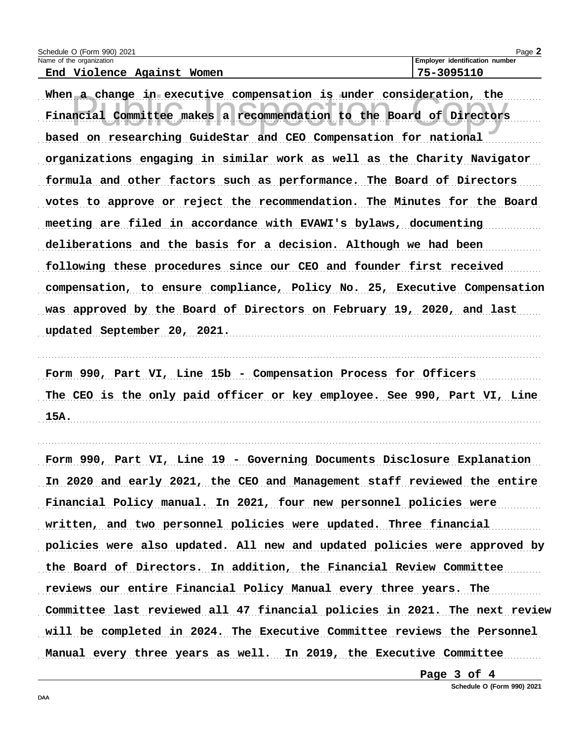Schedule O (Form 990) 2021

| Name of the organization | Employer identification number |
|---|---|
| End Violence Against Women | 75-3095110 |

When a change in executive compensation is under consideration, the Financial Committee makes a recommendation to the Board of Directors based on researching GuideStar and CEO Compensation for national organizations engaging in similar work as well as the Charity Navigator formula and other factors such as performance. The Board of Directors votes to approve or reject the recommendation. The Minutes for the Board meeting are filed in accordance with EVAWI's bylaws, documenting deliberations and the basis for a decision. Although we had been following these procedures since our CEO and founder first received compensation, to ensure compliance, Policy No. 25, Executive Compensation was approved by the Board of Directors on February 19, 2020, and last updated September 20, 2021.

Form 990, Part VI, Line 15b - Compensation Process for Officers

The CEO is the only paid officer or key employee. See 990, Part VI, Line 15A.

Form 990, Part VI, Line 19 - Governing Documents Disclosure Explanation

In 2020 and early 2021, the CEO and Management staff reviewed the entire Financial Policy manual. In 2021, four new personnel policies were written, and two personnel policies were updated. Three financial policies were also updated. All new and updated policies were approved by the Board of Directors. In addition, the Financial Review Committee reviews our entire Financial Policy Manual every three years. The Committee last reviewed all 47 financial policies in 2021. The next review will be completed in 2024. The Executive Committee reviews the Personnel Manual every three years as well. In 2019, the Executive Committee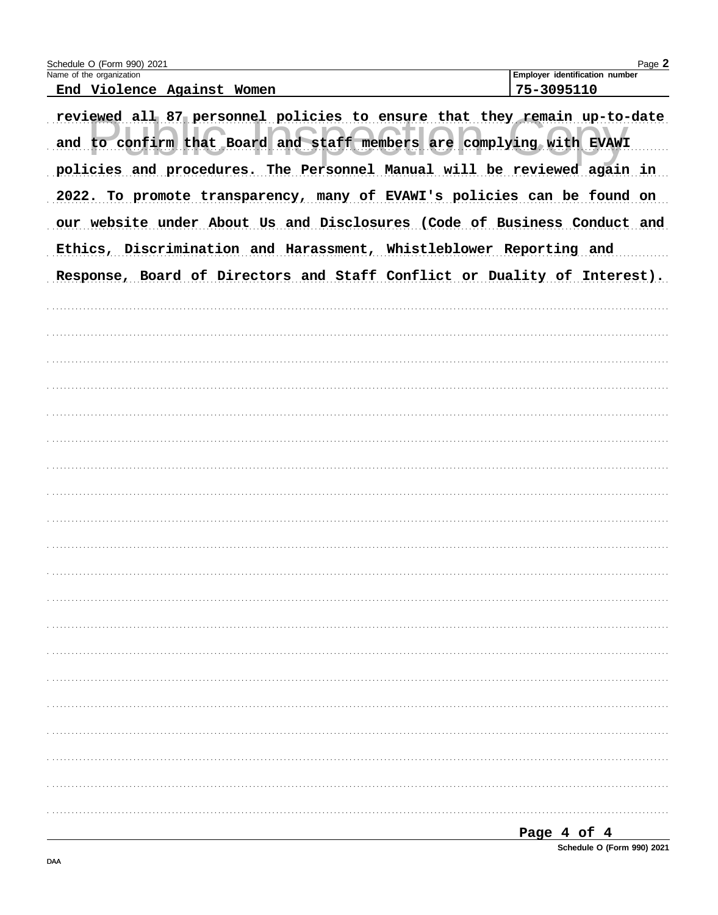Name of the organization: End Violence Against Women

Employer identification number: 75-3095110

reviewed all 87 personnel policies to ensure that they remain up-to-date and to confirm that Board and staff members are complying with EVAWI policies and procedures. The Personnel Manual will be reviewed again in 2022. To promote transparency, many of EVAWI's policies can be found on our website under About Us and Disclosures (Code of Business Conduct and Ethics, Discrimination and Harassment, Whistleblower Reporting and Response, Board of Directors and Staff Conflict or Duality of Interest).